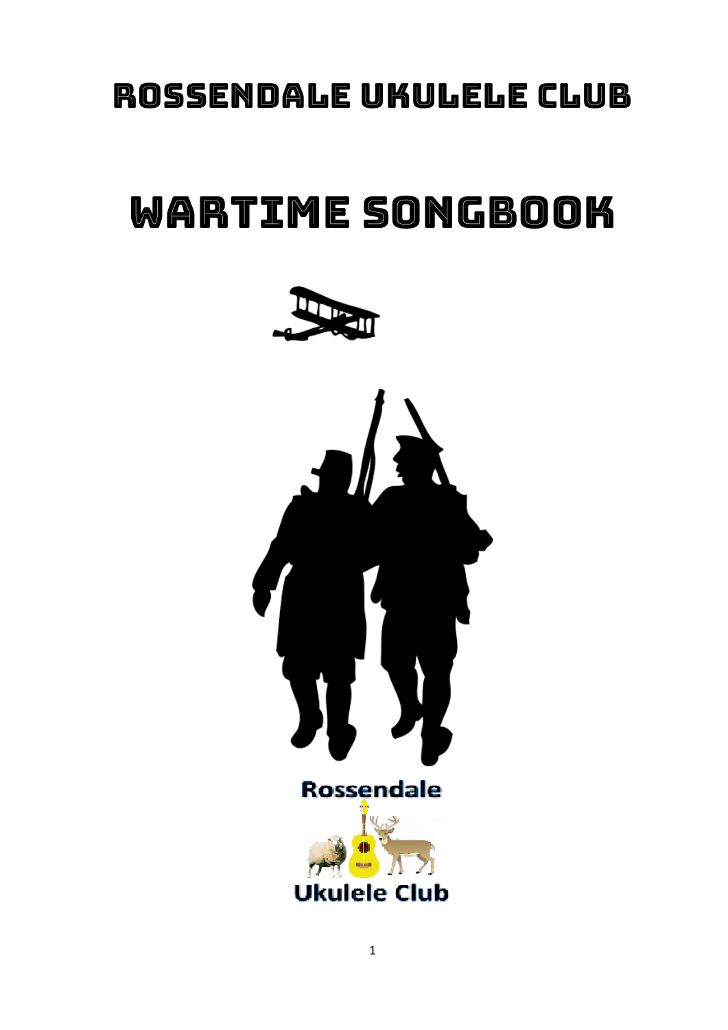# ROSSENDALE UKULELE CLUB

# WARTIME SONGBOOK

Rossendale

Ukulele Club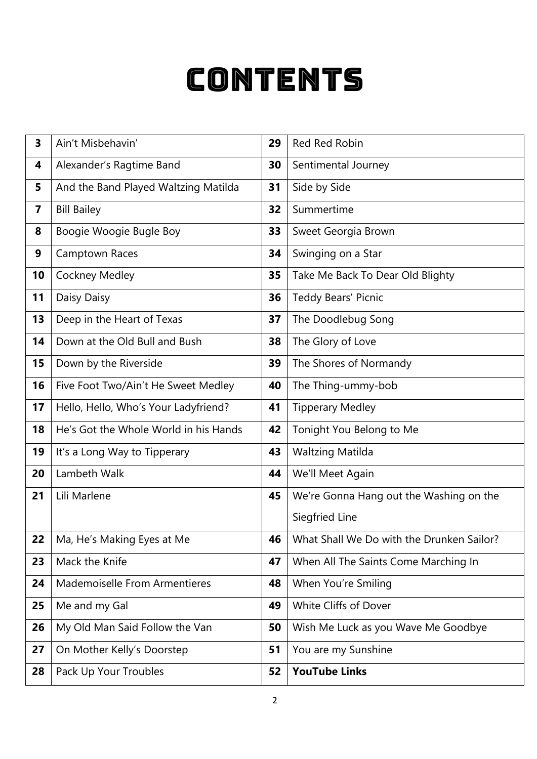# CONTENTS

| | | | |
|---|---|---|---|
| **3** | Ain't Misbehavin' | **29** | Red Red Robin |
| **4** | Alexander's Ragtime Band | **30** | Sentimental Journey |
| **5** | And the Band Played Waltzing Matilda | **31** | Side by Side |
| **7** | Bill Bailey | **32** | Summertime |
| **8** | Boogie Woogie Bugle Boy | **33** | Sweet Georgia Brown |
| **9** | Camptown Races | **34** | Swinging on a Star |
| **10** | Cockney Medley | **35** | Take Me Back To Dear Old Blighty |
| **11** | Daisy Daisy | **36** | Teddy Bears' Picnic |
| **13** | Deep in the Heart of Texas | **37** | The Doodlebug Song |
| **14** | Down at the Old Bull and Bush | **38** | The Glory of Love |
| **15** | Down by the Riverside | **39** | The Shores of Normandy |
| **16** | Five Foot Two/Ain't He Sweet Medley | **40** | The Thing-ummy-bob |
| **17** | Hello, Hello, Who's Your Ladyfriend? | **41** | Tipperary Medley |
| **18** | He's Got the Whole World in his Hands | **42** | Tonight You Belong to Me |
| **19** | It's a Long Way to Tipperary | **43** | Waltzing Matilda |
| **20** | Lambeth Walk | **44** | We'll Meet Again |
| **21** | Lili Marlene | **45** | We're Gonna Hang out the Washing on the Siegfried Line |
| **22** | Ma, He's Making Eyes at Me | **46** | What Shall We Do with the Drunken Sailor? |
| **23** | Mack the Knife | **47** | When All The Saints Come Marching In |
| **24** | Mademoiselle From Armentieres | **48** | When You're Smiling |
| **25** | Me and my Gal | **49** | White Cliffs of Dover |
| **26** | My Old Man Said Follow the Van | **50** | Wish Me Luck as you Wave Me Goodbye |
| **27** | On Mother Kelly's Doorstep | **51** | You are my Sunshine |
| **28** | Pack Up Your Troubles | **52** | **YouTube Links** |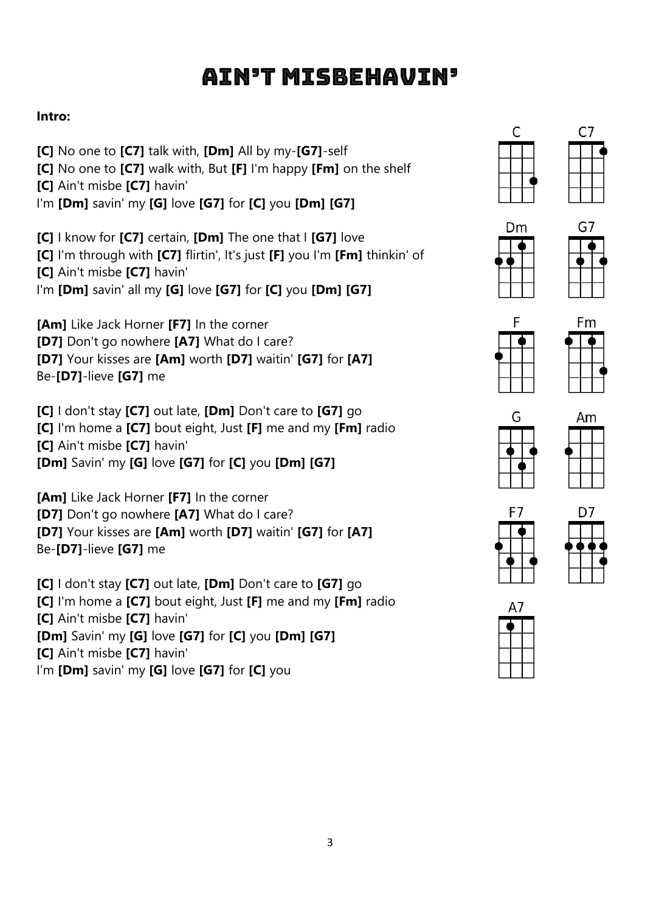# Ain't Misbehavin'

**Intro:**

**[C]** No one to **[C7]** talk with, **[Dm]** All by my-**[G7]**-self
**[C]** No one to **[C7]** walk with, But **[F]** I'm happy **[Fm]** on the shelf
**[C]** Ain't misbe **[C7]** havin'
I'm **[Dm]** savin' my **[G]** love **[G7]** for **[C]** you **[Dm]** **[G7]**

**[C]** I know for **[C7]** certain, **[Dm]** The one that I **[G7]** love
**[C]** I'm through with **[C7]** flirtin', It's just **[F]** you I'm **[Fm]** thinkin' of
**[C]** Ain't misbe **[C7]** havin'
I'm **[Dm]** savin' all my **[G]** love **[G7]** for **[C]** you **[Dm]** **[G7]**

**[Am]** Like Jack Horner **[F7]** In the corner
**[D7]** Don't go nowhere **[A7]** What do I care?
**[D7]** Your kisses are **[Am]** worth **[D7]** waitin' **[G7]** for **[A7]**
Be-**[D7]**-lieve **[G7]** me

**[C]** I don't stay **[C7]** out late, **[Dm]** Don't care to **[G7]** go
**[C]** I'm home a **[C7]** bout eight, Just **[F]** me and my **[Fm]** radio
**[C]** Ain't misbe **[C7]** havin'
**[Dm]** Savin' my **[G]** love **[G7]** for **[C]** you **[Dm]** **[G7]**

**[Am]** Like Jack Horner **[F7]** In the corner
**[D7]** Don't go nowhere **[A7]** What do I care?
**[D7]** Your kisses are **[Am]** worth **[D7]** waitin' **[G7]** for **[A7]**
Be-**[D7]**-lieve **[G7]** me

**[C]** I don't stay **[C7]** out late, **[Dm]** Don't care to **[G7]** go
**[C]** I'm home a **[C7]** bout eight, Just **[F]** me and my **[Fm]** radio
**[C]** Ain't misbe **[C7]** havin'
**[Dm]** Savin' my **[G]** love **[G7]** for **[C]** you **[Dm]** **[G7]**
**[C]** Ain't misbe **[C7]** havin'
I'm **[Dm]** savin' my **[G]** love **[G7]** for **[C]** you

C C7 Dm G7 F Fm G Am F7 D7 A7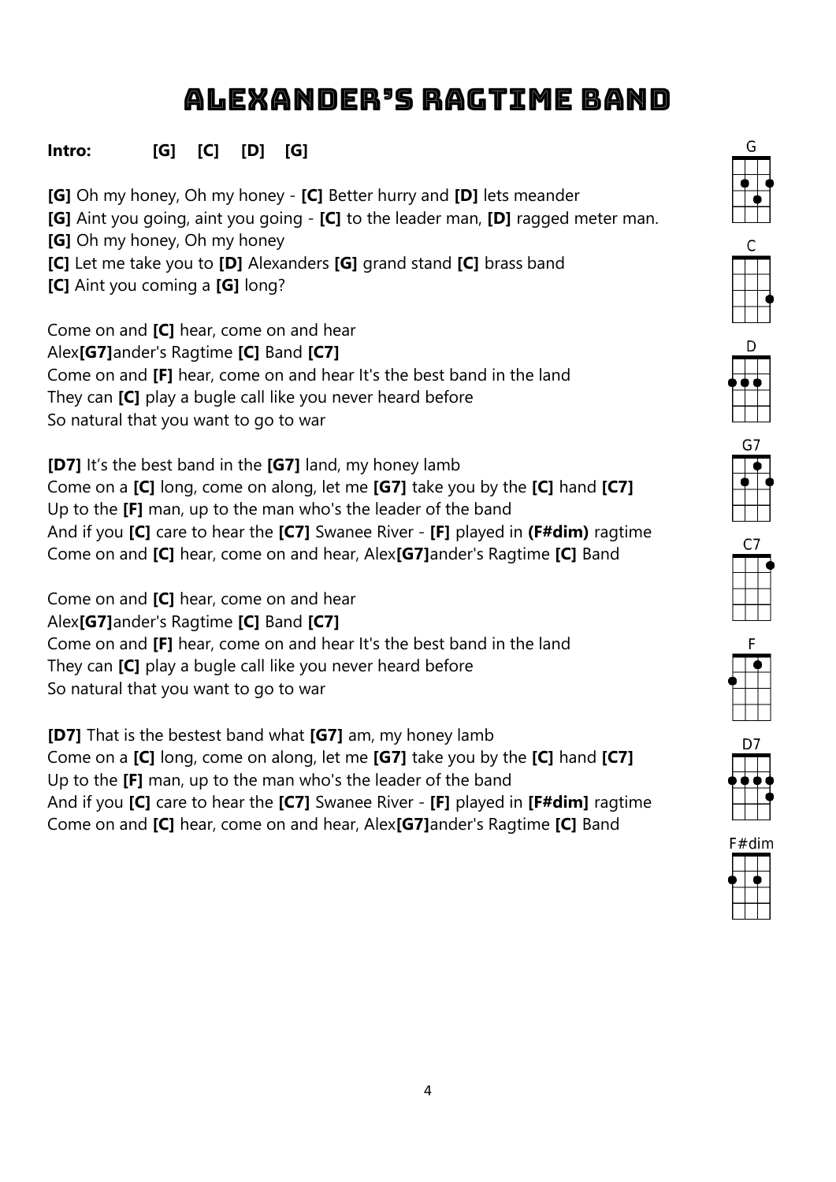# Alexander's Ragtime Band

**Intro:** **[G]** **[C]** **[D]** **[G]**

**[G]** Oh my honey, Oh my honey - **[C]** Better hurry and **[D]** lets meander
**[G]** Aint you going, aint you going - **[C]** to the leader man, **[D]** ragged meter man.
**[G]** Oh my honey, Oh my honey
**[C]** Let me take you to **[D]** Alexanders **[G]** grand stand **[C]** brass band
**[C]** Aint you coming a **[G]** long?

Come on and **[C]** hear, come on and hear
Alex**[G7]**ander's Ragtime **[C]** Band **[C7]**
Come on and **[F]** hear, come on and hear It's the best band in the land
They can **[C]** play a bugle call like you never heard before
So natural that you want to go to war

**[D7]** It's the best band in the **[G7]** land, my honey lamb
Come on a **[C]** long, come on along, let me **[G7]** take you by the **[C]** hand **[C7]**
Up to the **[F]** man, up to the man who's the leader of the band
And if you **[C]** care to hear the **[C7]** Swanee River - **[F]** played in **(F#dim)** ragtime
Come on and **[C]** hear, come on and hear, Alex**[G7]**ander's Ragtime **[C]** Band

Come on and **[C]** hear, come on and hear
Alex**[G7]**ander's Ragtime **[C]** Band **[C7]**
Come on and **[F]** hear, come on and hear It's the best band in the land
They can **[C]** play a bugle call like you never heard before
So natural that you want to go to war

**[D7]** That is the bestest band what **[G7]** am, my honey lamb
Come on a **[C]** long, come on along, let me **[G7]** take you by the **[C]** hand **[C7]**
Up to the **[F]** man, up to the man who's the leader of the band
And if you **[C]** care to hear the **[C7]** Swanee River - **[F]** played in **[F#dim]** ragtime
Come on and **[C]** hear, come on and hear, Alex**[G7]**ander's Ragtime **[C]** Band

G C D G7 C7 F D7 F#dim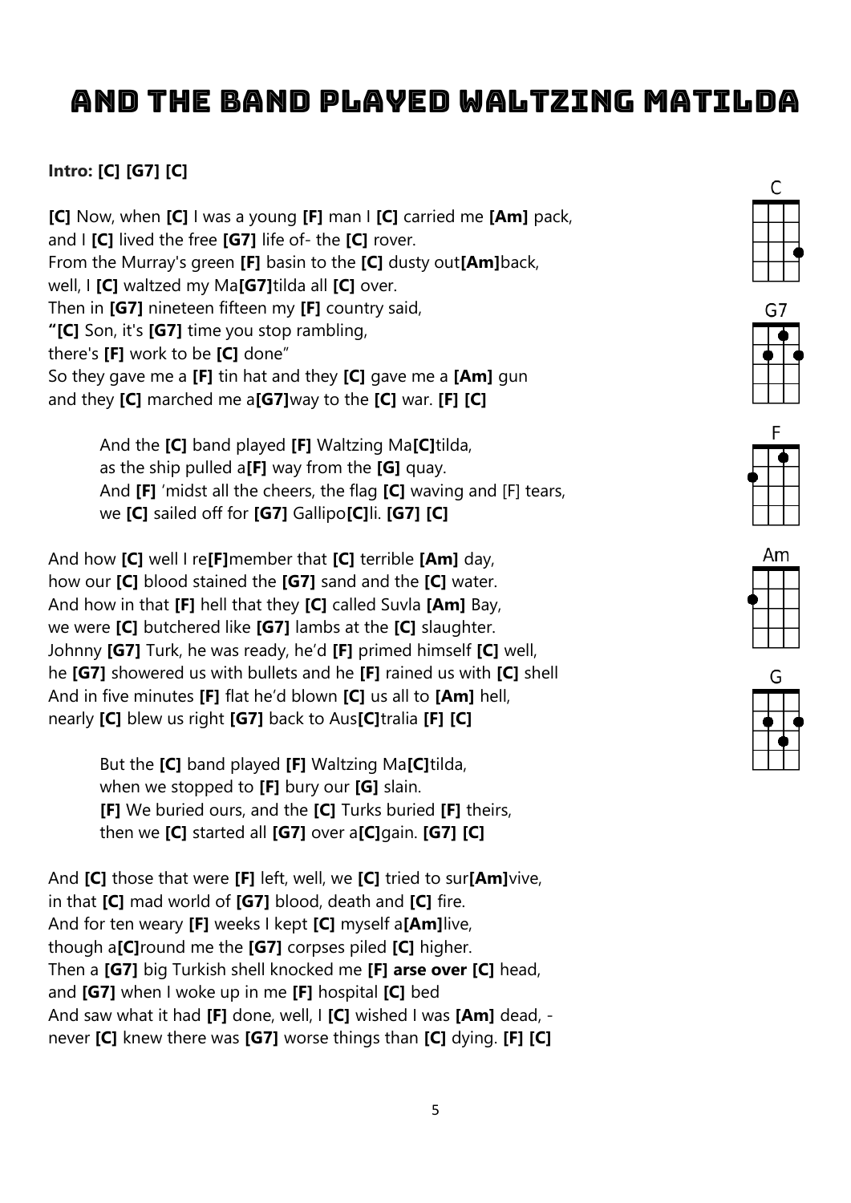# And the Band Played Waltzing Matilda

**Intro: [C] [G7] [C]**

**[C]** Now, when **[C]** I was a young **[F]** man I **[C]** carried me **[Am]** pack,
and I **[C]** lived the free **[G7]** life of- the **[C]** rover.
From the Murray's green **[F]** basin to the **[C]** dusty out**[Am]**back,
well, I **[C]** waltzed my Ma**[G7]**tilda all **[C]** over.
Then in **[G7]** nineteen fifteen my **[F]** country said,
**"[C]** Son, it's **[G7]** time you stop rambling,
there's **[F]** work to be **[C]** done"
So they gave me a **[F]** tin hat and they **[C]** gave me a **[Am]** gun
and they **[C]** marched me a**[G7]**way to the **[C]** war. **[F] [C]**

> And the **[C]** band played **[F]** Waltzing Ma**[C]**tilda,
> as the ship pulled a**[F]** way from the **[G]** quay.
> And **[F]** 'midst all the cheers, the flag **[C]** waving and [F] tears,
> we **[C]** sailed off for **[G7]** Gallipo**[C]**li. **[G7] [C]**

And how **[C]** well I re**[F]**member that **[C]** terrible **[Am]** day,
how our **[C]** blood stained the **[G7]** sand and the **[C]** water.
And how in that **[F]** hell that they **[C]** called Suvla **[Am]** Bay,
we were **[C]** butchered like **[G7]** lambs at the **[C]** slaughter.
Johnny **[G7]** Turk, he was ready, he'd **[F]** primed himself **[C]** well,
he **[G7]** showered us with bullets and he **[F]** rained us with **[C]** shell
And in five minutes **[F]** flat he'd blown **[C]** us all to **[Am]** hell,
nearly **[C]** blew us right **[G7]** back to Aus**[C]**tralia **[F] [C]**

> But the **[C]** band played **[F]** Waltzing Ma**[C]**tilda,
> when we stopped to **[F]** bury our **[G]** slain.
> **[F]** We buried ours, and the **[C]** Turks buried **[F]** theirs,
> then we **[C]** started all **[G7]** over a**[C]**gain. **[G7] [C]**

And **[C]** those that were **[F]** left, well, we **[C]** tried to sur**[Am]**vive,
in that **[C]** mad world of **[G7]** blood, death and **[C]** fire.
And for ten weary **[F]** weeks I kept **[C]** myself a**[Am]**live,
though a**[C]**round me the **[G7]** corpses piled **[C]** higher.
Then a **[G7]** big Turkish shell knocked me **[F] arse over [C]** head,
and **[G7]** when I woke up in me **[F]** hospital **[C]** bed
And saw what it had **[F]** done, well, I **[C]** wished I was **[Am]** dead, -
never **[C]** knew there was **[G7]** worse things than **[C]** dying. **[F] [C]**

C G7 F Am G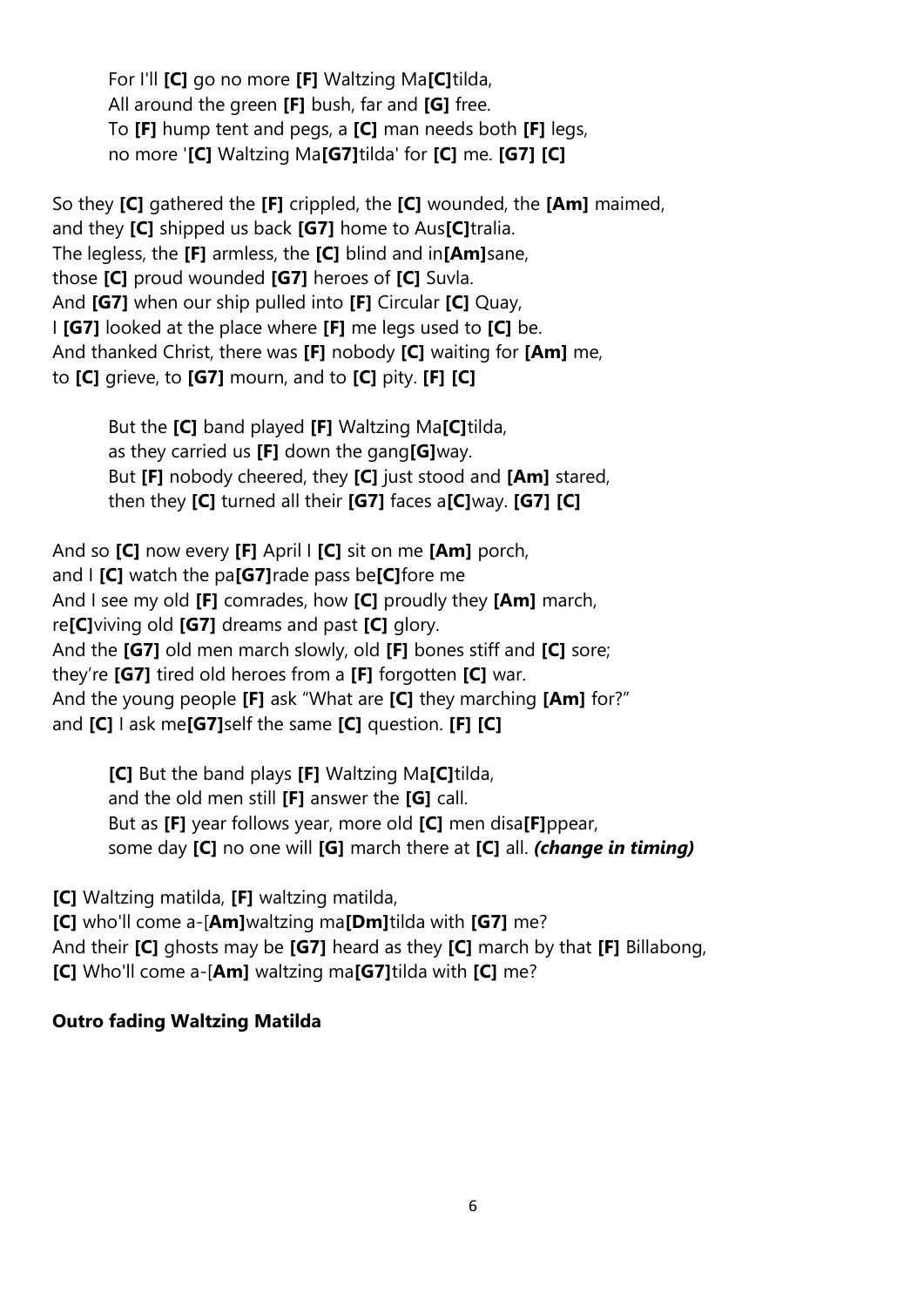For I'll **[C]** go no more **[F]** Waltzing Ma**[C]**tilda,  
All around the green **[F]** bush, far and **[G]** free.  
To **[F]** hump tent and pegs, a **[C]** man needs both **[F]** legs,  
no more '**[C]** Waltzing Ma**[G7]**tilda' for **[C]** me. **[G7]** **[C]**

So they **[C]** gathered the **[F]** crippled, the **[C]** wounded, the **[Am]** maimed,  
and they **[C]** shipped us back **[G7]** home to Aus**[C]**tralia.  
The legless, the **[F]** armless, the **[C]** blind and in**[Am]**sane,  
those **[C]** proud wounded **[G7]** heroes of **[C]** Suvla.  
And **[G7]** when our ship pulled into **[F]** Circular **[C]** Quay,  
I **[G7]** looked at the place where **[F]** me legs used to **[C]** be.  
And thanked Christ, there was **[F]** nobody **[C]** waiting for **[Am]** me,  
to **[C]** grieve, to **[G7]** mourn, and to **[C]** pity. **[F]** **[C]**

But the **[C]** band played **[F]** Waltzing Ma**[C]**tilda,  
as they carried us **[F]** down the gang**[G]**way.  
But **[F]** nobody cheered, they **[C]** just stood and **[Am]** stared,  
then they **[C]** turned all their **[G7]** faces a**[C]**way. **[G7]** **[C]**

And so **[C]** now every **[F]** April I **[C]** sit on me **[Am]** porch,  
and I **[C]** watch the pa**[G7]**rade pass be**[C]**fore me  
And I see my old **[F]** comrades, how **[C]** proudly they **[Am]** march,  
re**[C]**viving old **[G7]** dreams and past **[C]** glory.  
And the **[G7]** old men march slowly, old **[F]** bones stiff and **[C]** sore;  
they're **[G7]** tired old heroes from a **[F]** forgotten **[C]** war.  
And the young people **[F]** ask "What are **[C]** they marching **[Am]** for?"  
and **[C]** I ask me**[G7]**self the same **[C]** question. **[F]** **[C]**

**[C]** But the band plays **[F]** Waltzing Ma**[C]**tilda,  
and the old men still **[F]** answer the **[G]** call.  
But as **[F]** year follows year, more old **[C]** men disa**[F]**ppear,  
some day **[C]** no one will **[G]** march there at **[C]** all. ***(change in timing)***

**[C]** Waltzing matilda, **[F]** waltzing matilda,  
**[C]** who'll come a-[**Am]**waltzing ma**[Dm]**tilda with **[G7]** me?  
And their **[C]** ghosts may be **[G7]** heard as they **[C]** march by that **[F]** Billabong,  
**[C]** Who'll come a-[**Am]** waltzing ma**[G7]**tilda with **[C]** me?

**Outro fading Waltzing Matilda**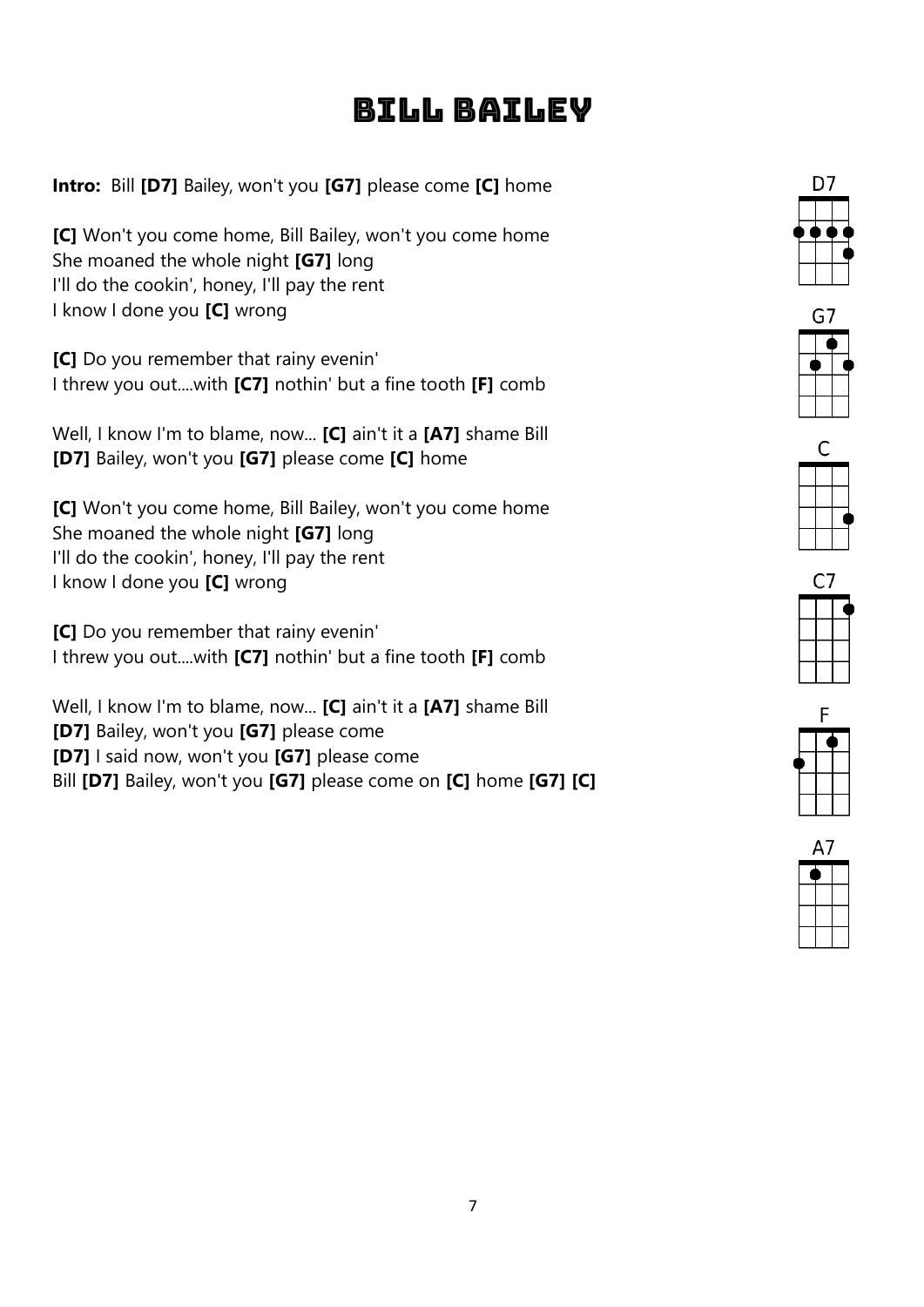# Bill Bailey

**Intro:** Bill **[D7]** Bailey, won't you **[G7]** please come **[C]** home

**[C]** Won't you come home, Bill Bailey, won't you come home
She moaned the whole night **[G7]** long
I'll do the cookin', honey, I'll pay the rent
I know I done you **[C]** wrong

**[C]** Do you remember that rainy evenin'
I threw you out....with **[C7]** nothin' but a fine tooth **[F]** comb

Well, I know I'm to blame, now... **[C]** ain't it a **[A7]** shame Bill
**[D7]** Bailey, won't you **[G7]** please come **[C]** home

**[C]** Won't you come home, Bill Bailey, won't you come home
She moaned the whole night **[G7]** long
I'll do the cookin', honey, I'll pay the rent
I know I done you **[C]** wrong

**[C]** Do you remember that rainy evenin'
I threw you out....with **[C7]** nothin' but a fine tooth **[F]** comb

Well, I know I'm to blame, now... **[C]** ain't it a **[A7]** shame Bill
**[D7]** Bailey, won't you **[G7]** please come
**[D7]** I said now, won't you **[G7]** please come
Bill **[D7]** Bailey, won't you **[G7]** please come on **[C]** home **[G7]** **[C]**

D7

G7

C

C7

F

A7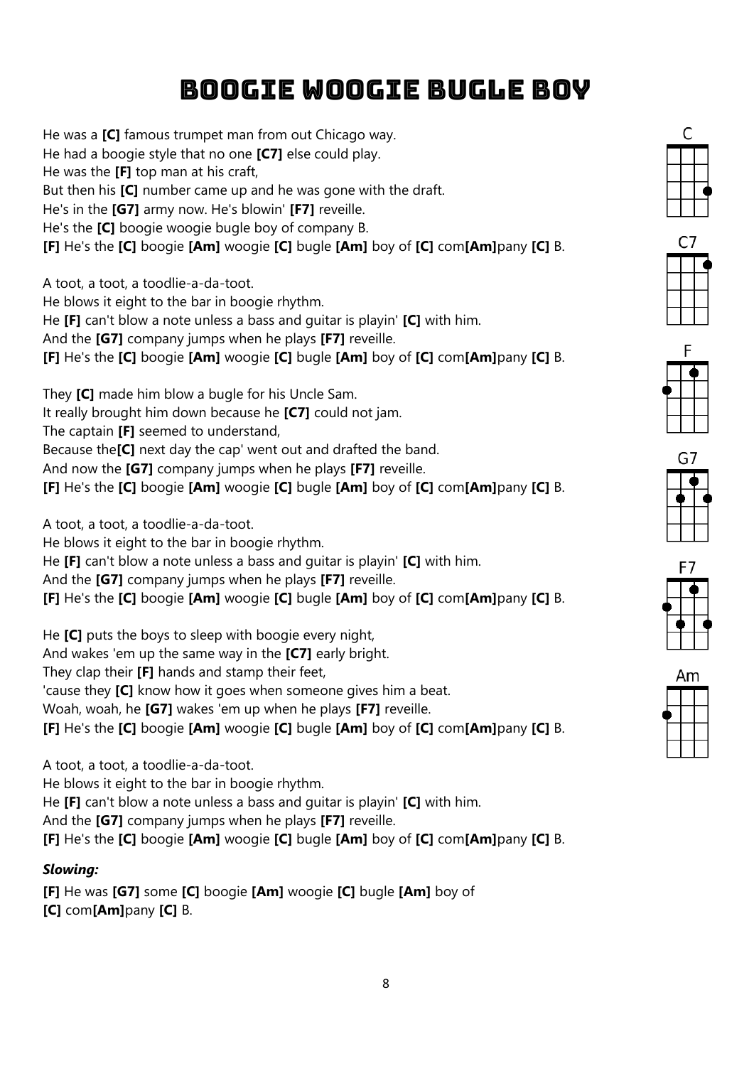# BOOGIE WOOGIE BUGLE BOY

He was a **[C]** famous trumpet man from out Chicago way.
He had a boogie style that no one **[C7]** else could play.
He was the **[F]** top man at his craft,
But then his **[C]** number came up and he was gone with the draft.
He's in the **[G7]** army now. He's blowin' **[F7]** reveille.
He's the **[C]** boogie woogie bugle boy of company B.
**[F]** He's the **[C]** boogie **[Am]** woogie **[C]** bugle **[Am]** boy of **[C]** com**[Am]**pany **[C]** B.

A toot, a toot, a toodlie-a-da-toot.
He blows it eight to the bar in boogie rhythm.
He **[F]** can't blow a note unless a bass and guitar is playin' **[C]** with him.
And the **[G7]** company jumps when he plays **[F7]** reveille.
**[F]** He's the **[C]** boogie **[Am]** woogie **[C]** bugle **[Am]** boy of **[C]** com**[Am]**pany **[C]** B.

They **[C]** made him blow a bugle for his Uncle Sam.
It really brought him down because he **[C7]** could not jam.
The captain **[F]** seemed to understand,
Because the**[C]** next day the cap' went out and drafted the band.
And now the **[G7]** company jumps when he plays **[F7]** reveille.
**[F]** He's the **[C]** boogie **[Am]** woogie **[C]** bugle **[Am]** boy of **[C]** com**[Am]**pany **[C]** B.

A toot, a toot, a toodlie-a-da-toot.
He blows it eight to the bar in boogie rhythm.
He **[F]** can't blow a note unless a bass and guitar is playin' **[C]** with him.
And the **[G7]** company jumps when he plays **[F7]** reveille.
**[F]** He's the **[C]** boogie **[Am]** woogie **[C]** bugle **[Am]** boy of **[C]** com**[Am]**pany **[C]** B.

He **[C]** puts the boys to sleep with boogie every night,
And wakes 'em up the same way in the **[C7]** early bright.
They clap their **[F]** hands and stamp their feet,
'cause they **[C]** know how it goes when someone gives him a beat.
Woah, woah, he **[G7]** wakes 'em up when he plays **[F7]** reveille.
**[F]** He's the **[C]** boogie **[Am]** woogie **[C]** bugle **[Am]** boy of **[C]** com**[Am]**pany **[C]** B.

A toot, a toot, a toodlie-a-da-toot.
He blows it eight to the bar in boogie rhythm.
He **[F]** can't blow a note unless a bass and guitar is playin' **[C]** with him.
And the **[G7]** company jumps when he plays **[F7]** reveille.
**[F]** He's the **[C]** boogie **[Am]** woogie **[C]** bugle **[Am]** boy of **[C]** com**[Am]**pany **[C]** B.

***Slowing:***

**[F]** He was **[G7]** some **[C]** boogie **[Am]** woogie **[C]** bugle **[Am]** boy of
**[C]** com**[Am]**pany **[C]** B.

C

C7

F

G7

F7

Am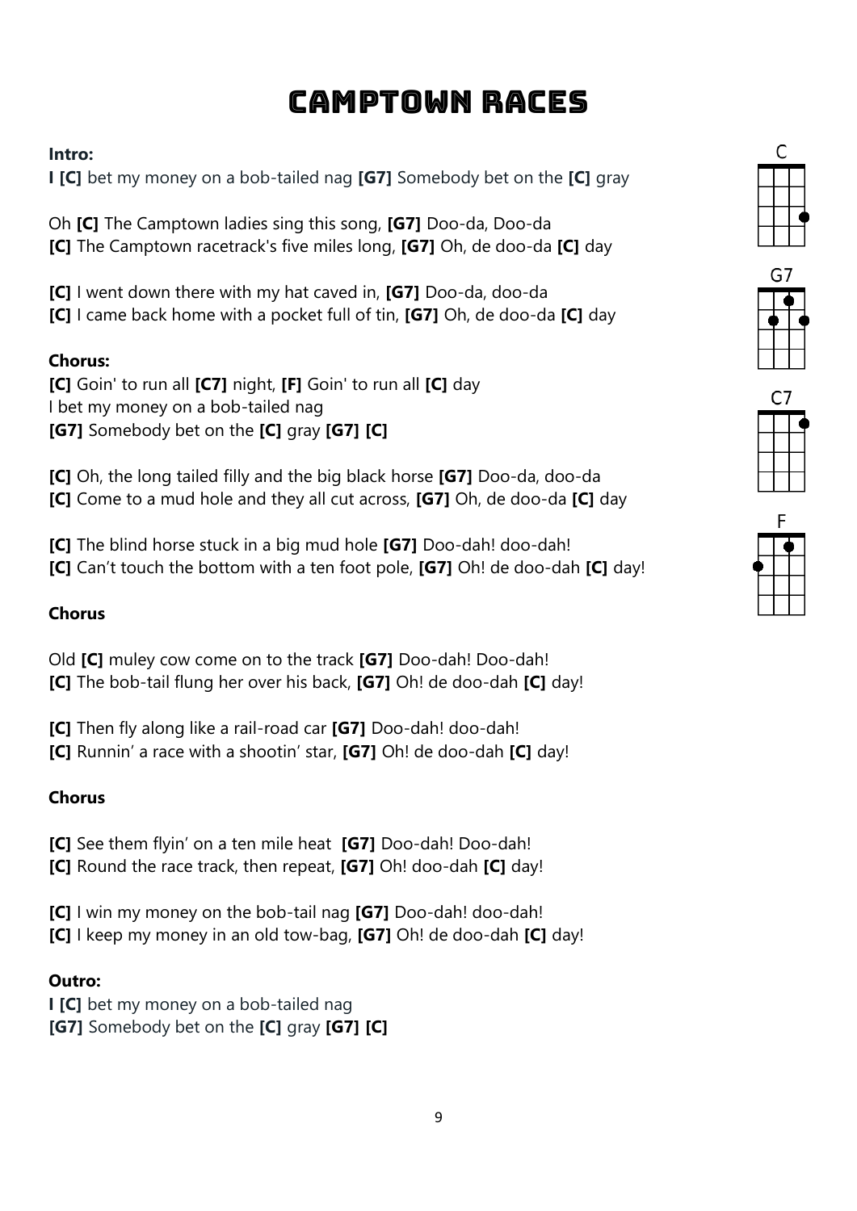# CAMPTOWN RACES

**Intro:**
**I [C]** bet my money on a bob-tailed nag **[G7]** Somebody bet on the **[C]** gray

Oh **[C]** The Camptown ladies sing this song, **[G7]** Doo-da, Doo-da
**[C]** The Camptown racetrack's five miles long, **[G7]** Oh, de doo-da **[C]** day

**[C]** I went down there with my hat caved in, **[G7]** Doo-da, doo-da
**[C]** I came back home with a pocket full of tin, **[G7]** Oh, de doo-da **[C]** day

**Chorus:**
**[C]** Goin' to run all **[C7]** night, **[F]** Goin' to run all **[C]** day
I bet my money on a bob-tailed nag
**[G7]** Somebody bet on the **[C]** gray **[G7] [C]**

**[C]** Oh, the long tailed filly and the big black horse **[G7]** Doo-da, doo-da
**[C]** Come to a mud hole and they all cut across, **[G7]** Oh, de doo-da **[C]** day

**[C]** The blind horse stuck in a big mud hole **[G7]** Doo-dah! doo-dah!
**[C]** Can't touch the bottom with a ten foot pole, **[G7]** Oh! de doo-dah **[C]** day!

**Chorus**

Old **[C]** muley cow come on to the track **[G7]** Doo-dah! Doo-dah!
**[C]** The bob-tail flung her over his back, **[G7]** Oh! de doo-dah **[C]** day!

**[C]** Then fly along like a rail-road car **[G7]** Doo-dah! doo-dah!
**[C]** Runnin' a race with a shootin' star, **[G7]** Oh! de doo-dah **[C]** day!

**Chorus**

**[C]** See them flyin' on a ten mile heat **[G7]** Doo-dah! Doo-dah!
**[C]** Round the race track, then repeat, **[G7]** Oh! doo-dah **[C]** day!

**[C]** I win my money on the bob-tail nag **[G7]** Doo-dah! doo-dah!
**[C]** I keep my money in an old tow-bag, **[G7]** Oh! de doo-dah **[C]** day!

**Outro:**
**I [C]** bet my money on a bob-tailed nag
**[G7]** Somebody bet on the **[C]** gray **[G7] [C]**

C

G7

C7

F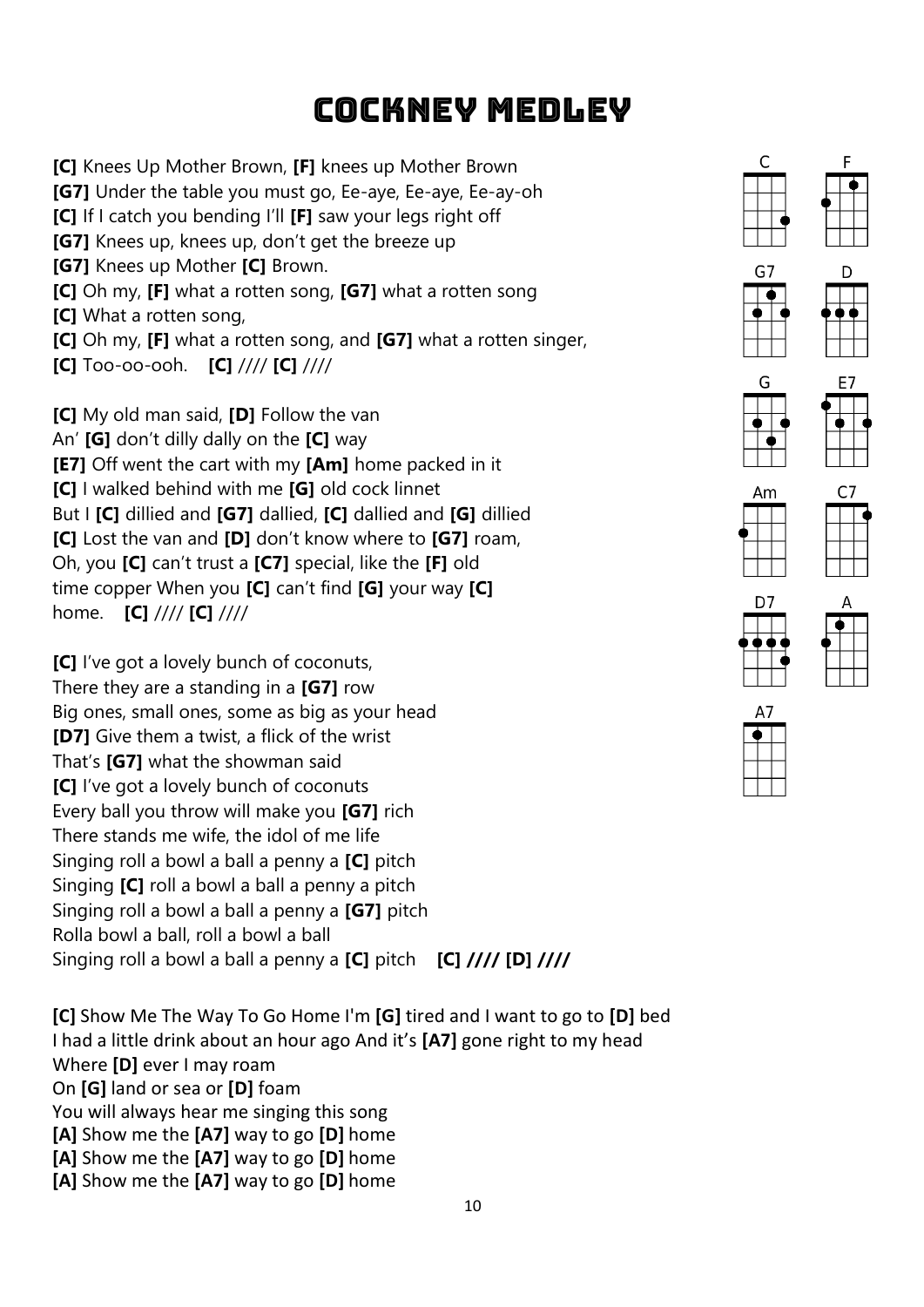# Cockney Medley

**[C]** Knees Up Mother Brown, **[F]** knees up Mother Brown
**[G7]** Under the table you must go, Ee-aye, Ee-aye, Ee-ay-oh
**[C]** If I catch you bending I'll **[F]** saw your legs right off
**[G7]** Knees up, knees up, don't get the breeze up
**[G7]** Knees up Mother **[C]** Brown.
**[C]** Oh my, **[F]** what a rotten song, **[G7]** what a rotten song
**[C]** What a rotten song,
**[C]** Oh my, **[F]** what a rotten song, and **[G7]** what a rotten singer,
**[C]** Too-oo-ooh. **[C]** //// **[C]** ////

**[C]** My old man said, **[D]** Follow the van
An' **[G]** don't dilly dally on the **[C]** way
**[E7]** Off went the cart with my **[Am]** home packed in it
**[C]** I walked behind with me **[G]** old cock linnet
But I **[C]** dillied and **[G7]** dallied, **[C]** dallied and **[G]** dillied
**[C]** Lost the van and **[D]** don't know where to **[G7]** roam,
Oh, you **[C]** can't trust a **[C7]** special, like the **[F]** old
time copper When you **[C]** can't find **[G]** your way **[C]**
home. **[C]** //// **[C]** ////

**[C]** I've got a lovely bunch of coconuts,
There they are a standing in a **[G7]** row
Big ones, small ones, some as big as your head
**[D7]** Give them a twist, a flick of the wrist
That's **[G7]** what the showman said
**[C]** I've got a lovely bunch of coconuts
Every ball you throw will make you **[G7]** rich
There stands me wife, the idol of me life
Singing roll a bowl a ball a penny a **[C]** pitch
Singing **[C]** roll a bowl a ball a penny a pitch
Singing roll a bowl a ball a penny a **[G7]** pitch
Rolla bowl a ball, roll a bowl a ball
Singing roll a bowl a ball a penny a **[C]** pitch **[C] //// [D] ////**

**[C]** Show Me The Way To Go Home I'm **[G]** tired and I want to go to **[D]** bed
I had a little drink about an hour ago And it's **[A7]** gone right to my head
Where **[D]** ever I may roam
On **[G]** land or sea or **[D]** foam
You will always hear me singing this song
**[A]** Show me the **[A7]** way to go **[D]** home
**[A]** Show me the **[A7]** way to go **[D]** home
**[A]** Show me the **[A7]** way to go **[D]** home

C F G7 D G E7 Am C7 D7 A A7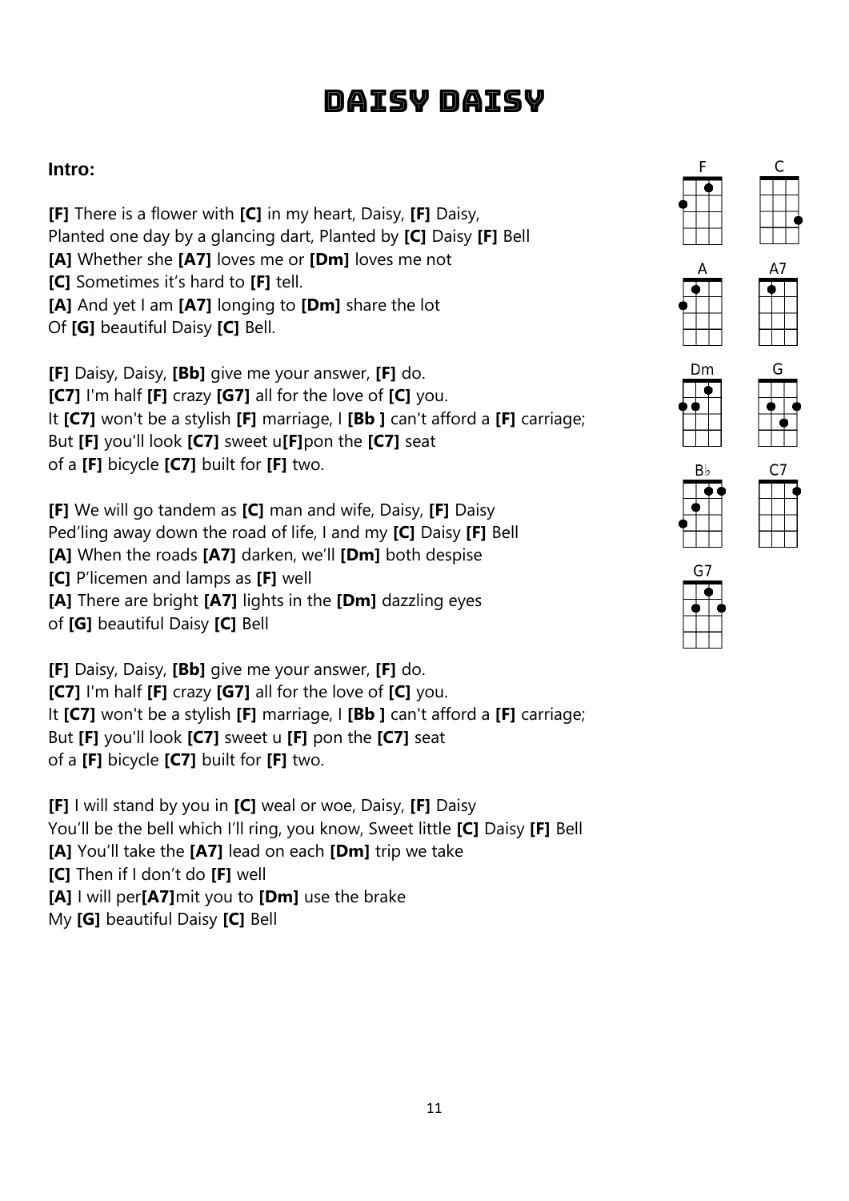# Daisy Daisy

**Intro:**

**[F]** There is a flower with **[C]** in my heart, Daisy, **[F]** Daisy,
Planted one day by a glancing dart, Planted by **[C]** Daisy **[F]** Bell
**[A]** Whether she **[A7]** loves me or **[Dm]** loves me not
**[C]** Sometimes it’s hard to **[F]** tell.
**[A]** And yet I am **[A7]** longing to **[Dm]** share the lot
Of **[G]** beautiful Daisy **[C]** Bell.

**[F]** Daisy, Daisy, **[Bb]** give me your answer, **[F]** do.
**[C7]** I'm half **[F]** crazy **[G7]** all for the love of **[C]** you.
It **[C7]** won't be a stylish **[F]** marriage, I **[Bb ]** can't afford a **[F]** carriage;
But **[F]** you'll look **[C7]** sweet u**[F]**pon the **[C7]** seat
of a **[F]** bicycle **[C7]** built for **[F]** two.

**[F]** We will go tandem as **[C]** man and wife, Daisy, **[F]** Daisy
Ped’ling away down the road of life, I and my **[C]** Daisy **[F]** Bell
**[A]** When the roads **[A7]** darken, we’ll **[Dm]** both despise
**[C]** P’licemen and lamps as **[F]** well
**[A]** There are bright **[A7]** lights in the **[Dm]** dazzling eyes
of **[G]** beautiful Daisy **[C]** Bell

**[F]** Daisy, Daisy, **[Bb]** give me your answer, **[F]** do.
**[C7]** I'm half **[F]** crazy **[G7]** all for the love of **[C]** you.
It **[C7]** won't be a stylish **[F]** marriage, I **[Bb ]** can't afford a **[F]** carriage;
But **[F]** you'll look **[C7]** sweet u **[F]** pon the **[C7]** seat
of a **[F]** bicycle **[C7]** built for **[F]** two.

**[F]** I will stand by you in **[C]** weal or woe, Daisy, **[F]** Daisy
You’ll be the bell which I’ll ring, you know, Sweet little **[C]** Daisy **[F]** Bell
**[A]** You’ll take the **[A7]** lead on each **[Dm]** trip we take
**[C]** Then if I don’t do **[F]** well
**[A]** I will per**[A7]**mit you to **[Dm]** use the brake
My **[G]** beautiful Daisy **[C]** Bell

F C A A7 Dm G B♭ C7 G7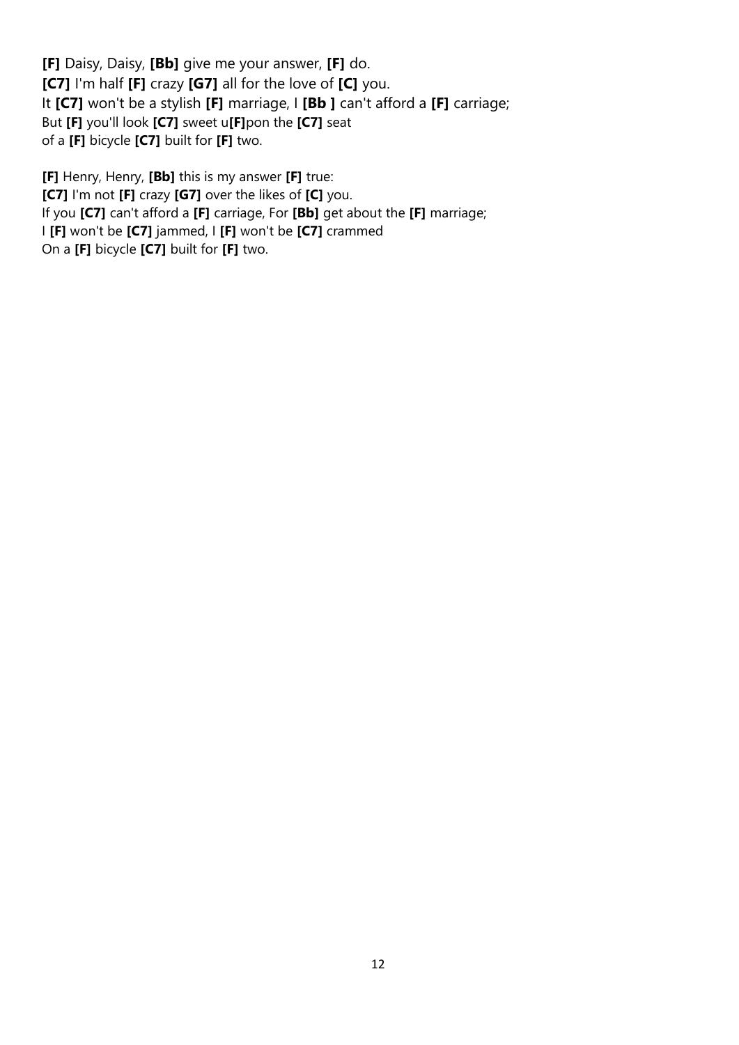**[F]** Daisy, Daisy, **[Bb]** give me your answer, **[F]** do.
**[C7]** I'm half **[F]** crazy **[G7]** all for the love of **[C]** you.
It **[C7]** won't be a stylish **[F]** marriage, I **[Bb ]** can't afford a **[F]** carriage;
But **[F]** you'll look **[C7]** sweet u**[F]**pon the **[C7]** seat
of a **[F]** bicycle **[C7]** built for **[F]** two.

**[F]** Henry, Henry, **[Bb]** this is my answer **[F]** true:
**[C7]** I'm not **[F]** crazy **[G7]** over the likes of **[C]** you.
If you **[C7]** can't afford a **[F]** carriage, For **[Bb]** get about the **[F]** marriage;
I **[F]** won't be **[C7]** jammed, I **[F]** won't be **[C7]** crammed
On a **[F]** bicycle **[C7]** built for **[F]** two.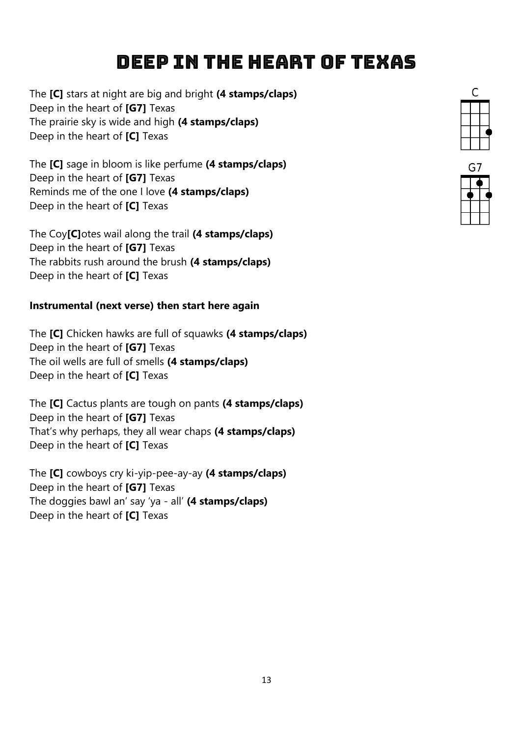# DEEP IN THE HEART OF TEXAS

The **[C]** stars at night are big and bright **(4 stamps/claps)**
Deep in the heart of **[G7]** Texas
The prairie sky is wide and high **(4 stamps/claps)**
Deep in the heart of **[C]** Texas

The **[C]** sage in bloom is like perfume **(4 stamps/claps)**
Deep in the heart of **[G7]** Texas
Reminds me of the one I love **(4 stamps/claps)**
Deep in the heart of **[C]** Texas

The Coy**[C]**otes wail along the trail **(4 stamps/claps)**
Deep in the heart of **[G7]** Texas
The rabbits rush around the brush **(4 stamps/claps)**
Deep in the heart of **[C]** Texas

**Instrumental (next verse) then start here again**

The **[C]** Chicken hawks are full of squawks **(4 stamps/claps)**
Deep in the heart of **[G7]** Texas
The oil wells are full of smells **(4 stamps/claps)**
Deep in the heart of **[C]** Texas

The **[C]** Cactus plants are tough on pants **(4 stamps/claps)**
Deep in the heart of **[G7]** Texas
That's why perhaps, they all wear chaps **(4 stamps/claps)**
Deep in the heart of **[C]** Texas

The **[C]** cowboys cry ki-yip-pee-ay-ay **(4 stamps/claps)**
Deep in the heart of **[G7]** Texas
The doggies bawl an' say 'ya - all' **(4 stamps/claps)**
Deep in the heart of **[C]** Texas

C

G7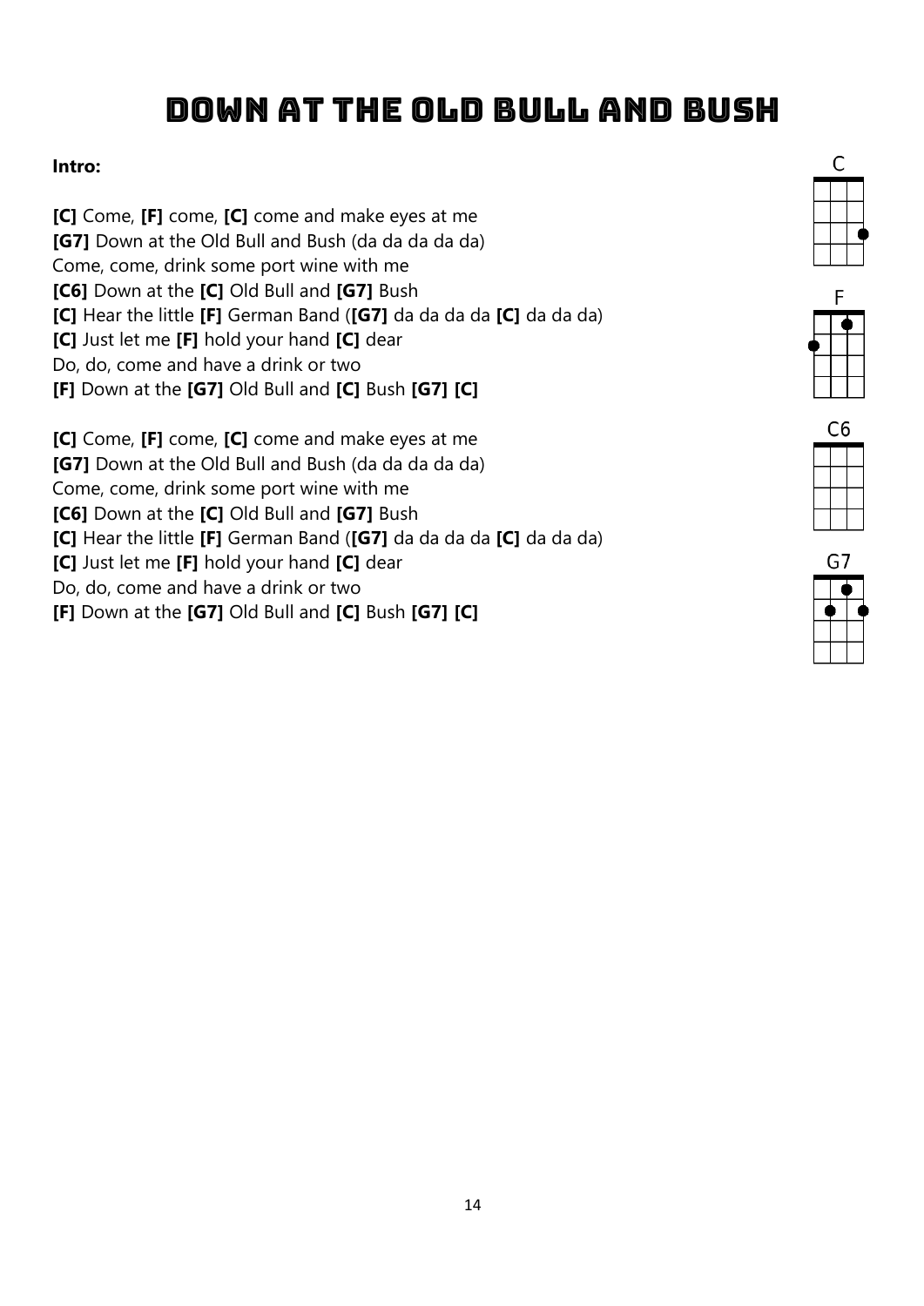# Down at the Old Bull and Bush

**Intro:**

**[C]** Come, **[F]** come, **[C]** come and make eyes at me
**[G7]** Down at the Old Bull and Bush (da da da da da)
Come, come, drink some port wine with me
**[C6]** Down at the **[C]** Old Bull and **[G7]** Bush
**[C]** Hear the little **[F]** German Band (**[G7]** da da da da **[C]** da da da)
**[C]** Just let me **[F]** hold your hand **[C]** dear
Do, do, come and have a drink or two
**[F]** Down at the **[G7]** Old Bull and **[C]** Bush **[G7]** **[C]**

**[C]** Come, **[F]** come, **[C]** come and make eyes at me
**[G7]** Down at the Old Bull and Bush (da da da da da)
Come, come, drink some port wine with me
**[C6]** Down at the **[C]** Old Bull and **[G7]** Bush
**[C]** Hear the little **[F]** German Band (**[G7]** da da da da **[C]** da da da)
**[C]** Just let me **[F]** hold your hand **[C]** dear
Do, do, come and have a drink or two
**[F]** Down at the **[G7]** Old Bull and **[C]** Bush **[G7]** **[C]**

C F C6 G7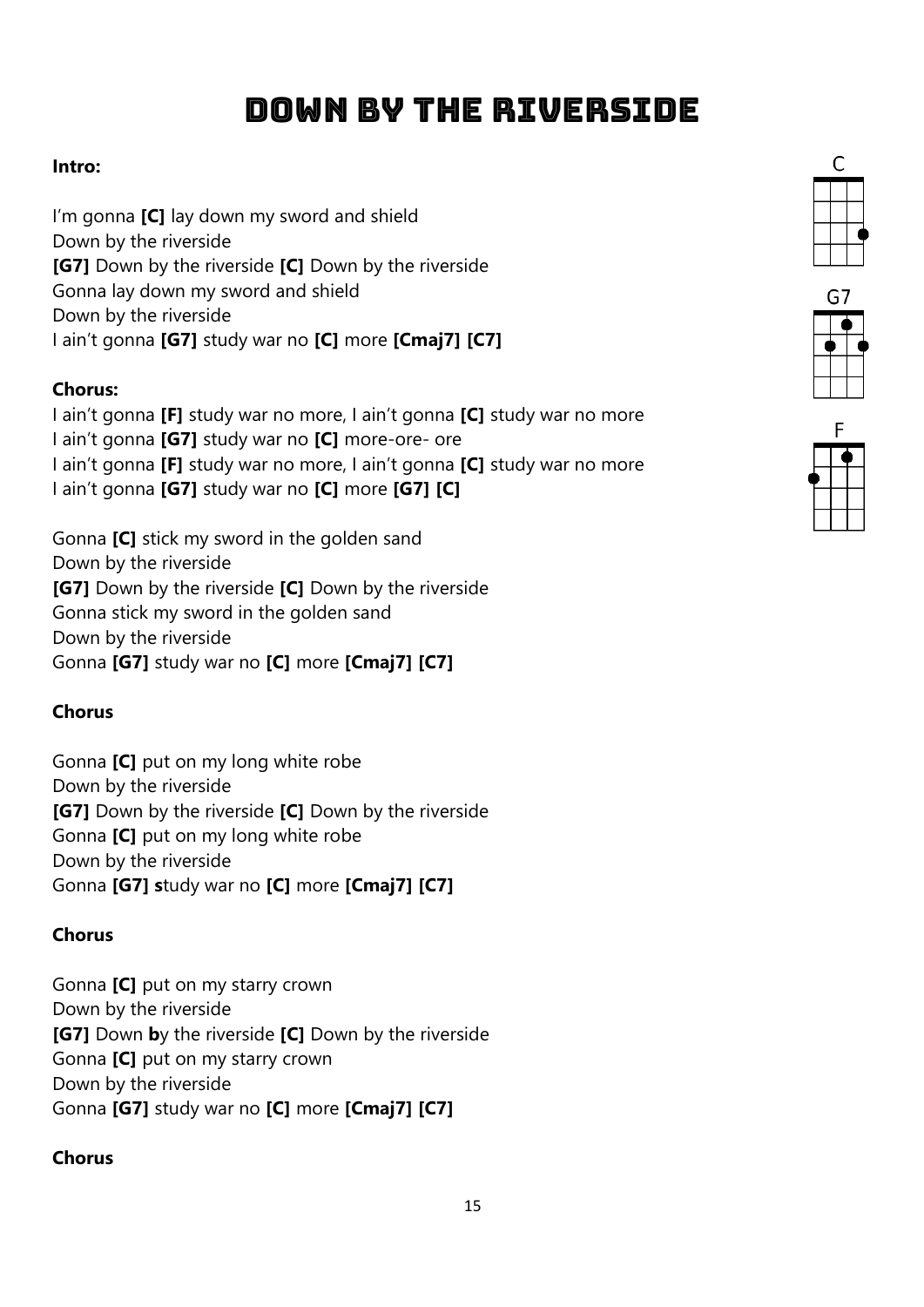# Down by the Riverside

**Intro:**

I'm gonna **[C]** lay down my sword and shield
Down by the riverside
**[G7]** Down by the riverside **[C]** Down by the riverside
Gonna lay down my sword and shield
Down by the riverside
I ain't gonna **[G7]** study war no **[C]** more **[Cmaj7]** **[C7]**

**Chorus:**
I ain't gonna **[F]** study war no more, I ain't gonna **[C]** study war no more
I ain't gonna **[G7]** study war no **[C]** more-ore- ore
I ain't gonna **[F]** study war no more, I ain't gonna **[C]** study war no more
I ain't gonna **[G7]** study war no **[C]** more **[G7]** **[C]**

Gonna **[C]** stick my sword in the golden sand
Down by the riverside
**[G7]** Down by the riverside **[C]** Down by the riverside
Gonna stick my sword in the golden sand
Down by the riverside
Gonna **[G7]** study war no **[C]** more **[Cmaj7]** **[C7]**

**Chorus**

Gonna **[C]** put on my long white robe
Down by the riverside
**[G7]** Down by the riverside **[C]** Down by the riverside
Gonna **[C]** put on my long white robe
Down by the riverside
Gonna **[G7]** **s**tudy war no **[C]** more **[Cmaj7]** **[C7]**

**Chorus**

Gonna **[C]** put on my starry crown
Down by the riverside
**[G7]** Down **b**y the riverside **[C]** Down by the riverside
Gonna **[C]** put on my starry crown
Down by the riverside
Gonna **[G7]** study war no **[C]** more **[Cmaj7]** **[C7]**

**Chorus**

C

G7

F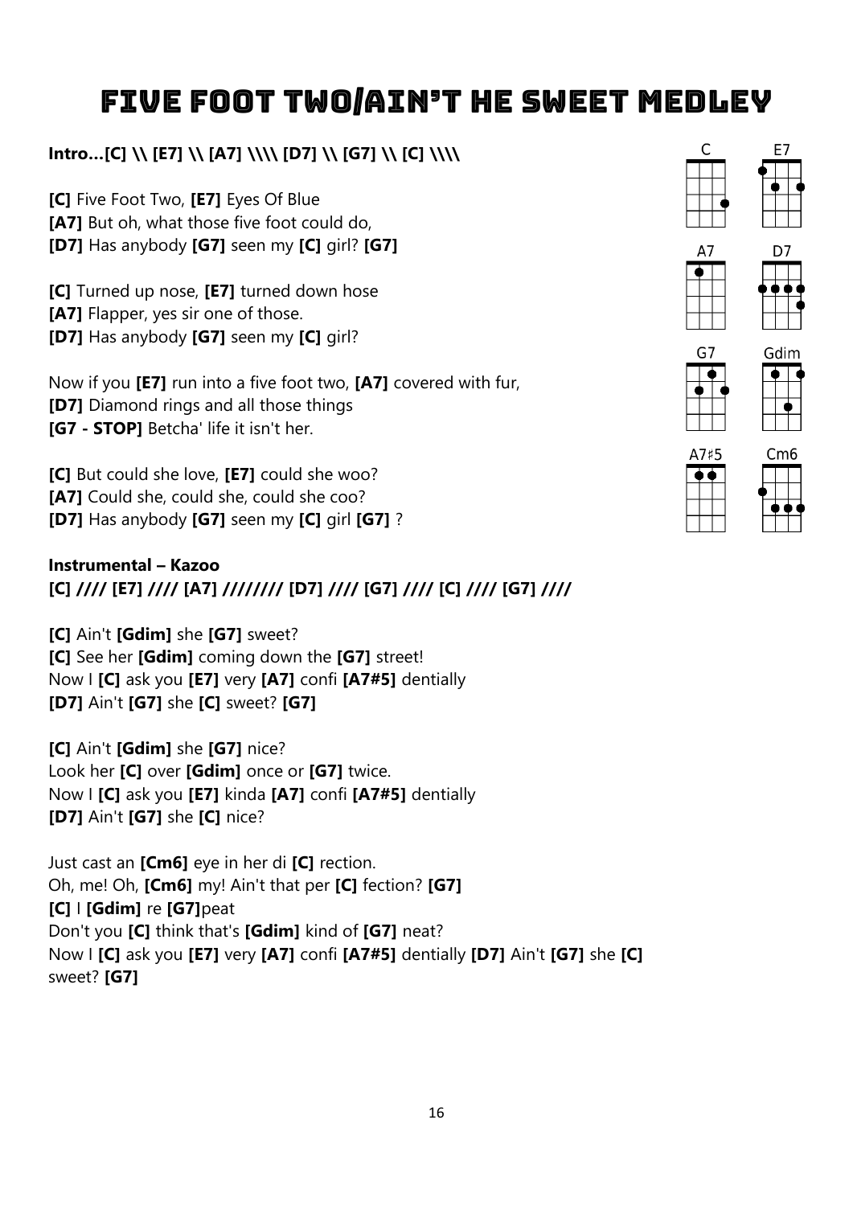# Five Foot Two/Ain't He Sweet Medley

**Intro…[C] \\ [E7] \\ [A7] \\\\ [D7] \\ [G7] \\ [C] \\\\**

**[C]** Five Foot Two, **[E7]** Eyes Of Blue
**[A7]** But oh, what those five foot could do,
**[D7]** Has anybody **[G7]** seen my **[C]** girl? **[G7]**

**[C]** Turned up nose, **[E7]** turned down hose
**[A7]** Flapper, yes sir one of those.
**[D7]** Has anybody **[G7]** seen my **[C]** girl?

Now if you **[E7]** run into a five foot two, **[A7]** covered with fur,
**[D7]** Diamond rings and all those things
**[G7 - STOP]** Betcha' life it isn't her.

**[C]** But could she love, **[E7]** could she woo?
**[A7]** Could she, could she, could she coo?
**[D7]** Has anybody **[G7]** seen my **[C]** girl **[G7]** ?

**Instrumental – Kazoo**
**[C] //// [E7] //// [A7] //////// [D7] //// [G7] //// [C] //// [G7] ////**

**[C]** Ain't **[Gdim]** she **[G7]** sweet?
**[C]** See her **[Gdim]** coming down the **[G7]** street!
Now I **[C]** ask you **[E7]** very **[A7]** confi **[A7#5]** dentially
**[D7]** Ain't **[G7]** she **[C]** sweet? **[G7]**

**[C]** Ain't **[Gdim]** she **[G7]** nice?
Look her **[C]** over **[Gdim]** once or **[G7]** twice.
Now I **[C]** ask you **[E7]** kinda **[A7]** confi **[A7#5]** dentially
**[D7]** Ain't **[G7]** she **[C]** nice?

Just cast an **[Cm6]** eye in her di **[C]** rection.
Oh, me! Oh, **[Cm6]** my! Ain't that per **[C]** fection? **[G7]**
**[C]** I **[Gdim]** re **[G7]**peat
Don't you **[C]** think that's **[Gdim]** kind of **[G7]** neat?
Now I **[C]** ask you **[E7]** very **[A7]** confi **[A7#5]** dentially **[D7]** Ain't **[G7]** she **[C]** sweet? **[G7]**

C E7 A7 D7 G7 Gdim A7♯5 Cm6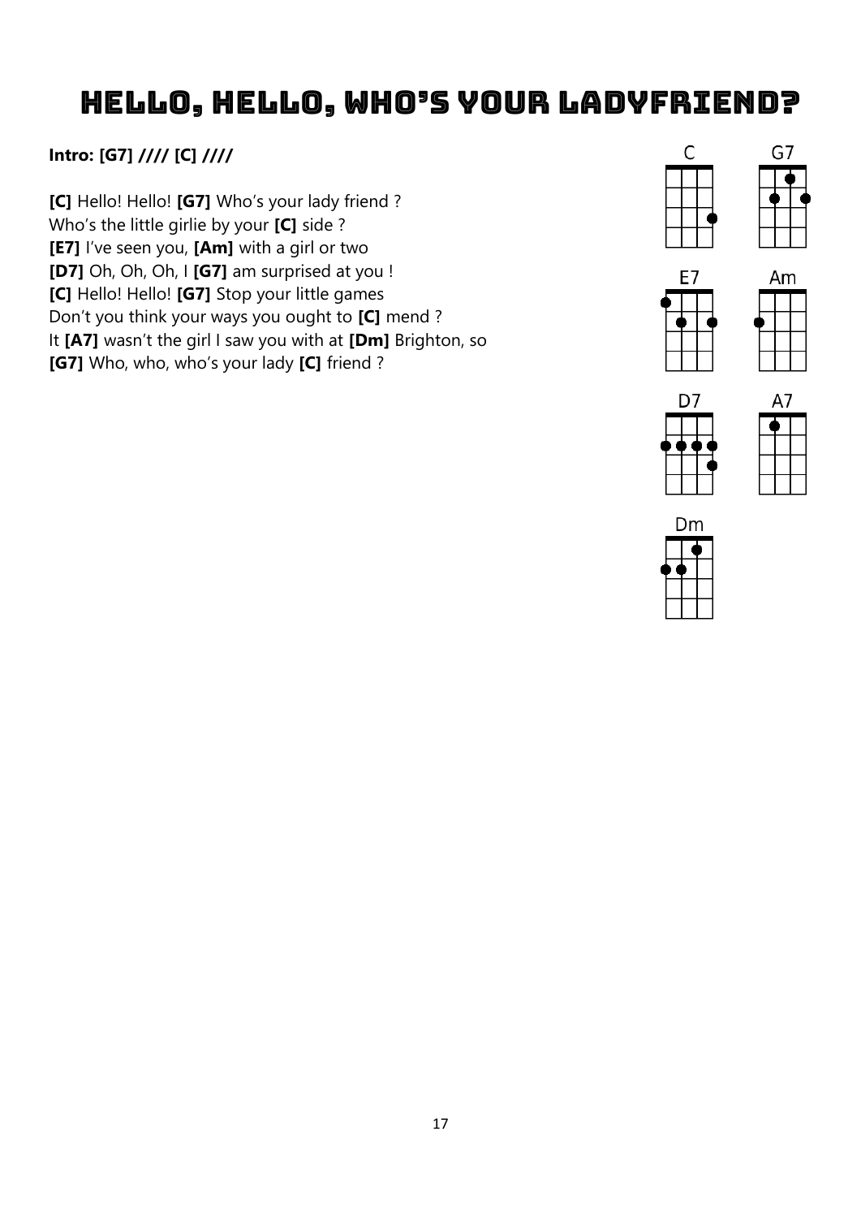# HELLO, HELLO, WHO'S YOUR LADYFRIEND?

**Intro: [G7] //// [C] ////**

**[C]** Hello! Hello! **[G7]** Who's your lady friend ?
Who's the little girlie by your **[C]** side ?
**[E7]** I've seen you, **[Am]** with a girl or two
**[D7]** Oh, Oh, Oh, I **[G7]** am surprised at you !
**[C]** Hello! Hello! **[G7]** Stop your little games
Don't you think your ways you ought to **[C]** mend ?
It **[A7]** wasn't the girl I saw you with at **[Dm]** Brighton, so
**[G7]** Who, who, who's your lady **[C]** friend ?

C G7 E7 Am D7 A7 Dm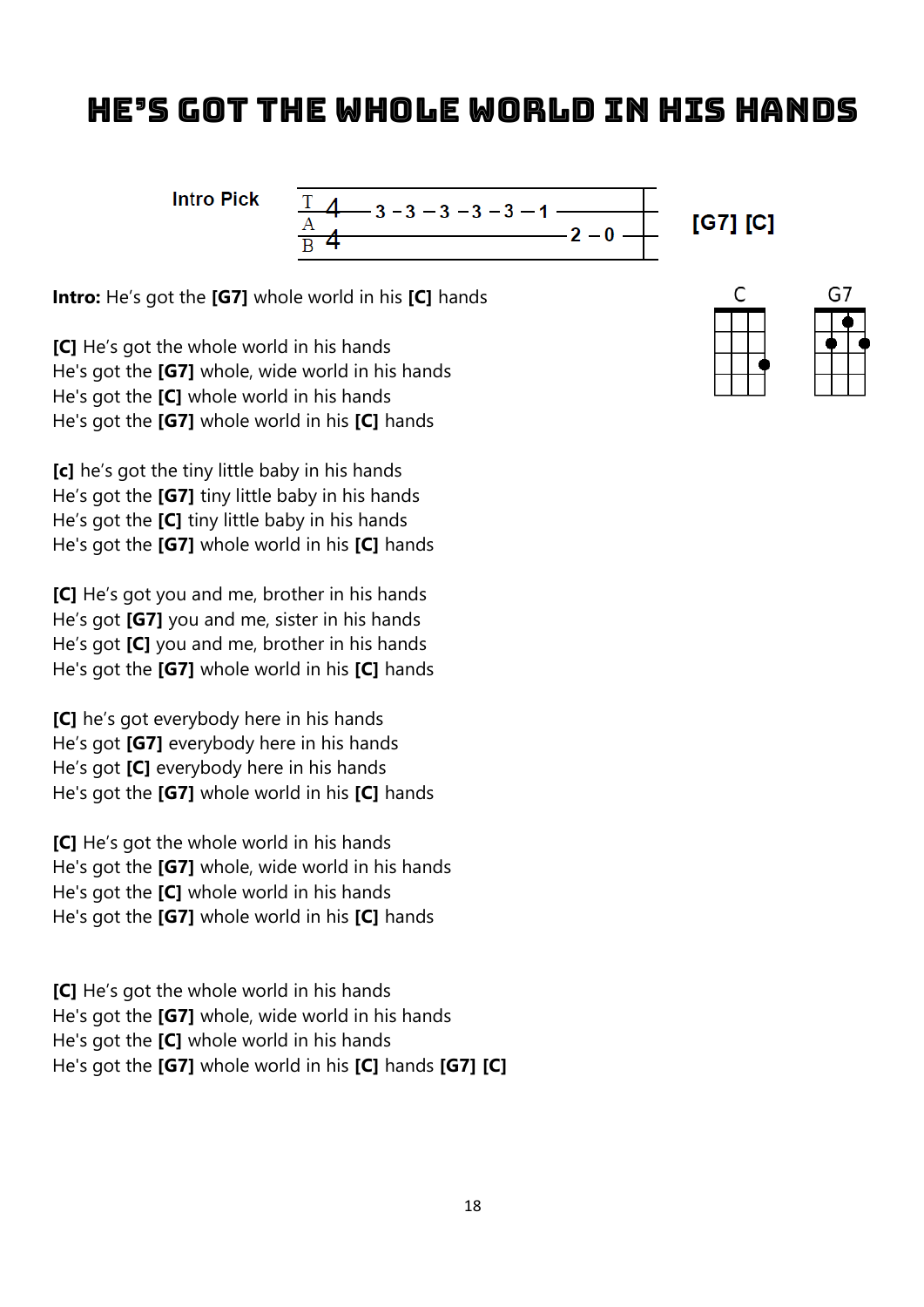# He's Got The Whole World In His Hands

**Intro Pick**

```
T 4 —3 – 3 – 3 – 3 – 3 – 1 ——————————|
A                                     |
B 4 ——————————————————————— 2 – 0 ————|
```

**[G7] [C]**

C   G7

**Intro:** He's got the **[G7]** whole world in his **[C]** hands

**[C]** He's got the whole world in his hands
He's got the **[G7]** whole, wide world in his hands
He's got the **[C]** whole world in his hands
He's got the **[G7]** whole world in his **[C]** hands

**[c]** he's got the tiny little baby in his hands
He's got the **[G7]** tiny little baby in his hands
He's got the **[C]** tiny little baby in his hands
He's got the **[G7]** whole world in his **[C]** hands

**[C]** He's got you and me, brother in his hands
He's got **[G7]** you and me, sister in his hands
He's got **[C]** you and me, brother in his hands
He's got the **[G7]** whole world in his **[C]** hands

**[C]** he's got everybody here in his hands
He's got **[G7]** everybody here in his hands
He's got **[C]** everybody here in his hands
He's got the **[G7]** whole world in his **[C]** hands

**[C]** He's got the whole world in his hands
He's got the **[G7]** whole, wide world in his hands
He's got the **[C]** whole world in his hands
He's got the **[G7]** whole world in his **[C]** hands

**[C]** He's got the whole world in his hands
He's got the **[G7]** whole, wide world in his hands
He's got the **[C]** whole world in his hands
He's got the **[G7]** whole world in his **[C]** hands **[G7]** **[C]**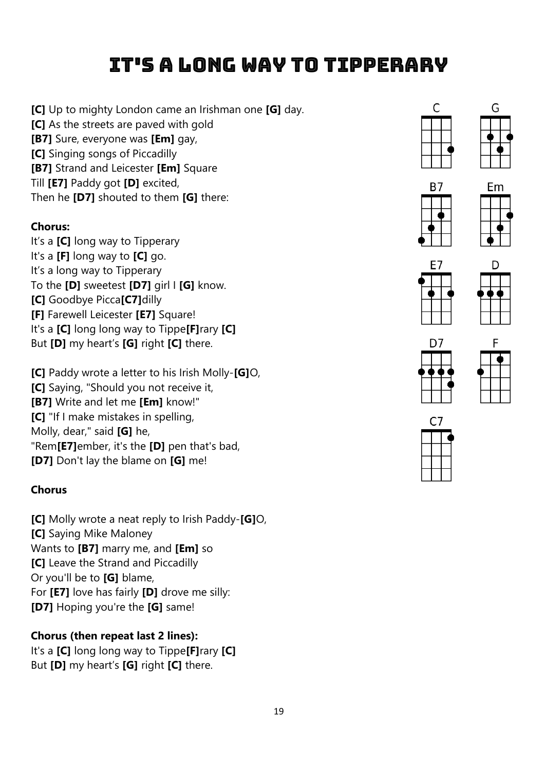# It's a Long Way to Tipperary

**[C]** Up to mighty London came an Irishman one **[G]** day.
**[C]** As the streets are paved with gold
**[B7]** Sure, everyone was **[Em]** gay,
**[C]** Singing songs of Piccadilly
**[B7]** Strand and Leicester **[Em]** Square
Till **[E7]** Paddy got **[D]** excited,
Then he **[D7]** shouted to them **[G]** there:

**Chorus:**
It's a **[C]** long way to Tipperary
It's a **[F]** long way to **[C]** go.
It's a long way to Tipperary
To the **[D]** sweetest **[D7]** girl I **[G]** know.
**[C]** Goodbye Picca**[C7]**dilly
**[F]** Farewell Leicester **[E7]** Square!
It's a **[C]** long long way to Tippe**[F]**rary **[C]**
But **[D]** my heart's **[G]** right **[C]** there.

**[C]** Paddy wrote a letter to his Irish Molly-**[G]**O,
**[C]** Saying, "Should you not receive it,
**[B7]** Write and let me **[Em]** know!"
**[C]** "If I make mistakes in spelling,
Molly, dear," said **[G]** he,
"Rem**[E7]**ember, it's the **[D]** pen that's bad,
**[D7]** Don't lay the blame on **[G]** me!

**Chorus**

**[C]** Molly wrote a neat reply to Irish Paddy-**[G]**O,
**[C]** Saying Mike Maloney
Wants to **[B7]** marry me, and **[Em]** so
**[C]** Leave the Strand and Piccadilly
Or you'll be to **[G]** blame,
For **[E7]** love has fairly **[D]** drove me silly:
**[D7]** Hoping you're the **[G]** same!

**Chorus (then repeat last 2 lines):**
It's a **[C]** long long way to Tippe**[F]**rary **[C]**
But **[D]** my heart's **[G]** right **[C]** there.

C G B7 Em E7 D D7 F C7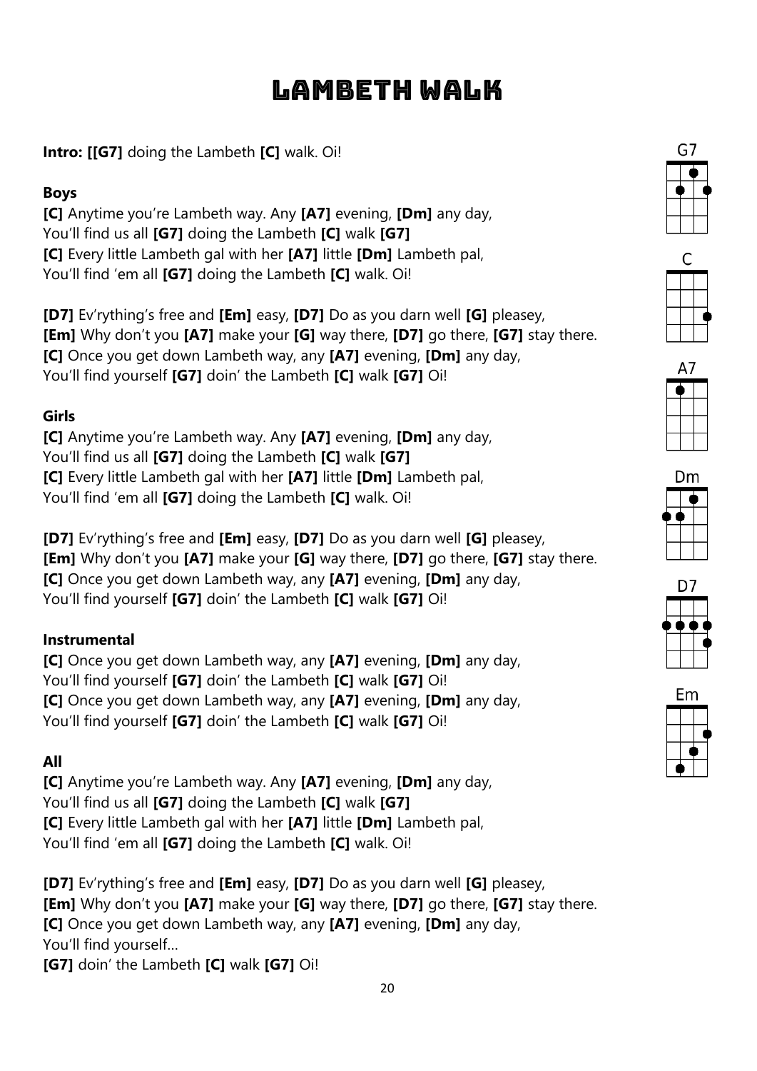# Lambeth Walk

**Intro: [[G7]** doing the Lambeth **[C]** walk. Oi!

**Boys**

**[C]** Anytime you're Lambeth way. Any **[A7]** evening, **[Dm]** any day,
You'll find us all **[G7]** doing the Lambeth **[C]** walk **[G7]**
**[C]** Every little Lambeth gal with her **[A7]** little **[Dm]** Lambeth pal,
You'll find 'em all **[G7]** doing the Lambeth **[C]** walk. Oi!

**[D7]** Ev'rything's free and **[Em]** easy, **[D7]** Do as you darn well **[G]** pleasey,
**[Em]** Why don't you **[A7]** make your **[G]** way there, **[D7]** go there, **[G7]** stay there.
**[C]** Once you get down Lambeth way, any **[A7]** evening, **[Dm]** any day,
You'll find yourself **[G7]** doin' the Lambeth **[C]** walk **[G7]** Oi!

**Girls**

**[C]** Anytime you're Lambeth way. Any **[A7]** evening, **[Dm]** any day,
You'll find us all **[G7]** doing the Lambeth **[C]** walk **[G7]**
**[C]** Every little Lambeth gal with her **[A7]** little **[Dm]** Lambeth pal,
You'll find 'em all **[G7]** doing the Lambeth **[C]** walk. Oi!

**[D7]** Ev'rything's free and **[Em]** easy, **[D7]** Do as you darn well **[G]** pleasey,
**[Em]** Why don't you **[A7]** make your **[G]** way there, **[D7]** go there, **[G7]** stay there.
**[C]** Once you get down Lambeth way, any **[A7]** evening, **[Dm]** any day,
You'll find yourself **[G7]** doin' the Lambeth **[C]** walk **[G7]** Oi!

**Instrumental**

**[C]** Once you get down Lambeth way, any **[A7]** evening, **[Dm]** any day,
You'll find yourself **[G7]** doin' the Lambeth **[C]** walk **[G7]** Oi!
**[C]** Once you get down Lambeth way, any **[A7]** evening, **[Dm]** any day,
You'll find yourself **[G7]** doin' the Lambeth **[C]** walk **[G7]** Oi!

**All**

**[C]** Anytime you're Lambeth way. Any **[A7]** evening, **[Dm]** any day,
You'll find us all **[G7]** doing the Lambeth **[C]** walk **[G7]**
**[C]** Every little Lambeth gal with her **[A7]** little **[Dm]** Lambeth pal,
You'll find 'em all **[G7]** doing the Lambeth **[C]** walk. Oi!

**[D7]** Ev'rything's free and **[Em]** easy, **[D7]** Do as you darn well **[G]** pleasey,
**[Em]** Why don't you **[A7]** make your **[G]** way there, **[D7]** go there, **[G7]** stay there.
**[C]** Once you get down Lambeth way, any **[A7]** evening, **[Dm]** any day,
You'll find yourself…
**[G7]** doin' the Lambeth **[C]** walk **[G7]** Oi!

G7 C A7 Dm D7 Em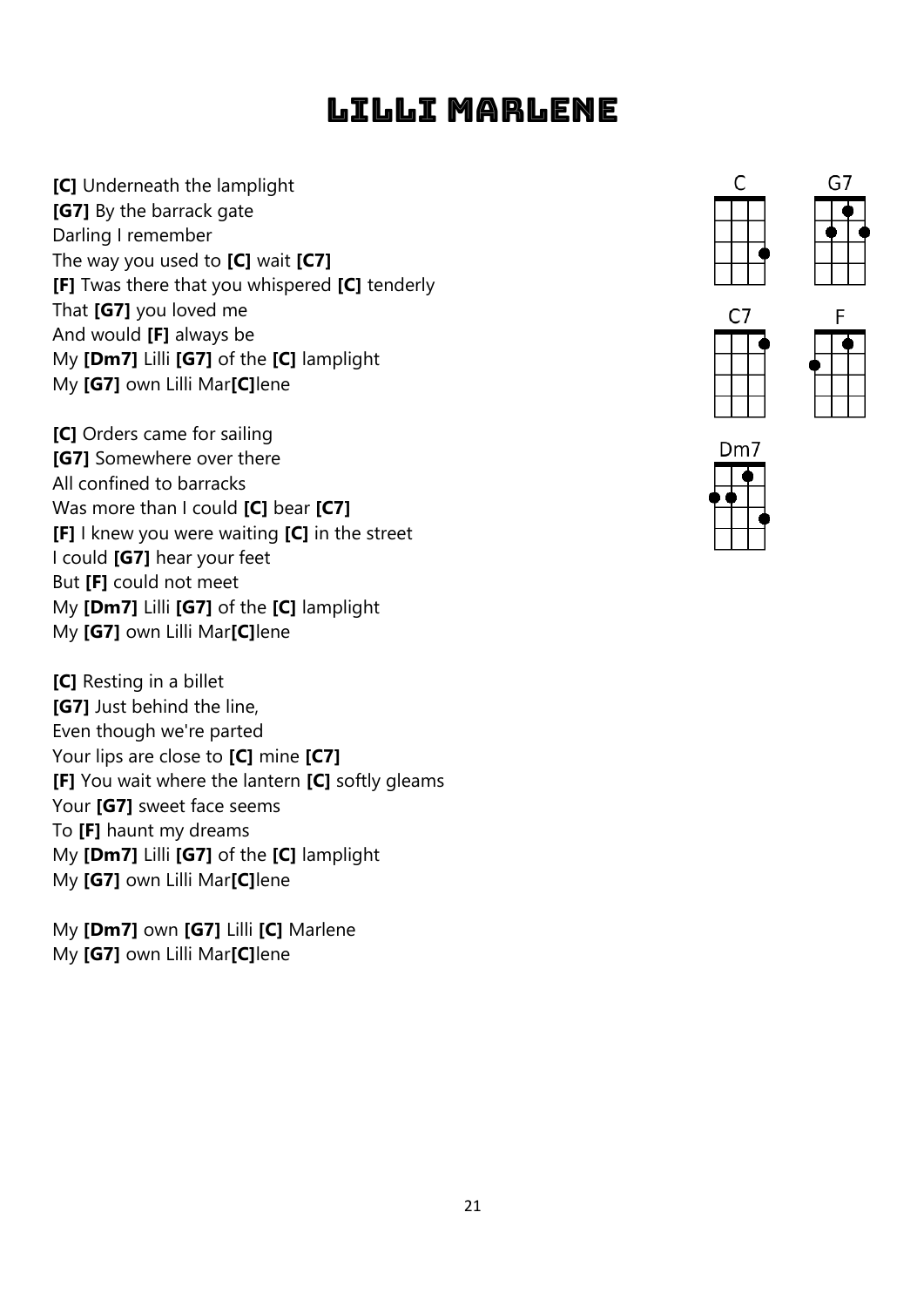# Lilli Marlene

**[C]** Underneath the lamplight
**[G7]** By the barrack gate
Darling I remember
The way you used to **[C]** wait **[C7]**
**[F]** Twas there that you whispered **[C]** tenderly
That **[G7]** you loved me
And would **[F]** always be
My **[Dm7]** Lilli **[G7]** of the **[C]** lamplight
My **[G7]** own Lilli Mar**[C]**lene

**[C]** Orders came for sailing
**[G7]** Somewhere over there
All confined to barracks
Was more than I could **[C]** bear **[C7]**
**[F]** I knew you were waiting **[C]** in the street
I could **[G7]** hear your feet
But **[F]** could not meet
My **[Dm7]** Lilli **[G7]** of the **[C]** lamplight
My **[G7]** own Lilli Mar**[C]**lene

**[C]** Resting in a billet
**[G7]** Just behind the line,
Even though we're parted
Your lips are close to **[C]** mine **[C7]**
**[F]** You wait where the lantern **[C]** softly gleams
Your **[G7]** sweet face seems
To **[F]** haunt my dreams
My **[Dm7]** Lilli **[G7]** of the **[C]** lamplight
My **[G7]** own Lilli Mar**[C]**lene

My **[Dm7]** own **[G7]** Lilli **[C]** Marlene
My **[G7]** own Lilli Mar**[C]**lene

C G7 C7 F Dm7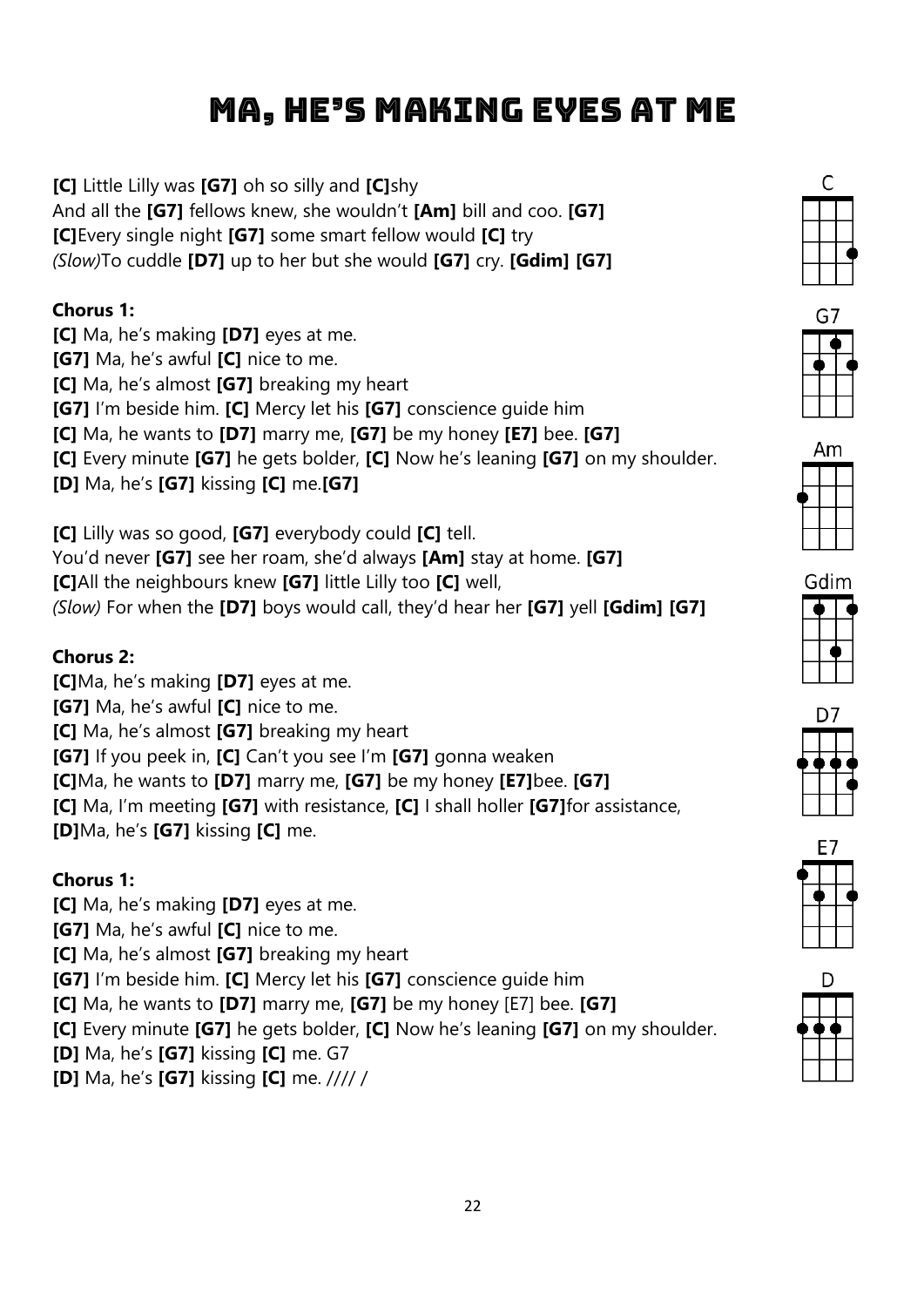# Ma, He's Making Eyes at Me

**[C]** Little Lilly was **[G7]** oh so silly and **[C]**shy
And all the **[G7]** fellows knew, she wouldn't **[Am]** bill and coo. **[G7]**
**[C]**Every single night **[G7]** some smart fellow would **[C]** try
*(Slow)*To cuddle **[D7]** up to her but she would **[G7]** cry. **[Gdim]** **[G7]**

**Chorus 1:**
**[C]** Ma, he's making **[D7]** eyes at me.
**[G7]** Ma, he's awful **[C]** nice to me.
**[C]** Ma, he's almost **[G7]** breaking my heart
**[G7]** I'm beside him. **[C]** Mercy let his **[G7]** conscience guide him
**[C]** Ma, he wants to **[D7]** marry me, **[G7]** be my honey **[E7]** bee. **[G7]**
**[C]** Every minute **[G7]** he gets bolder, **[C]** Now he's leaning **[G7]** on my shoulder.
**[D]** Ma, he's **[G7]** kissing **[C]** me.**[G7]**

**[C]** Lilly was so good, **[G7]** everybody could **[C]** tell.
You'd never **[G7]** see her roam, she'd always **[Am]** stay at home. **[G7]**
**[C]**All the neighbours knew **[G7]** little Lilly too **[C]** well,
*(Slow)* For when the **[D7]** boys would call, they'd hear her **[G7]** yell **[Gdim]** **[G7]**

**Chorus 2:**
**[C]**Ma, he's making **[D7]** eyes at me.
**[G7]** Ma, he's awful **[C]** nice to me.
**[C]** Ma, he's almost **[G7]** breaking my heart
**[G7]** If you peek in, **[C]** Can't you see I'm **[G7]** gonna weaken
**[C]**Ma, he wants to **[D7]** marry me, **[G7]** be my honey **[E7]**bee. **[G7]**
**[C]** Ma, I'm meeting **[G7]** with resistance, **[C]** I shall holler **[G7]**for assistance,
**[D]**Ma, he's **[G7]** kissing **[C]** me.

**Chorus 1:**
**[C]** Ma, he's making **[D7]** eyes at me.
**[G7]** Ma, he's awful **[C]** nice to me.
**[C]** Ma, he's almost **[G7]** breaking my heart
**[G7]** I'm beside him. **[C]** Mercy let his **[G7]** conscience guide him
**[C]** Ma, he wants to **[D7]** marry me, **[G7]** be my honey [E7] bee. **[G7]**
**[C]** Every minute **[G7]** he gets bolder, **[C]** Now he's leaning **[G7]** on my shoulder.
**[D]** Ma, he's **[G7]** kissing **[C]** me. G7
**[D]** Ma, he's **[G7]** kissing **[C]** me. //// /

C G7 Am Gdim D7 E7 D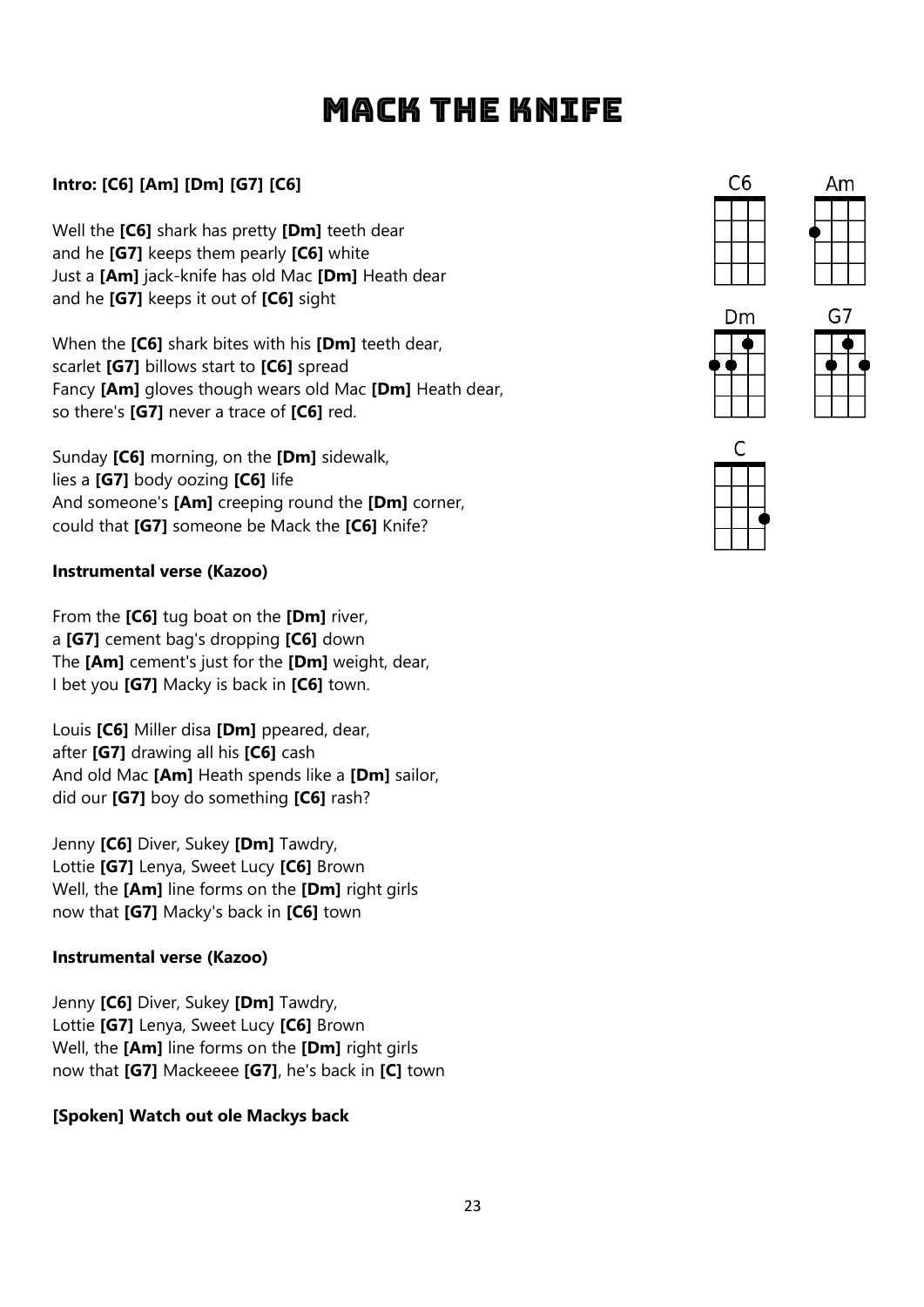# Mack The Knife

**Intro: [C6] [Am] [Dm] [G7] [C6]**

Well the **[C6]** shark has pretty **[Dm]** teeth dear
and he **[G7]** keeps them pearly **[C6]** white
Just a **[Am]** jack-knife has old Mac **[Dm]** Heath dear
and he **[G7]** keeps it out of **[C6]** sight

When the **[C6]** shark bites with his **[Dm]** teeth dear,
scarlet **[G7]** billows start to **[C6]** spread
Fancy **[Am]** gloves though wears old Mac **[Dm]** Heath dear,
so there's **[G7]** never a trace of **[C6]** red.

Sunday **[C6]** morning, on the **[Dm]** sidewalk,
lies a **[G7]** body oozing **[C6]** life
And someone's **[Am]** creeping round the **[Dm]** corner,
could that **[G7]** someone be Mack the **[C6]** Knife?

**Instrumental verse (Kazoo)**

From the **[C6]** tug boat on the **[Dm]** river,
a **[G7]** cement bag's dropping **[C6]** down
The **[Am]** cement's just for the **[Dm]** weight, dear,
I bet you **[G7]** Macky is back in **[C6]** town.

Louis **[C6]** Miller disa **[Dm]** ppeared, dear,
after **[G7]** drawing all his **[C6]** cash
And old Mac **[Am]** Heath spends like a **[Dm]** sailor,
did our **[G7]** boy do something **[C6]** rash?

Jenny **[C6]** Diver, Sukey **[Dm]** Tawdry,
Lottie **[G7]** Lenya, Sweet Lucy **[C6]** Brown
Well, the **[Am]** line forms on the **[Dm]** right girls
now that **[G7]** Macky's back in **[C6]** town

**Instrumental verse (Kazoo)**

Jenny **[C6]** Diver, Sukey **[Dm]** Tawdry,
Lottie **[G7]** Lenya, Sweet Lucy **[C6]** Brown
Well, the **[Am]** line forms on the **[Dm]** right girls
now that **[G7]** Mackeeee **[G7]**, he's back in **[C]** town

**[Spoken] Watch out ole Mackys back**

C6 Am Dm G7 C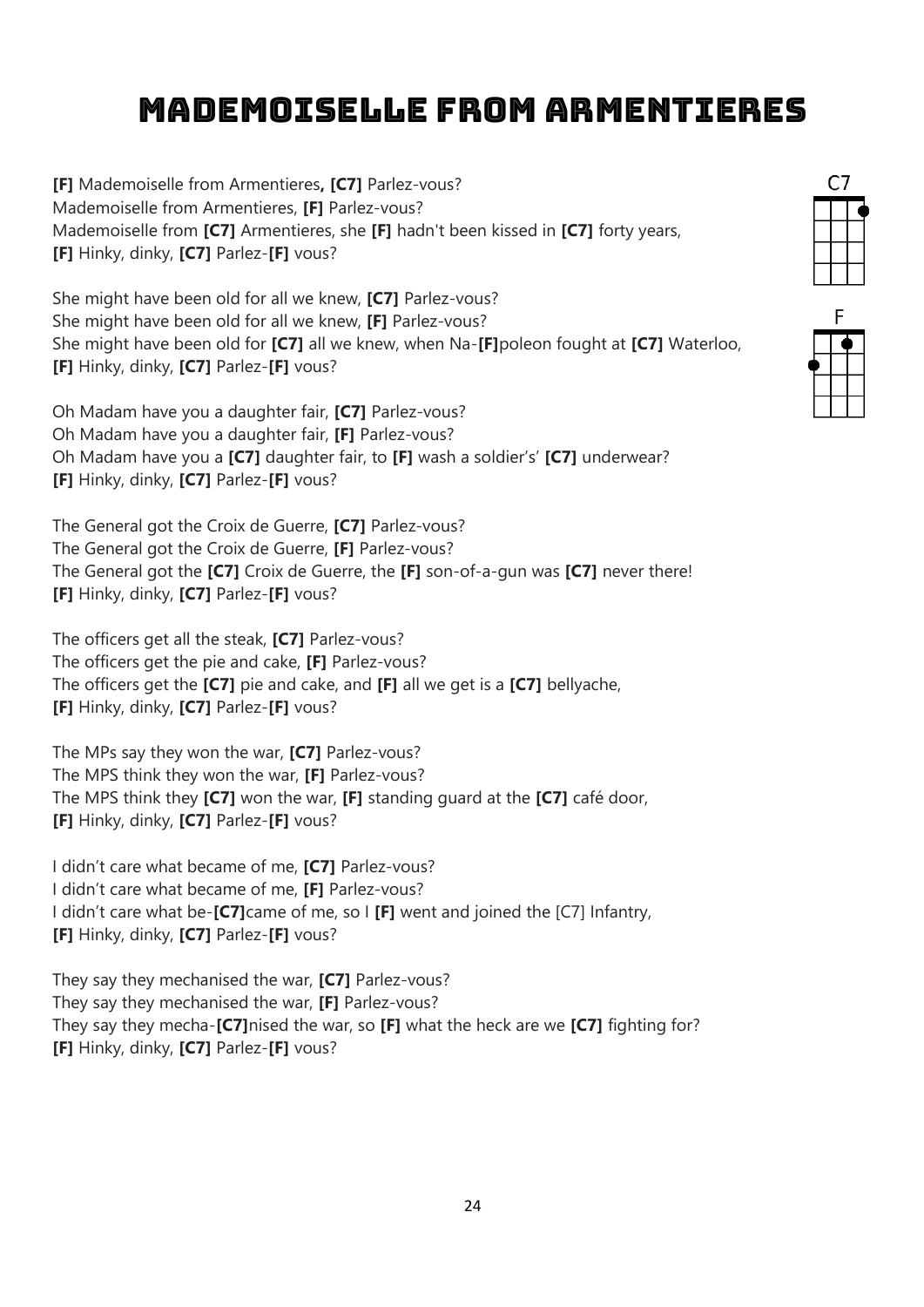# Mademoiselle from Armentieres

**[F]** Mademoiselle from Armentieres**,** **[C7]** Parlez-vous?
Mademoiselle from Armentieres, **[F]** Parlez-vous?
Mademoiselle from **[C7]** Armentieres, she **[F]** hadn't been kissed in **[C7]** forty years,
**[F]** Hinky, dinky, **[C7]** Parlez-**[F]** vous?

She might have been old for all we knew, **[C7]** Parlez-vous?
She might have been old for all we knew, **[F]** Parlez-vous?
She might have been old for **[C7]** all we knew, when Na-**[F]**poleon fought at **[C7]** Waterloo,
**[F]** Hinky, dinky, **[C7]** Parlez-**[F]** vous?

Oh Madam have you a daughter fair, **[C7]** Parlez-vous?
Oh Madam have you a daughter fair, **[F]** Parlez-vous?
Oh Madam have you a **[C7]** daughter fair, to **[F]** wash a soldier's' **[C7]** underwear?
**[F]** Hinky, dinky, **[C7]** Parlez-**[F]** vous?

The General got the Croix de Guerre, **[C7]** Parlez-vous?
The General got the Croix de Guerre, **[F]** Parlez-vous?
The General got the **[C7]** Croix de Guerre, the **[F]** son-of-a-gun was **[C7]** never there!
**[F]** Hinky, dinky, **[C7]** Parlez-**[F]** vous?

The officers get all the steak, **[C7]** Parlez-vous?
The officers get the pie and cake, **[F]** Parlez-vous?
The officers get the **[C7]** pie and cake, and **[F]** all we get is a **[C7]** bellyache,
**[F]** Hinky, dinky, **[C7]** Parlez-**[F]** vous?

The MPs say they won the war, **[C7]** Parlez-vous?
The MPS think they won the war, **[F]** Parlez-vous?
The MPS think they **[C7]** won the war, **[F]** standing guard at the **[C7]** café door,
**[F]** Hinky, dinky, **[C7]** Parlez-**[F]** vous?

I didn't care what became of me, **[C7]** Parlez-vous?
I didn't care what became of me, **[F]** Parlez-vous?
I didn't care what be-**[C7]**came of me, so I **[F]** went and joined the [C7] Infantry,
**[F]** Hinky, dinky, **[C7]** Parlez-**[F]** vous?

They say they mechanised the war, **[C7]** Parlez-vous?
They say they mechanised the war, **[F]** Parlez-vous?
They say they mecha-**[C7]**nised the war, so **[F]** what the heck are we **[C7]** fighting for?
**[F]** Hinky, dinky, **[C7]** Parlez-**[F]** vous?

C7

F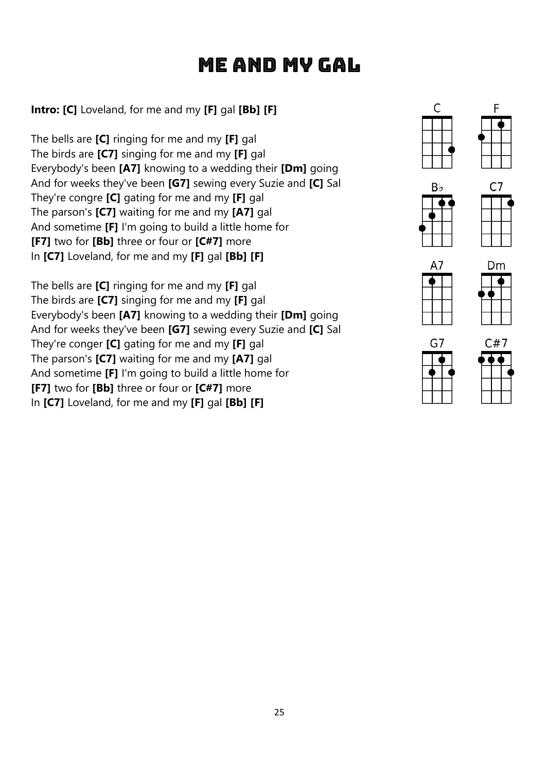# Me and My Gal

**Intro: [C]** Loveland, for me and my **[F]** gal **[Bb] [F]**

The bells are **[C]** ringing for me and my **[F]** gal
The birds are **[C7]** singing for me and my **[F]** gal
Everybody's been **[A7]** knowing to a wedding their **[Dm]** going
And for weeks they've been **[G7]** sewing every Suzie and **[C]** Sal
They're congre **[C]** gating for me and my **[F]** gal
The parson's **[C7]** waiting for me and my **[A7]** gal
And sometime **[F]** I'm going to build a little home for
**[F7]** two for **[Bb]** three or four or **[C#7]** more
In **[C7]** Loveland, for me and my **[F]** gal **[Bb] [F]**

The bells are **[C]** ringing for me and my **[F]** gal
The birds are **[C7]** singing for me and my **[F]** gal
Everybody's been **[A7]** knowing to a wedding their **[Dm]** going
And for weeks they've been **[G7]** sewing every Suzie and **[C]** Sal
They're conger **[C]** gating for me and my **[F]** gal
The parson's **[C7]** waiting for me and my **[A7]** gal
And sometime **[F]** I'm going to build a little home for
**[F7]** two for **[Bb]** three or four or **[C#7]** more
In **[C7]** Loveland, for me and my **[F]** gal **[Bb] [F]**

C F B♭ C7 A7 Dm G7 C#7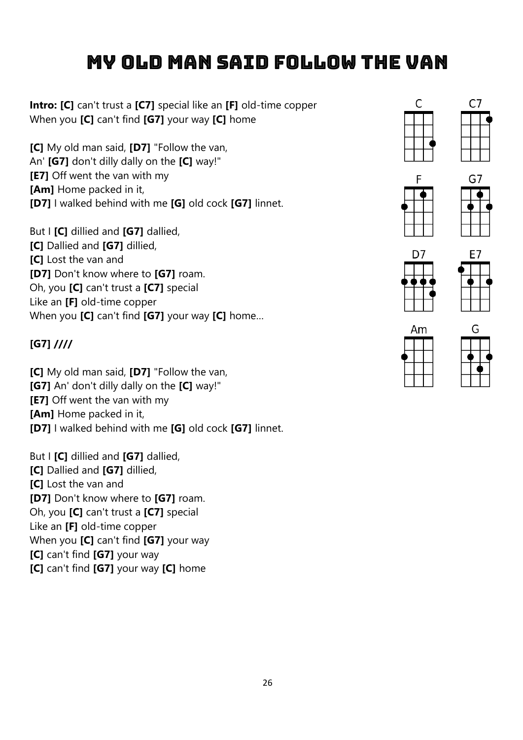# MY OLD MAN SAID FOLLOW THE VAN

**Intro: [C]** can't trust a **[C7]** special like an **[F]** old-time copper
When you **[C]** can't find **[G7]** your way **[C]** home

**[C]** My old man said, **[D7]** "Follow the van,
An' **[G7]** don't dilly dally on the **[C]** way!"
**[E7]** Off went the van with my
**[Am]** Home packed in it,
**[D7]** I walked behind with me **[G]** old cock **[G7]** linnet.

But I **[C]** dillied and **[G7]** dallied,
**[C]** Dallied and **[G7]** dillied,
**[C]** Lost the van and
**[D7]** Don't know where to **[G7]** roam.
Oh, you **[C]** can't trust a **[C7]** special
Like an **[F]** old-time copper
When you **[C]** can't find **[G7]** your way **[C]** home...

**[G7] ////**

**[C]** My old man said, **[D7]** "Follow the van,
**[G7]** An' don't dilly dally on the **[C]** way!"
**[E7]** Off went the van with my
**[Am]** Home packed in it,
**[D7]** I walked behind with me **[G]** old cock **[G7]** linnet.

But I **[C]** dillied and **[G7]** dallied,
**[C]** Dallied and **[G7]** dillied,
**[C]** Lost the van and
**[D7]** Don't know where to **[G7]** roam.
Oh, you **[C]** can't trust a **[C7]** special
Like an **[F]** old-time copper
When you **[C]** can't find **[G7]** your way
**[C]** can't find **[G7]** your way
**[C]** can't find **[G7]** your way **[C]** home

C C7 F G7 D7 E7 Am G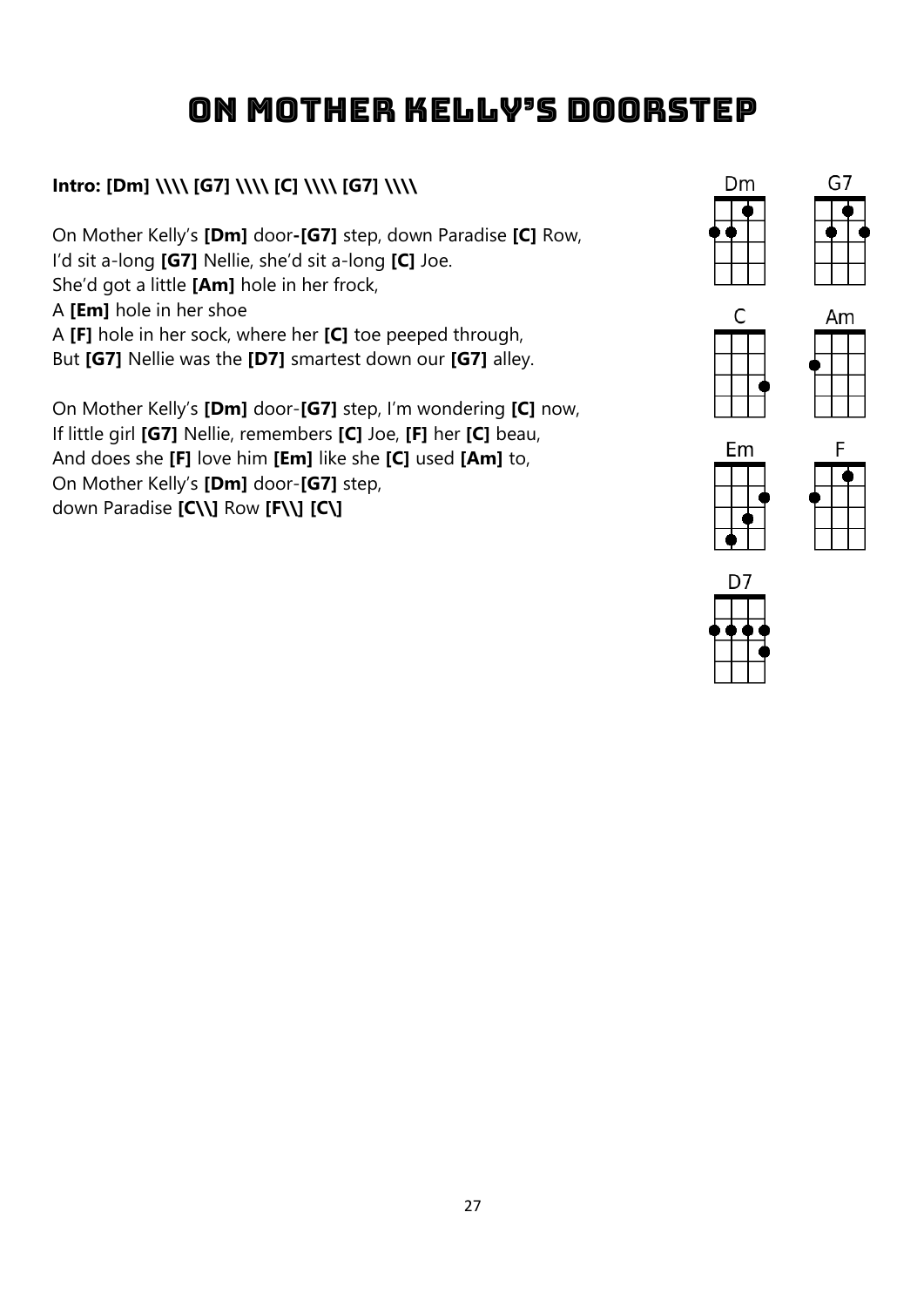# ON MOTHER KELLY'S DOORSTEP

**Intro: [Dm] \\\\ [G7] \\\\ [C] \\\\ [G7] \\\\**

On Mother Kelly's **[Dm]** door**-[G7]** step, down Paradise **[C]** Row,
I'd sit a-long **[G7]** Nellie, she'd sit a-long **[C]** Joe.
She'd got a little **[Am]** hole in her frock,
A **[Em]** hole in her shoe
A **[F]** hole in her sock, where her **[C]** toe peeped through,
But **[G7]** Nellie was the **[D7]** smartest down our **[G7]** alley.

On Mother Kelly's **[Dm]** door-**[G7]** step, I'm wondering **[C]** now,
If little girl **[G7]** Nellie, remembers **[C]** Joe, **[F]** her **[C]** beau,
And does she **[F]** love him **[Em]** like she **[C]** used **[Am]** to,
On Mother Kelly's **[Dm]** door-**[G7]** step,
down Paradise **[C\\]** Row **[F\\]** **[C\]**

Dm G7 C Am Em F D7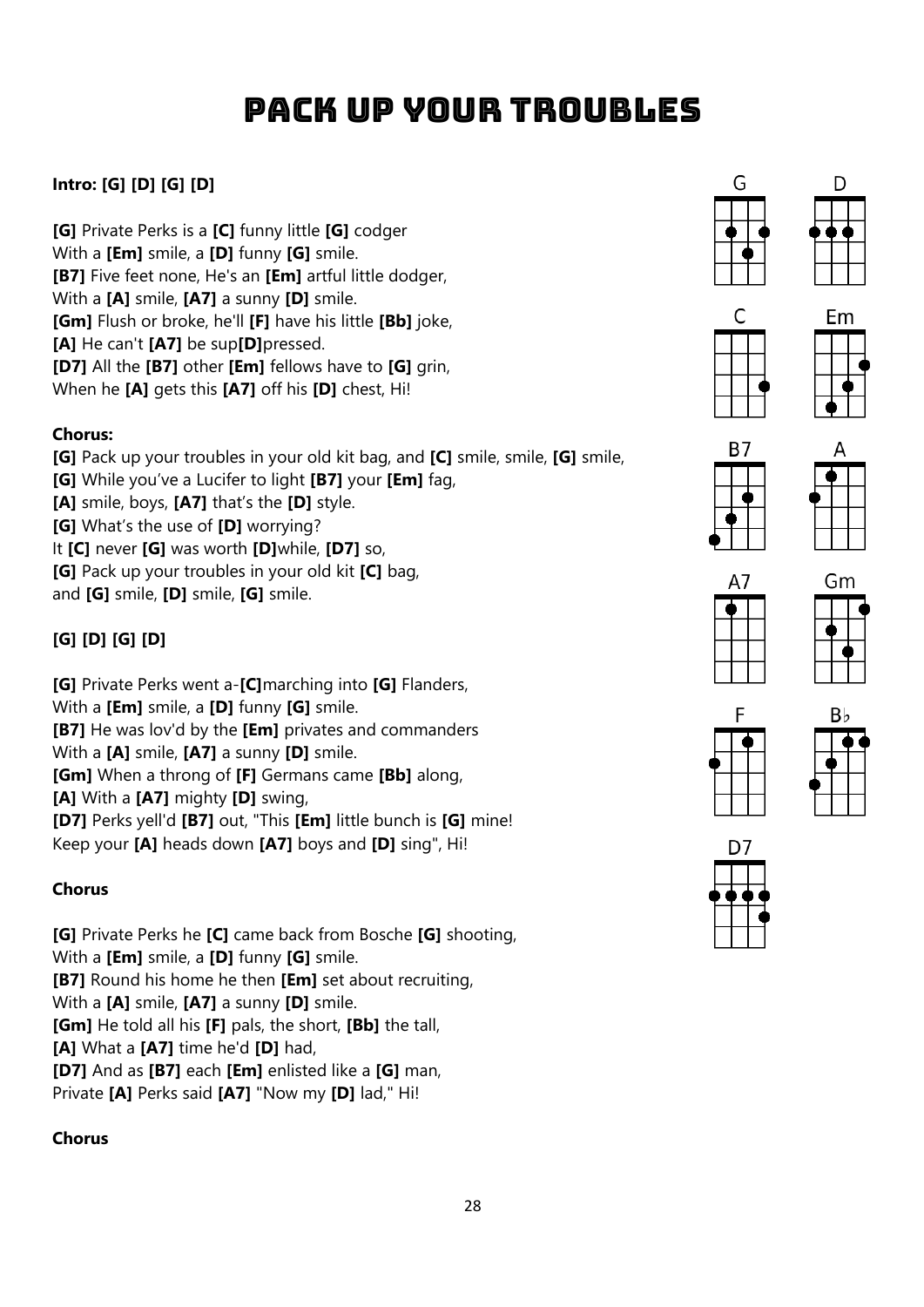# PACK UP YOUR TROUBLES

**Intro: [G] [D] [G] [D]**

**[G]** Private Perks is a **[C]** funny little **[G]** codger
With a **[Em]** smile, a **[D]** funny **[G]** smile.
**[B7]** Five feet none, He's an **[Em]** artful little dodger,
With a **[A]** smile, **[A7]** a sunny **[D]** smile.
**[Gm]** Flush or broke, he'll **[F]** have his little **[Bb]** joke,
**[A]** He can't **[A7]** be sup**[D]**pressed.
**[D7]** All the **[B7]** other **[Em]** fellows have to **[G]** grin,
When he **[A]** gets this **[A7]** off his **[D]** chest, Hi!

**Chorus:**

**[G]** Pack up your troubles in your old kit bag, and **[C]** smile, smile, **[G]** smile,
**[G]** While you've a Lucifer to light **[B7]** your **[Em]** fag,
**[A]** smile, boys, **[A7]** that's the **[D]** style.
**[G]** What's the use of **[D]** worrying?
It **[C]** never **[G]** was worth **[D]**while, **[D7]** so,
**[G]** Pack up your troubles in your old kit **[C]** bag,
and **[G]** smile, **[D]** smile, **[G]** smile.

**[G] [D] [G] [D]**

**[G]** Private Perks went a-**[C]**marching into **[G]** Flanders,
With a **[Em]** smile, a **[D]** funny **[G]** smile.
**[B7]** He was lov'd by the **[Em]** privates and commanders
With a **[A]** smile, **[A7]** a sunny **[D]** smile.
**[Gm]** When a throng of **[F]** Germans came **[Bb]** along,
**[A]** With a **[A7]** mighty **[D]** swing,
**[D7]** Perks yell'd **[B7]** out, "This **[Em]** little bunch is **[G]** mine!
Keep your **[A]** heads down **[A7]** boys and **[D]** sing", Hi!

**Chorus**

**[G]** Private Perks he **[C]** came back from Bosche **[G]** shooting,
With a **[Em]** smile, a **[D]** funny **[G]** smile.
**[B7]** Round his home he then **[Em]** set about recruiting,
With a **[A]** smile, **[A7]** a sunny **[D]** smile.
**[Gm]** He told all his **[F]** pals, the short, **[Bb]** the tall,
**[A]** What a **[A7]** time he'd **[D]** had,
**[D7]** And as **[B7]** each **[Em]** enlisted like a **[G]** man,
Private **[A]** Perks said **[A7]** "Now my **[D]** lad," Hi!

**Chorus**

G D C Em B7 A A7 Gm F B♭ D7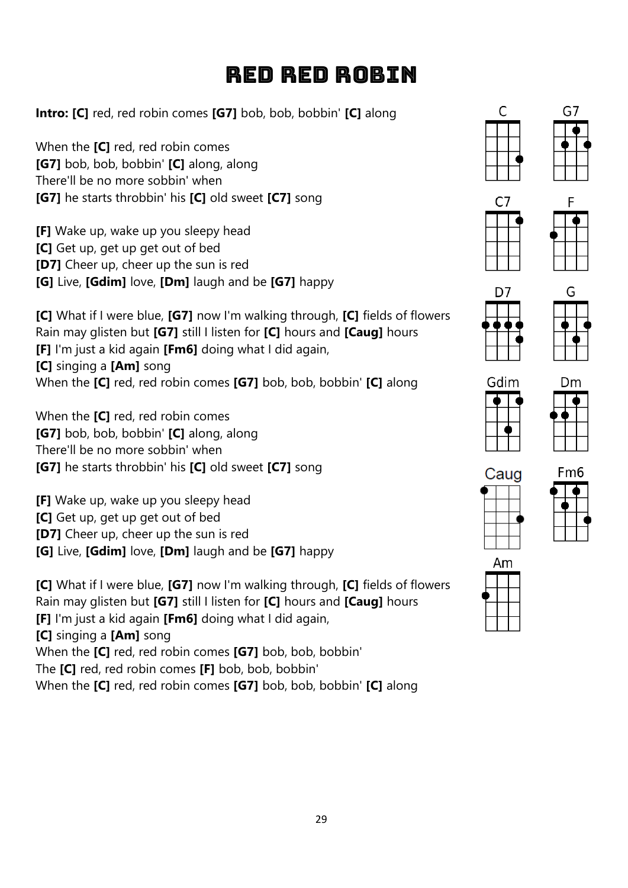# RED RED ROBIN

**Intro: [C]** red, red robin comes **[G7]** bob, bob, bobbin' **[C]** along

When the **[C]** red, red robin comes
**[G7]** bob, bob, bobbin' **[C]** along, along
There'll be no more sobbin' when
**[G7]** he starts throbbin' his **[C]** old sweet **[C7]** song

**[F]** Wake up, wake up you sleepy head
**[C]** Get up, get up get out of bed
**[D7]** Cheer up, cheer up the sun is red
**[G]** Live, **[Gdim]** love, **[Dm]** laugh and be **[G7]** happy

**[C]** What if I were blue, **[G7]** now I'm walking through, **[C]** fields of flowers
Rain may glisten but **[G7]** still I listen for **[C]** hours and **[Caug]** hours
**[F]** I'm just a kid again **[Fm6]** doing what I did again,
**[C]** singing a **[Am]** song
When the **[C]** red, red robin comes **[G7]** bob, bob, bobbin' **[C]** along

When the **[C]** red, red robin comes
**[G7]** bob, bob, bobbin' **[C]** along, along
There'll be no more sobbin' when
**[G7]** he starts throbbin' his **[C]** old sweet **[C7]** song

**[F]** Wake up, wake up you sleepy head
**[C]** Get up, get up get out of bed
**[D7]** Cheer up, cheer up the sun is red
**[G]** Live, **[Gdim]** love, **[Dm]** laugh and be **[G7]** happy

**[C]** What if I were blue, **[G7]** now I'm walking through, **[C]** fields of flowers
Rain may glisten but **[G7]** still I listen for **[C]** hours and **[Caug]** hours
**[F]** I'm just a kid again **[Fm6]** doing what I did again,
**[C]** singing a **[Am]** song
When the **[C]** red, red robin comes **[G7]** bob, bob, bobbin'
The **[C]** red, red robin comes **[F]** bob, bob, bobbin'
When the **[C]** red, red robin comes **[G7]** bob, bob, bobbin' **[C]** along

C G7 C7 F D7 G Gdim Dm Caug Fm6 Am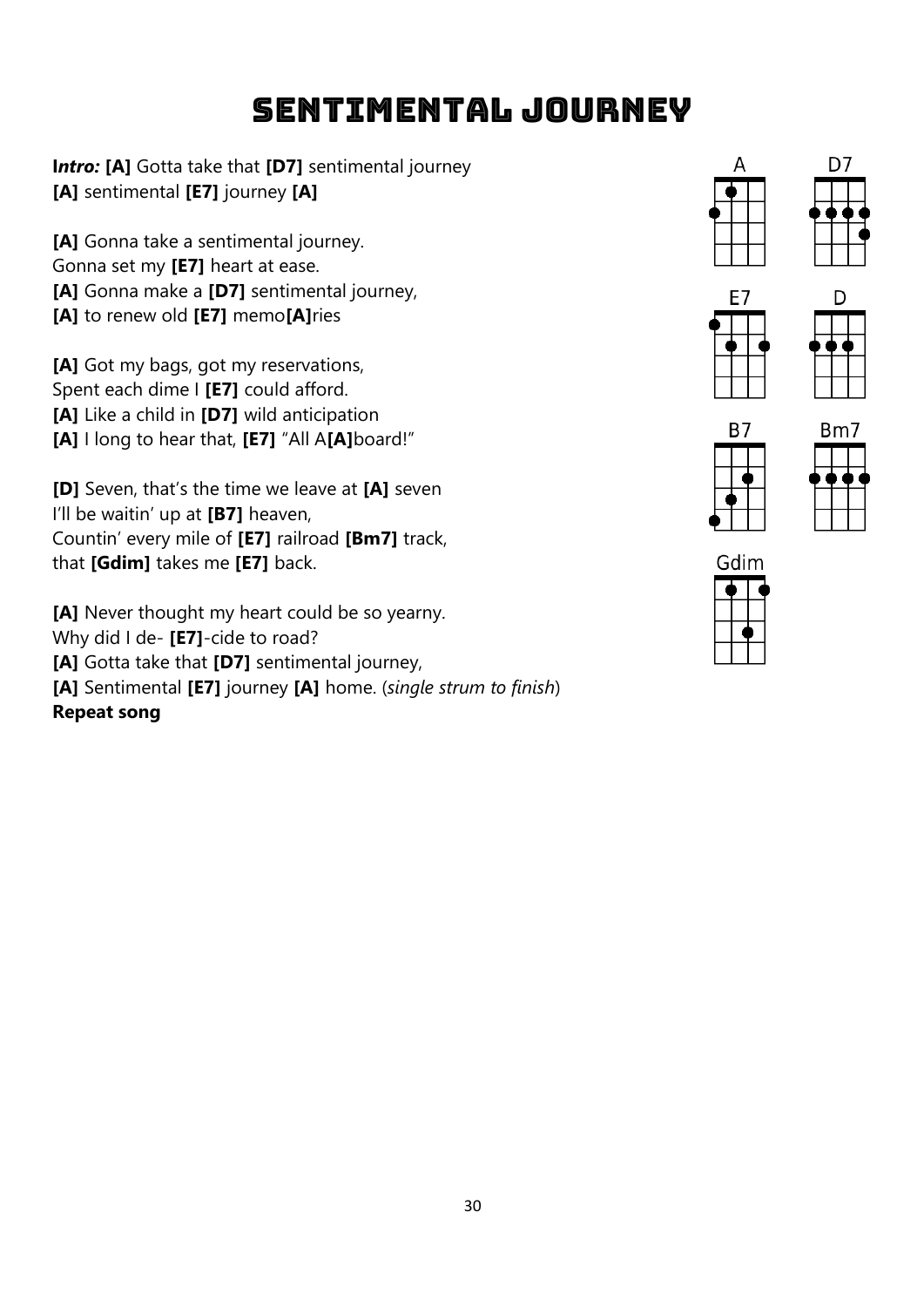# Sentimental Journey

**I*ntro:* [A]** Gotta take that **[D7]** sentimental journey
**[A]** sentimental **[E7]** journey **[A]**

**[A]** Gonna take a sentimental journey.
Gonna set my **[E7]** heart at ease.
**[A]** Gonna make a **[D7]** sentimental journey,
**[A]** to renew old **[E7]** memo**[A]**ries

**[A]** Got my bags, got my reservations,
Spent each dime I **[E7]** could afford.
**[A]** Like a child in **[D7]** wild anticipation
**[A]** I long to hear that, **[E7]** "All A**[A]**board!"

**[D]** Seven, that's the time we leave at **[A]** seven
I'll be waitin' up at **[B7]** heaven,
Countin' every mile of **[E7]** railroad **[Bm7]** track,
that **[Gdim]** takes me **[E7]** back.

**[A]** Never thought my heart could be so yearny.
Why did I de- **[E7]**-cide to road?
**[A]** Gotta take that **[D7]** sentimental journey,
**[A]** Sentimental **[E7]** journey **[A]** home. (*single strum to finish*)
**Repeat song**

A D7 E7 D B7 Bm7 Gdim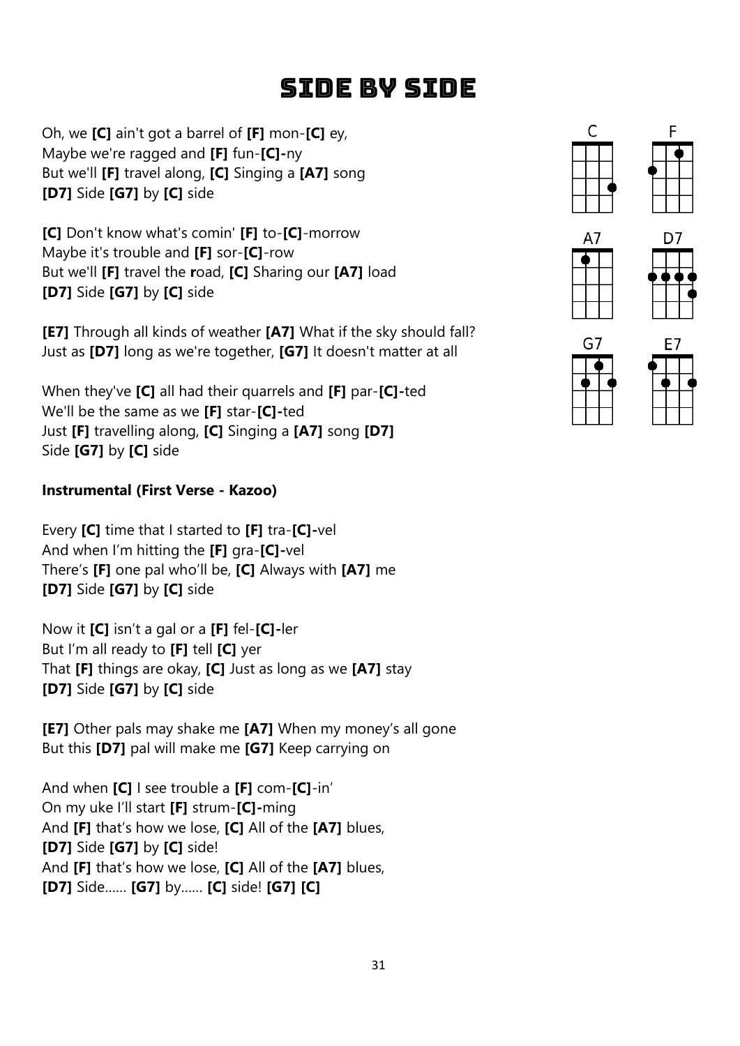# Side By Side

Oh, we **[C]** ain't got a barrel of **[F]** mon-**[C]** ey,
Maybe we're ragged and **[F]** fun-**[C]**-ny
But we'll **[F]** travel along, **[C]** Singing a **[A7]** song
**[D7]** Side **[G7]** by **[C]** side

**[C]** Don't know what's comin' **[F]** to-**[C]**-morrow
Maybe it's trouble and **[F]** sor-**[C]**-row
But we'll **[F]** travel the road, **[C]** Sharing our **[A7]** load
**[D7]** Side **[G7]** by **[C]** side

**[E7]** Through all kinds of weather **[A7]** What if the sky should fall?
Just as **[D7]** long as we're together, **[G7]** It doesn't matter at all

When they've **[C]** all had their quarrels and **[F]** par-**[C]**-ted
We'll be the same as we **[F]** star-**[C]**-ted
Just **[F]** travelling along, **[C]** Singing a **[A7]** song **[D7]**
Side **[G7]** by **[C]** side

**Instrumental (First Verse - Kazoo)**

Every **[C]** time that I started to **[F]** tra-**[C]**-vel
And when I'm hitting the **[F]** gra-**[C]**-vel
There's **[F]** one pal who'll be, **[C]** Always with **[A7]** me
**[D7]** Side **[G7]** by **[C]** side

Now it **[C]** isn't a gal or a **[F]** fel-**[C]**-ler
But I'm all ready to **[F]** tell **[C]** yer
That **[F]** things are okay, **[C]** Just as long as we **[A7]** stay
**[D7]** Side **[G7]** by **[C]** side

**[E7]** Other pals may shake me **[A7]** When my money's all gone
But this **[D7]** pal will make me **[G7]** Keep carrying on

And when **[C]** I see trouble a **[F]** com-**[C]**-in'
On my uke I'll start **[F]** strum-**[C]**-ming
And **[F]** that's how we lose, **[C]** All of the **[A7]** blues,
**[D7]** Side **[G7]** by **[C]** side!
And **[F]** that's how we lose, **[C]** All of the **[A7]** blues,
**[D7]** Side...... **[G7]** by...... **[C]** side! **[G7]** **[C]**

C F A7 D7 G7 E7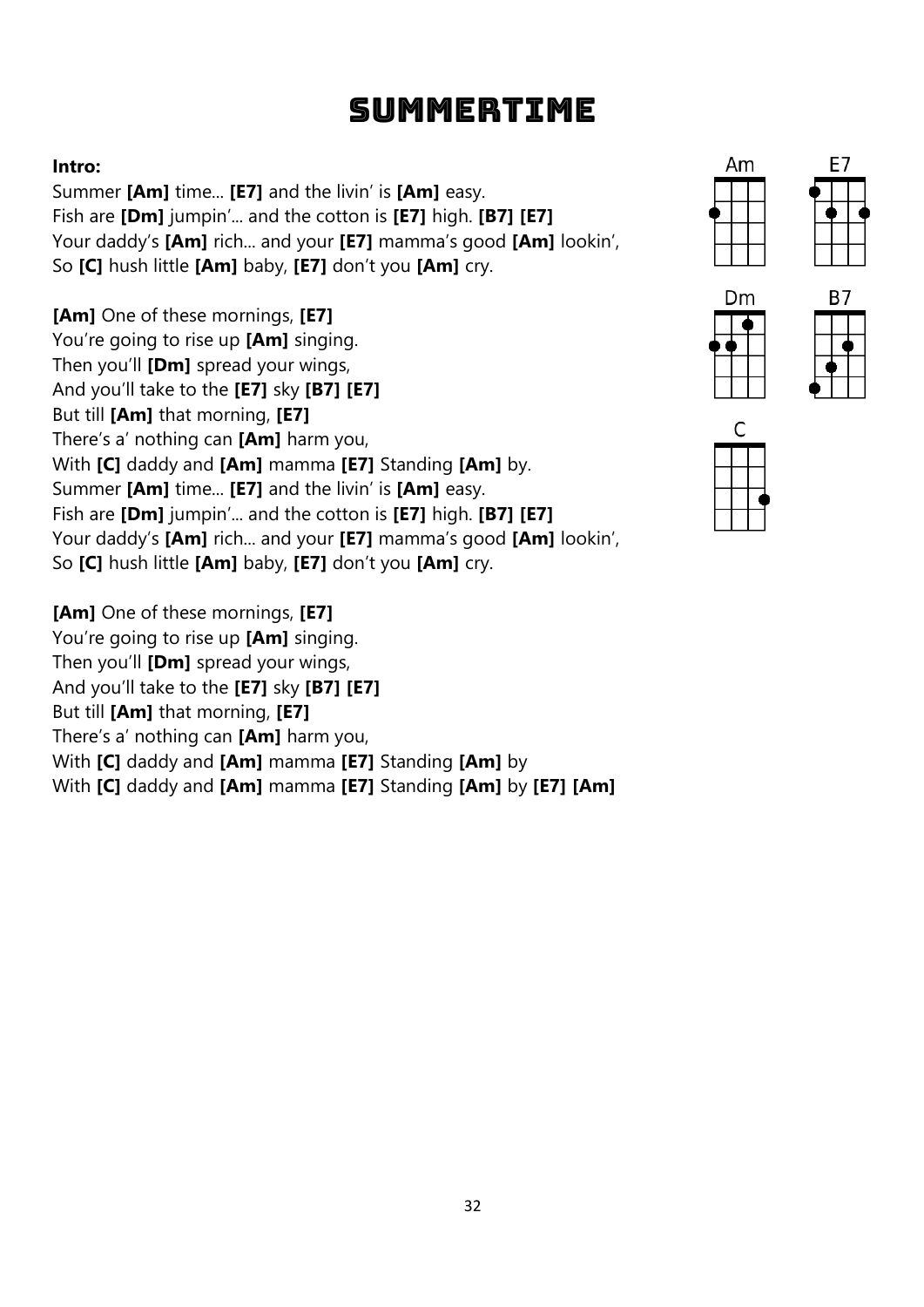# Summertime

**Intro:**
Summer **[Am]** time... **[E7]** and the livin' is **[Am]** easy.
Fish are **[Dm]** jumpin'... and the cotton is **[E7]** high. **[B7] [E7]**
Your daddy's **[Am]** rich... and your **[E7]** mamma's good **[Am]** lookin',
So **[C]** hush little **[Am]** baby, **[E7]** don't you **[Am]** cry.

**[Am]** One of these mornings, **[E7]**
You're going to rise up **[Am]** singing.
Then you'll **[Dm]** spread your wings,
And you'll take to the **[E7]** sky **[B7] [E7]**
But till **[Am]** that morning, **[E7]**
There's a' nothing can **[Am]** harm you,
With **[C]** daddy and **[Am]** mamma **[E7]** Standing **[Am]** by.
Summer **[Am]** time... **[E7]** and the livin' is **[Am]** easy.
Fish are **[Dm]** jumpin'... and the cotton is **[E7]** high. **[B7] [E7]**
Your daddy's **[Am]** rich... and your **[E7]** mamma's good **[Am]** lookin',
So **[C]** hush little **[Am]** baby, **[E7]** don't you **[Am]** cry.

**[Am]** One of these mornings, **[E7]**
You're going to rise up **[Am]** singing.
Then you'll **[Dm]** spread your wings,
And you'll take to the **[E7]** sky **[B7] [E7]**
But till **[Am]** that morning, **[E7]**
There's a' nothing can **[Am]** harm you,
With **[C]** daddy and **[Am]** mamma **[E7]** Standing **[Am]** by
With **[C]** daddy and **[Am]** mamma **[E7]** Standing **[Am]** by **[E7] [Am]**

Am E7 Dm B7 C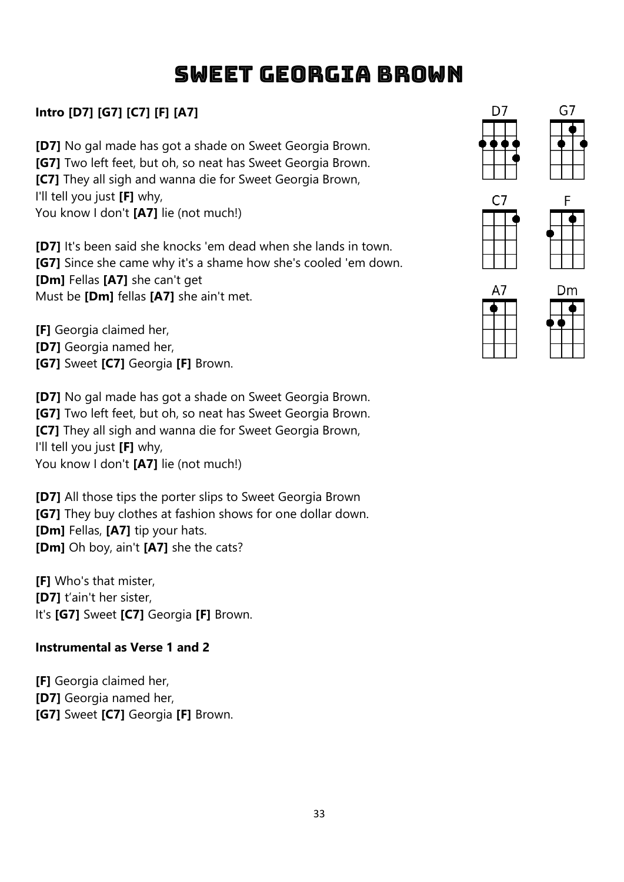# Sweet Georgia Brown

**Intro [D7] [G7] [C7] [F] [A7]**

**[D7]** No gal made has got a shade on Sweet Georgia Brown.
**[G7]** Two left feet, but oh, so neat has Sweet Georgia Brown.
**[C7]** They all sigh and wanna die for Sweet Georgia Brown,
I'll tell you just **[F]** why,
You know I don't **[A7]** lie (not much!)

**[D7]** It's been said she knocks 'em dead when she lands in town.
**[G7]** Since she came why it's a shame how she's cooled 'em down.
**[Dm]** Fellas **[A7]** she can't get
Must be **[Dm]** fellas **[A7]** she ain't met.

**[F]** Georgia claimed her,
**[D7]** Georgia named her,
**[G7]** Sweet **[C7]** Georgia **[F]** Brown.

**[D7]** No gal made has got a shade on Sweet Georgia Brown.
**[G7]** Two left feet, but oh, so neat has Sweet Georgia Brown.
**[C7]** They all sigh and wanna die for Sweet Georgia Brown,
I'll tell you just **[F]** why,
You know I don't **[A7]** lie (not much!)

**[D7]** All those tips the porter slips to Sweet Georgia Brown
**[G7]** They buy clothes at fashion shows for one dollar down.
**[Dm]** Fellas, **[A7]** tip your hats.
**[Dm]** Oh boy, ain't **[A7]** she the cats?

**[F]** Who's that mister,
**[D7]** t'ain't her sister,
It's **[G7]** Sweet **[C7]** Georgia **[F]** Brown.

**Instrumental as Verse 1 and 2**

**[F]** Georgia claimed her,
**[D7]** Georgia named her,
**[G7]** Sweet **[C7]** Georgia **[F]** Brown.

D7 G7 C7 F A7 Dm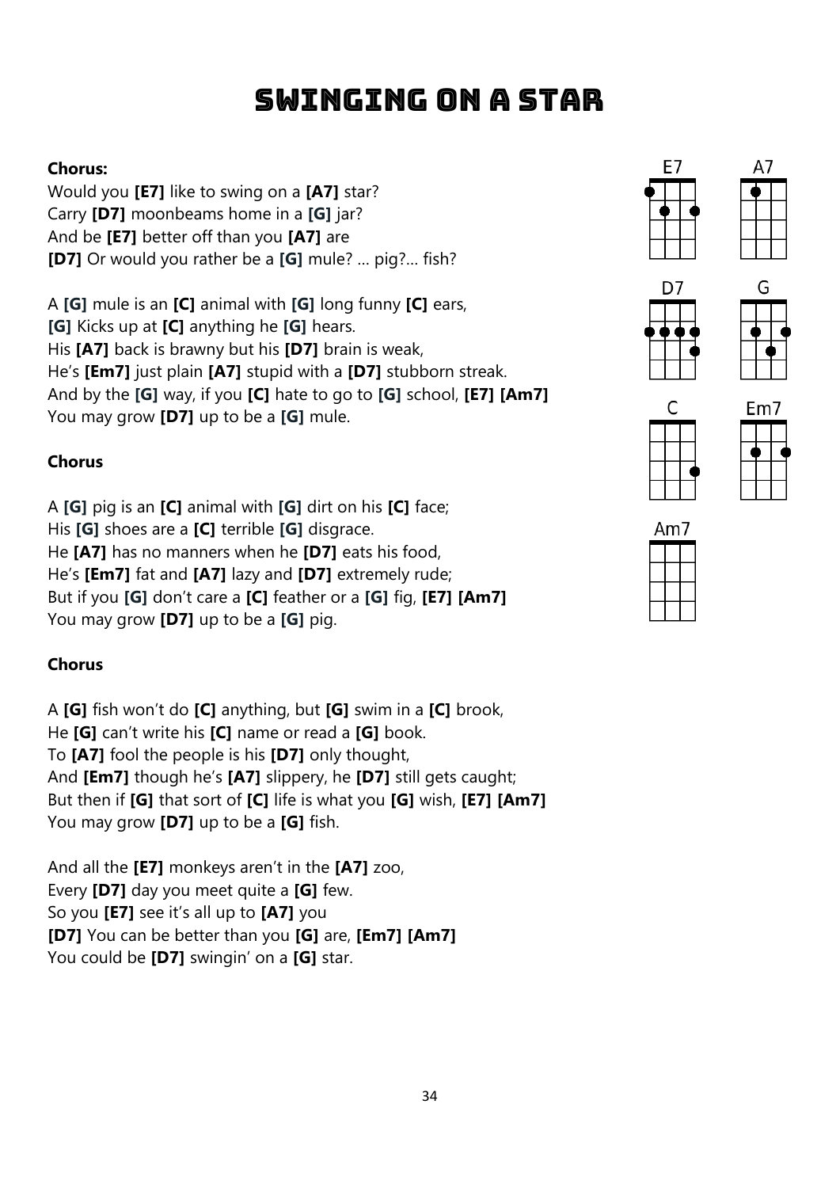# Swinging On A Star

**Chorus:**
Would you **[E7]** like to swing on a **[A7]** star?
Carry **[D7]** moonbeams home in a **[G]** jar?
And be **[E7]** better off than you **[A7]** are
**[D7]** Or would you rather be a **[G]** mule? … pig?… fish?

A **[G]** mule is an **[C]** animal with **[G]** long funny **[C]** ears,
**[G]** Kicks up at **[C]** anything he **[G]** hears.
His **[A7]** back is brawny but his **[D7]** brain is weak,
He's **[Em7]** just plain **[A7]** stupid with a **[D7]** stubborn streak.
And by the **[G]** way, if you **[C]** hate to go to **[G]** school, **[E7]** **[Am7]**
You may grow **[D7]** up to be a **[G]** mule.

**Chorus**

A **[G]** pig is an **[C]** animal with **[G]** dirt on his **[C]** face;
His **[G]** shoes are a **[C]** terrible **[G]** disgrace.
He **[A7]** has no manners when he **[D7]** eats his food,
He's **[Em7]** fat and **[A7]** lazy and **[D7]** extremely rude;
But if you **[G]** don't care a **[C]** feather or a **[G]** fig, **[E7]** **[Am7]**
You may grow **[D7]** up to be a **[G]** pig.

**Chorus**

A **[G]** fish won't do **[C]** anything, but **[G]** swim in a **[C]** brook,
He **[G]** can't write his **[C]** name or read a **[G]** book.
To **[A7]** fool the people is his **[D7]** only thought,
And **[Em7]** though he's **[A7]** slippery, he **[D7]** still gets caught;
But then if **[G]** that sort of **[C]** life is what you **[G]** wish, **[E7]** **[Am7]**
You may grow **[D7]** up to be a **[G]** fish.

And all the **[E7]** monkeys aren't in the **[A7]** zoo,
Every **[D7]** day you meet quite a **[G]** few.
So you **[E7]** see it's all up to **[A7]** you
**[D7]** You can be better than you **[G]** are, **[Em7]** **[Am7]**
You could be **[D7]** swingin' on a **[G]** star.

E7 A7 D7 G C Em7 Am7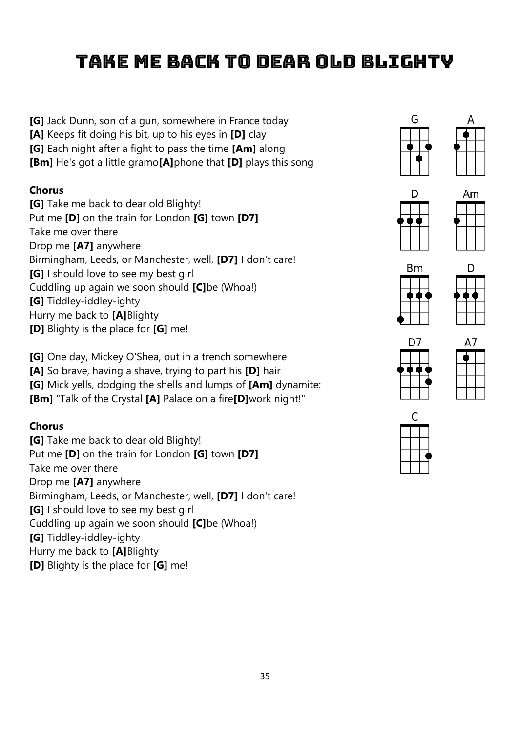# Take Me Back to Dear Old Blighty

**[G]** Jack Dunn, son of a gun, somewhere in France today
**[A]** Keeps fit doing his bit, up to his eyes in **[D]** clay
**[G]** Each night after a fight to pass the time **[Am]** along
**[Bm]** He's got a little gramo**[A]**phone that **[D]** plays this song

**Chorus**
**[G]** Take me back to dear old Blighty!
Put me **[D]** on the train for London **[G]** town **[D7]**
Take me over there
Drop me **[A7]** anywhere
Birmingham, Leeds, or Manchester, well, **[D7]** I don't care!
**[G]** I should love to see my best girl
Cuddling up again we soon should **[C]**be (Whoa!)
**[G]** Tiddley-iddley-ighty
Hurry me back to **[A]**Blighty
**[D]** Blighty is the place for **[G]** me!

**[G]** One day, Mickey O'Shea, out in a trench somewhere
**[A]** So brave, having a shave, trying to part his **[D]** hair
**[G]** Mick yells, dodging the shells and lumps of **[Am]** dynamite:
**[Bm]** "Talk of the Crystal **[A]** Palace on a fire**[D]**work night!"

**Chorus**
**[G]** Take me back to dear old Blighty!
Put me **[D]** on the train for London **[G]** town **[D7]**
Take me over there
Drop me **[A7]** anywhere
Birmingham, Leeds, or Manchester, well, **[D7]** I don't care!
**[G]** I should love to see my best girl
Cuddling up again we soon should **[C]**be (Whoa!)
**[G]** Tiddley-iddley-ighty
Hurry me back to **[A]**Blighty
**[D]** Blighty is the place for **[G]** me!

G A D Am Bm D D7 A7 C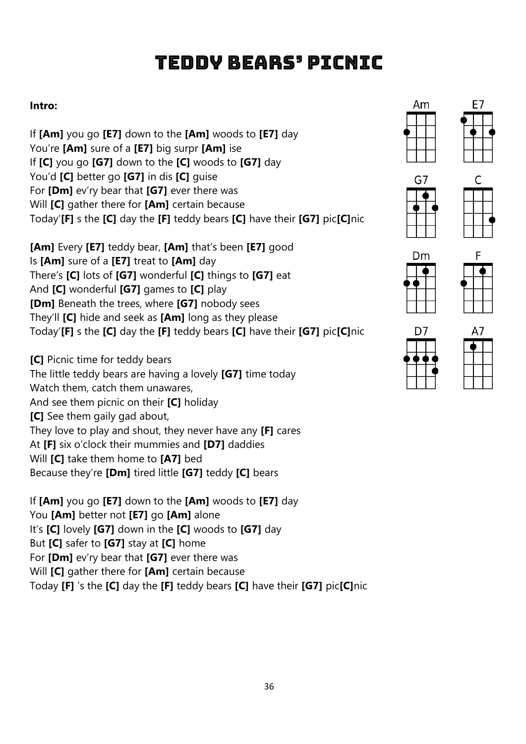# TEDDY BEARS' PICNIC

**Intro:**

If **[Am]** you go **[E7]** down to the **[Am]** woods to **[E7]** day
You're **[Am]** sure of a **[E7]** big surpr **[Am]** ise
If **[C]** you go **[G7]** down to the **[C]** woods to **[G7]** day
You'd **[C]** better go **[G7]** in dis **[C]** guise
For **[Dm]** ev'ry bear that **[G7]** ever there was
Will **[C]** gather there for **[Am]** certain because
Today'**[F]** s the **[C]** day the **[F]** teddy bears **[C]** have their **[G7]** pic**[C]**nic

**[Am]** Every **[E7]** teddy bear, **[Am]** that's been **[E7]** good
Is **[Am]** sure of a **[E7]** treat to **[Am]** day
There's **[C]** lots of **[G7]** wonderful **[C]** things to **[G7]** eat
And **[C]** wonderful **[G7]** games to **[C]** play
**[Dm]** Beneath the trees, where **[G7]** nobody sees
They'll **[C]** hide and seek as **[Am]** long as they please
Today'**[F]** s the **[C]** day the **[F]** teddy bears **[C]** have their **[G7]** pic**[C]**nic

**[C]** Picnic time for teddy bears
The little teddy bears are having a lovely **[G7]** time today
Watch them, catch them unawares,
And see them picnic on their **[C]** holiday
**[C]** See them gaily gad about,
They love to play and shout, they never have any **[F]** cares
At **[F]** six o'clock their mummies and **[D7]** daddies
Will **[C]** take them home to **[A7]** bed
Because they're **[Dm]** tired little **[G7]** teddy **[C]** bears

If **[Am]** you go **[E7]** down to the **[Am]** woods to **[E7]** day
You **[Am]** better not **[E7]** go **[Am]** alone
It's **[C]** lovely **[G7]** down in the **[C]** woods to **[G7]** day
But **[C]** safer to **[G7]** stay at **[C]** home
For **[Dm]** ev'ry bear that **[G7]** ever there was
Will **[C]** gather there for **[Am]** certain because
Today **[F]** 's the **[C]** day the **[F]** teddy bears **[C]** have their **[G7]** pic**[C]**nic

Am E7 G7 C Dm F D7 A7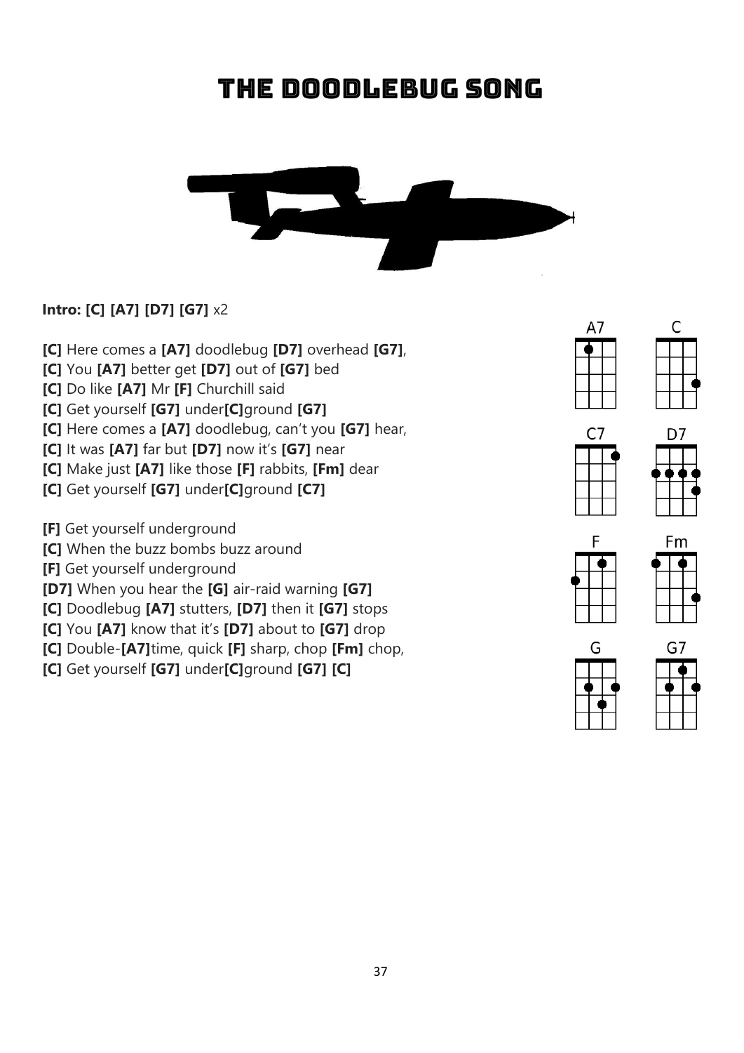# The Doodlebug Song

**Intro: [C] [A7] [D7] [G7]** x2

**[C]** Here comes a **[A7]** doodlebug **[D7]** overhead **[G7]**,
**[C]** You **[A7]** better get **[D7]** out of **[G7]** bed
**[C]** Do like **[A7]** Mr **[F]** Churchill said
**[C]** Get yourself **[G7]** under**[C]**ground **[G7]**
**[C]** Here comes a **[A7]** doodlebug, can't you **[G7]** hear,
**[C]** It was **[A7]** far but **[D7]** now it's **[G7]** near
**[C]** Make just **[A7]** like those **[F]** rabbits, **[Fm]** dear
**[C]** Get yourself **[G7]** under**[C]**ground **[C7]**

**[F]** Get yourself underground
**[C]** When the buzz bombs buzz around
**[F]** Get yourself underground
**[D7]** When you hear the **[G]** air-raid warning **[G7]**
**[C]** Doodlebug **[A7]** stutters, **[D7]** then it **[G7]** stops
**[C]** You **[A7]** know that it's **[D7]** about to **[G7]** drop
**[C]** Double-**[A7]**time, quick **[F]** sharp, chop **[Fm]** chop,
**[C]** Get yourself **[G7]** under**[C]**ground **[G7] [C]**

A7 C C7 D7 F Fm G G7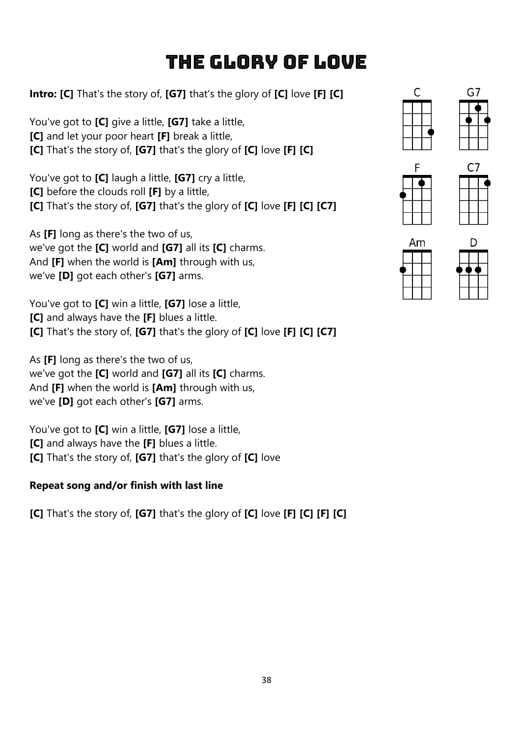# THE GLORY OF LOVE

**Intro: [C]** That's the story of, **[G7]** that's the glory of **[C]** love **[F] [C]**

You've got to **[C]** give a little, **[G7]** take a little,
**[C]** and let your poor heart **[F]** break a little,
**[C]** That's the story of, **[G7]** that's the glory of **[C]** love **[F] [C]**

You've got to **[C]** laugh a little, **[G7]** cry a little,
**[C]** before the clouds roll **[F]** by a little,
**[C]** That's the story of, **[G7]** that's the glory of **[C]** love **[F] [C] [C7]**

As **[F]** long as there's the two of us,
we've got the **[C]** world and **[G7]** all its **[C]** charms.
And **[F]** when the world is **[Am]** through with us,
we've **[D]** got each other's **[G7]** arms.

You've got to **[C]** win a little, **[G7]** lose a little,
**[C]** and always have the **[F]** blues a little.
**[C]** That's the story of, **[G7]** that's the glory of **[C]** love **[F] [C] [C7]**

As **[F]** long as there's the two of us,
we've got the **[C]** world and **[G7]** all its **[C]** charms.
And **[F]** when the world is **[Am]** through with us,
we've **[D]** got each other's **[G7]** arms.

You've got to **[C]** win a little, **[G7]** lose a little,
**[C]** and always have the **[F]** blues a little.
**[C]** That's the story of, **[G7]** that's the glory of **[C]** love

**Repeat song and/or finish with last line**

**[C]** That's the story of, **[G7]** that's the glory of **[C]** love **[F] [C] [F] [C]**

C G7 F C7 Am D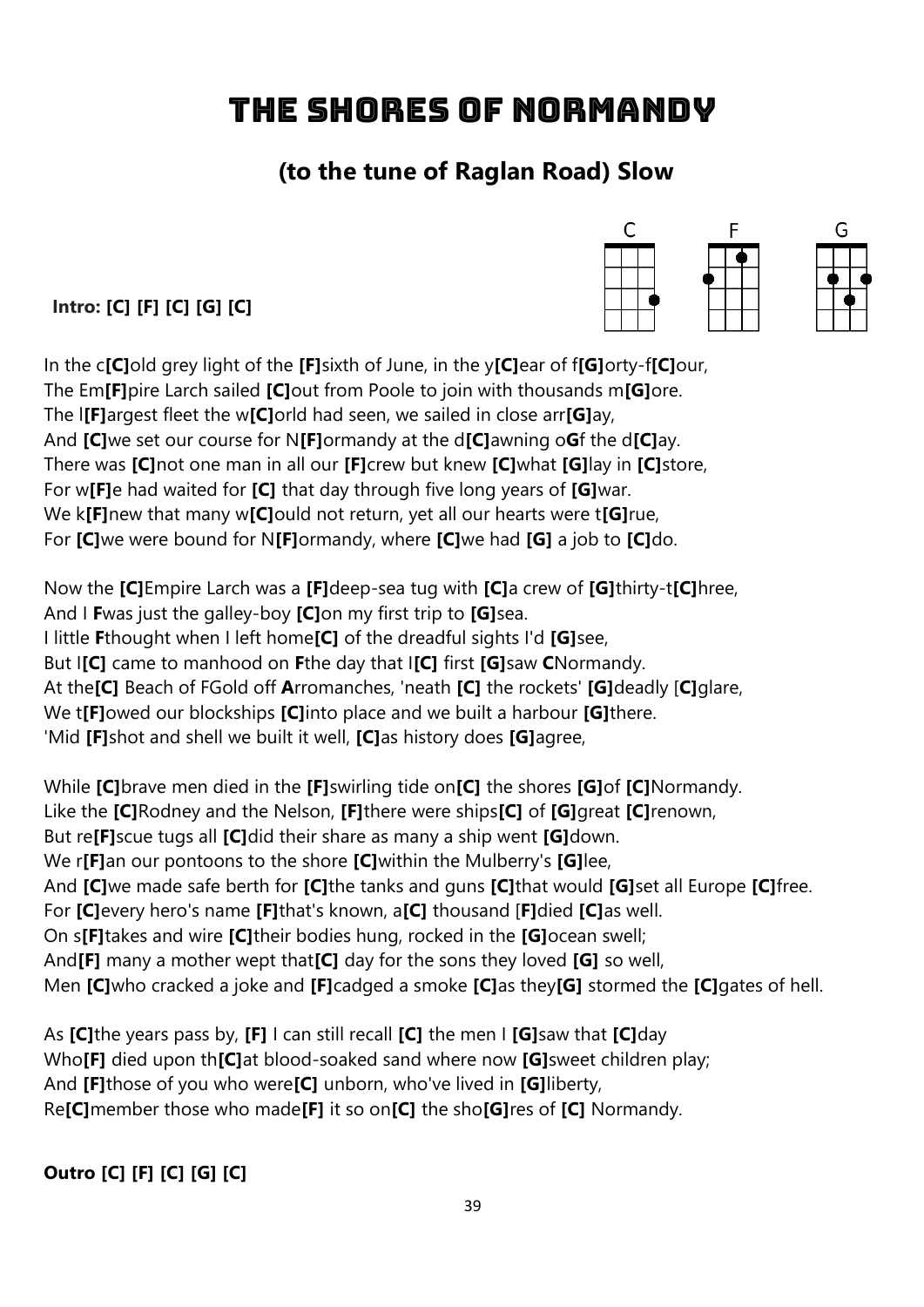# The Shores of Normandy

## (to the tune of Raglan Road) Slow

**Intro: [C] [F] [C] [G] [C]**

In the c**[C]**old grey light of the **[F]**sixth of June, in the y**[C]**ear of f**[G]**orty-f**[C]**our,
The Em**[F]**pire Larch sailed **[C]**out from Poole to join with thousands m**[G]**ore.
The l**[F]**argest fleet the w**[C]**orld had seen, we sailed in close arr**[G]**ay,
And **[C]**we set our course for N**[F]**ormandy at the d**[C]**awning o**G**f the d**[C]**ay.
There was **[C]**not one man in all our **[F]**crew but knew **[C]**what **[G]**lay in **[C]**store,
For w**[F]**e had waited for **[C]** that day through five long years of **[G]**war.
We k**[F]**new that many w**[C]**ould not return, yet all our hearts were t**[G]**rue,
For **[C]**we were bound for N**[F]**ormandy, where **[C]**we had **[G]** a job to **[C]**do.

Now the **[C]**Empire Larch was a **[F]**deep-sea tug with **[C]**a crew of **[G]**thirty-t**[C]**hree,
And I **F**was just the galley-boy **[C]**on my first trip to **[G]**sea.
I little **F**thought when I left home**[C]** of the dreadful sights I'd **[G]**see,
But I**[C]** came to manhood on **F**the day that I**[C]** first **[G]**saw **C**Normandy.
At the**[C]** Beach of FGold off **A**rromanches, 'neath **[C]** the rockets' **[G]**deadly [**C]**glare,
We t**[F]**owed our blockships **[C]**into place and we built a harbour **[G]**there.
'Mid **[F]**shot and shell we built it well, **[C]**as history does **[G]**agree,

While **[C]**brave men died in the **[F]**swirling tide on**[C]** the shores **[G]**of **[C]**Normandy.
Like the **[C]**Rodney and the Nelson, **[F]**there were ships**[C]** of **[G]**great **[C]**renown,
But re**[F]**scue tugs all **[C]**did their share as many a ship went **[G]**down.
We r**[F]**an our pontoons to the shore **[C]**within the Mulberry's **[G]**lee,
And **[C]**we made safe berth for **[C]**the tanks and guns **[C]**that would **[G]**set all Europe **[C]**free.
For **[C]**every hero's name **[F]**that's known, a**[C]** thousand [**F]**died **[C]**as well.
On s**[F]**takes and wire **[C]**their bodies hung, rocked in the **[G]**ocean swell;
And**[F]** many a mother wept that**[C]** day for the sons they loved **[G]** so well,
Men **[C]**who cracked a joke and **[F]**cadged a smoke **[C]**as they**[G]** stormed the **[C]**gates of hell.

As **[C]**the years pass by, **[F]** I can still recall **[C]** the men I **[G]**saw that **[C]**day
Who**[F]** died upon th**[C]**at blood-soaked sand where now **[G]**sweet children play;
And **[F]**those of you who were**[C]** unborn, who've lived in **[G]**liberty,
Re**[C]**member those who made**[F]** it so on**[C]** the sho**[G]**res of **[C]** Normandy.

**Outro [C] [F] [C] [G] [C]**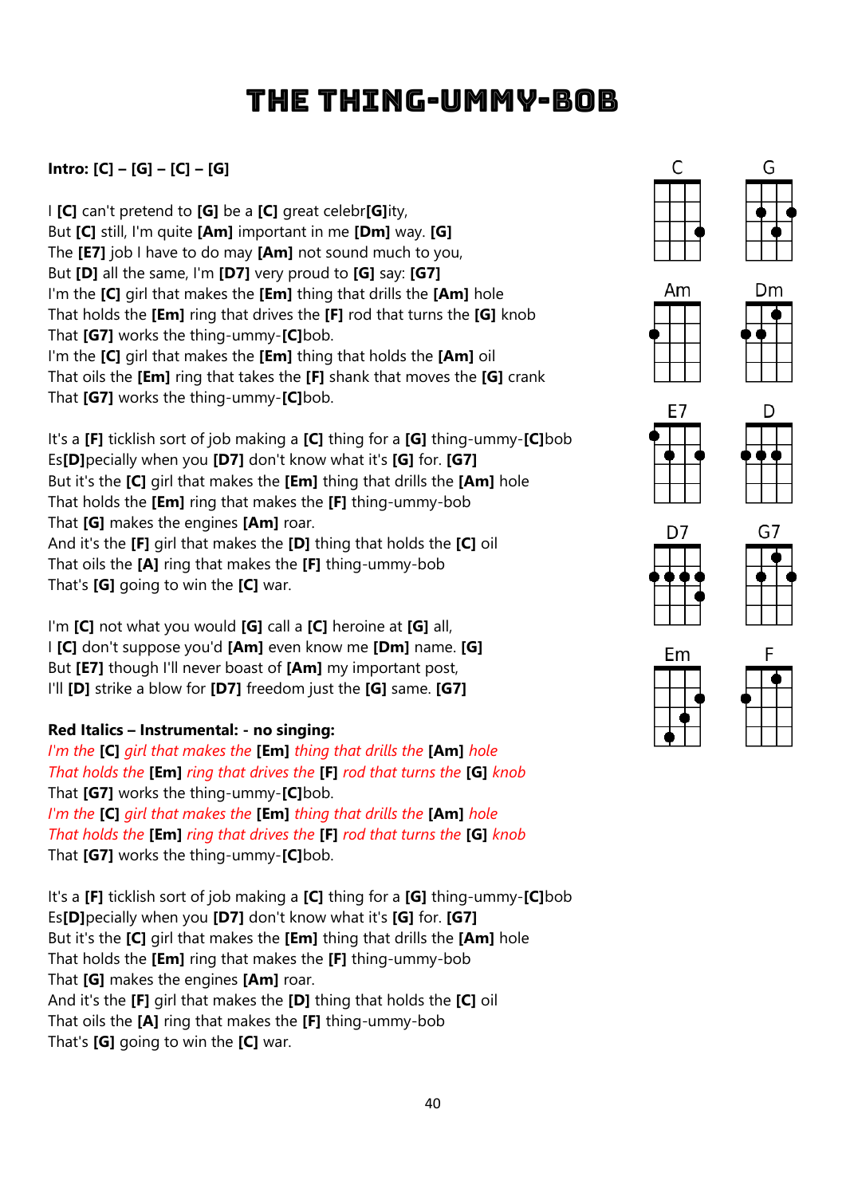# THE THING-UMMY-BOB

**Intro: [C] – [G] – [C] – [G]**

I **[C]** can't pretend to **[G]** be a **[C]** great celebr**[G]**ity,
But **[C]** still, I'm quite **[Am]** important in me **[Dm]** way. **[G]**
The **[E7]** job I have to do may **[Am]** not sound much to you,
But **[D]** all the same, I'm **[D7]** very proud to **[G]** say: **[G7]**
I'm the **[C]** girl that makes the **[Em]** thing that drills the **[Am]** hole
That holds the **[Em]** ring that drives the **[F]** rod that turns the **[G]** knob
That **[G7]** works the thing-ummy-**[C]**bob.
I'm the **[C]** girl that makes the **[Em]** thing that holds the **[Am]** oil
That oils the **[Em]** ring that takes the **[F]** shank that moves the **[G]** crank
That **[G7]** works the thing-ummy-**[C]**bob.

It's a **[F]** ticklish sort of job making a **[C]** thing for a **[G]** thing-ummy-**[C]**bob
Es**[D]**pecially when you **[D7]** don't know what it's **[G]** for. **[G7]**
But it's the **[C]** girl that makes the **[Em]** thing that drills the **[Am]** hole
That holds the **[Em]** ring that makes the **[F]** thing-ummy-bob
That **[G]** makes the engines **[Am]** roar.
And it's the **[F]** girl that makes the **[D]** thing that holds the **[C]** oil
That oils the **[A]** ring that makes the **[F]** thing-ummy-bob
That's **[G]** going to win the **[C]** war.

I'm **[C]** not what you would **[G]** call a **[C]** heroine at **[G]** all,
I **[C]** don't suppose you'd **[Am]** even know me **[Dm]** name. **[G]**
But **[E7]** though I'll never boast of **[Am]** my important post,
I'll **[D]** strike a blow for **[D7]** freedom just the **[G]** same. **[G7]**

**Red Italics – Instrumental: - no singing:**
*I'm the* **[C]** *girl that makes the* **[Em]** *thing that drills the* **[Am]** *hole*
*That holds the* **[Em]** *ring that drives the* **[F]** *rod that turns the* **[G]** *knob*
That **[G7]** works the thing-ummy-**[C]**bob.
*I'm the* **[C]** *girl that makes the* **[Em]** *thing that drills the* **[Am]** *hole*
*That holds the* **[Em]** *ring that drives the* **[F]** *rod that turns the* **[G]** *knob*
That **[G7]** works the thing-ummy-**[C]**bob.

It's a **[F]** ticklish sort of job making a **[C]** thing for a **[G]** thing-ummy-**[C]**bob
Es**[D]**pecially when you **[D7]** don't know what it's **[G]** for. **[G7]**
But it's the **[C]** girl that makes the **[Em]** thing that drills the **[Am]** hole
That holds the **[Em]** ring that makes the **[F]** thing-ummy-bob
That **[G]** makes the engines **[Am]** roar.
And it's the **[F]** girl that makes the **[D]** thing that holds the **[C]** oil
That oils the **[A]** ring that makes the **[F]** thing-ummy-bob
That's **[G]** going to win the **[C]** war.

C G Am Dm E7 D D7 G7 Em F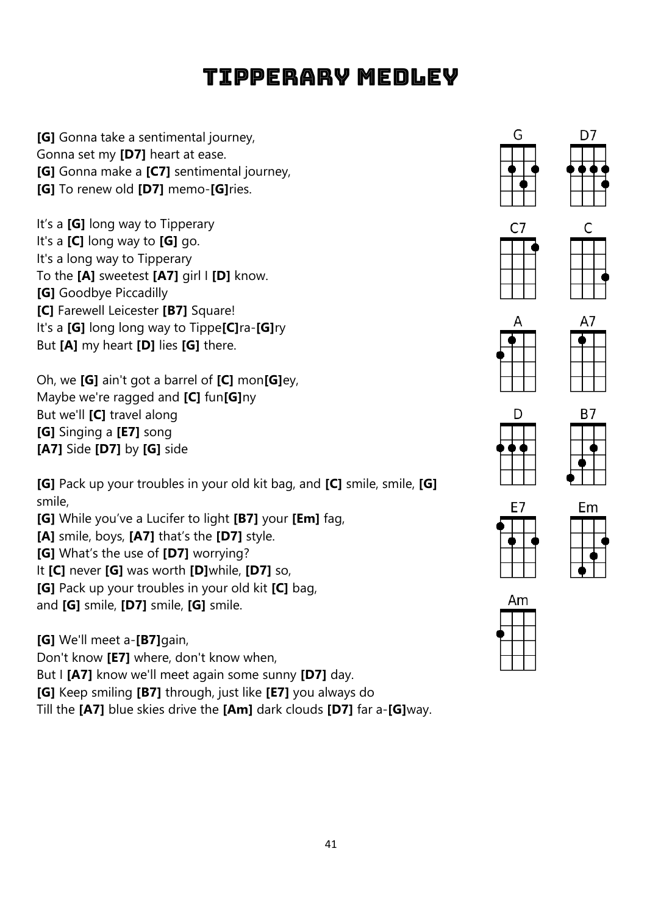# Tipperary Medley

**[G]** Gonna take a sentimental journey,
Gonna set my **[D7]** heart at ease.
**[G]** Gonna make a **[C7]** sentimental journey,
**[G]** To renew old **[D7]** memo-**[G]**ries.

It's a **[G]** long way to Tipperary
It's a **[C]** long way to **[G]** go.
It's a long way to Tipperary
To the **[A]** sweetest **[A7]** girl I **[D]** know.
**[G]** Goodbye Piccadilly
**[C]** Farewell Leicester **[B7]** Square!
It's a **[G]** long long way to Tippe**[C]**ra-**[G]**ry
But **[A]** my heart **[D]** lies **[G]** there.

Oh, we **[G]** ain't got a barrel of **[C]** mon**[G]**ey,
Maybe we're ragged and **[C]** fun**[G]**ny
But we'll **[C]** travel along
**[G]** Singing a **[E7]** song
**[A7]** Side **[D7]** by **[G]** side

**[G]** Pack up your troubles in your old kit bag, and **[C]** smile, smile, **[G]** smile,
**[G]** While you've a Lucifer to light **[B7]** your **[Em]** fag,
**[A]** smile, boys, **[A7]** that's the **[D7]** style.
**[G]** What's the use of **[D7]** worrying?
It **[C]** never **[G]** was worth **[D]**while, **[D7]** so,
**[G]** Pack up your troubles in your old kit **[C]** bag,
and **[G]** smile, **[D7]** smile, **[G]** smile.

**[G]** We'll meet a-**[B7]**gain,
Don't know **[E7]** where, don't know when,
But I **[A7]** know we'll meet again some sunny **[D7]** day.
**[G]** Keep smiling **[B7]** through, just like **[E7]** you always do
Till the **[A7]** blue skies drive the **[Am]** dark clouds **[D7]** far a-**[G]**way.

G D7 C7 C A A7 D B7 E7 Em Am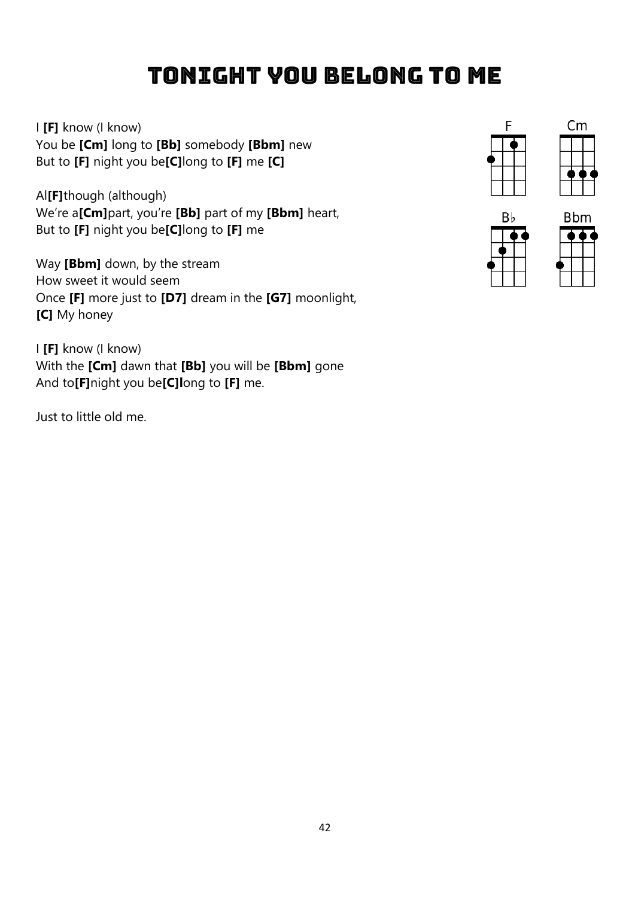# Tonight You Belong To Me

I **[F]** know (I know)
You be **[Cm]** long to **[Bb]** somebody **[Bbm]** new
But to **[F]** night you be**[C]**long to **[F]** me **[C]**

Al**[F]**though (although)
We're a**[Cm]**part, you're **[Bb]** part of my **[Bbm]** heart,
But to **[F]** night you be**[C]**long to **[F]** me

Way **[Bbm]** down, by the stream
How sweet it would seem
Once **[F]** more just to **[D7]** dream in the **[G7]** moonlight,
**[C]** My honey

I **[F]** know (I know)
With the **[Cm]** dawn that **[Bb]** you will be **[Bbm]** gone
And to**[F]**night you be**[C]l**ong to **[F]** me.

Just to little old me.

F Cm B♭ Bbm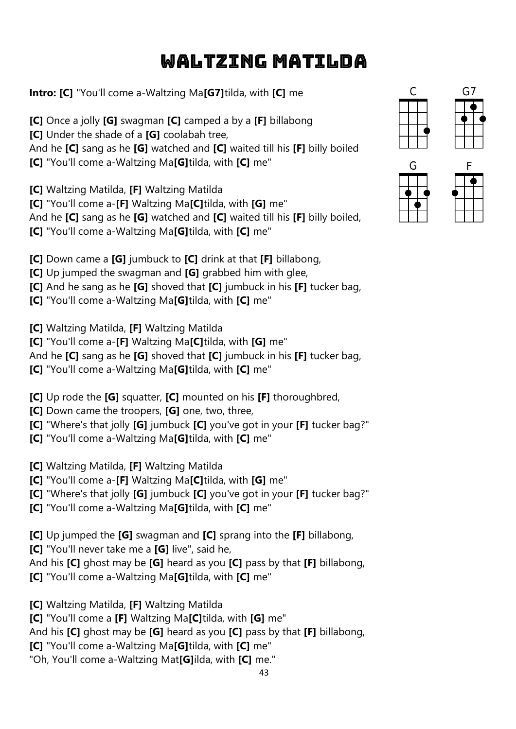# Waltzing Matilda

**Intro: [C]** "You'll come a-Waltzing Ma**[G7]**tilda, with **[C]** me

**[C]** Once a jolly **[G]** swagman **[C]** camped a by a **[F]** billabong
**[C]** Under the shade of a **[G]** coolabah tree,
And he **[C]** sang as he **[G]** watched and **[C]** waited till his **[F]** billy boiled
**[C]** "You'll come a-Waltzing Ma**[G]**tilda, with **[C]** me"

**[C]** Waltzing Matilda, **[F]** Waltzing Matilda
**[C]** "You'll come a-**[F]** Waltzing Ma**[C]**tilda, with **[G]** me"
And he **[C]** sang as he **[G]** watched and **[C]** waited till his **[F]** billy boiled,
**[C]** "You'll come a-Waltzing Ma**[G]**tilda, with **[C]** me"

**[C]** Down came a **[G]** jumbuck to **[C]** drink at that **[F]** billabong,
**[C]** Up jumped the swagman and **[G]** grabbed him with glee,
**[C]** And he sang as he **[G]** shoved that **[C]** jumbuck in his **[F]** tucker bag,
**[C]** "You'll come a-Waltzing Ma**[G]**tilda, with **[C]** me"

**[C]** Waltzing Matilda, **[F]** Waltzing Matilda
**[C]** "You'll come a-**[F]** Waltzing Ma**[C]**tilda, with **[G]** me"
And he **[C]** sang as he **[G]** shoved that **[C]** jumbuck in his **[F]** tucker bag,
**[C]** "You'll come a-Waltzing Ma**[G]**tilda, with **[C]** me"

**[C]** Up rode the **[G]** squatter, **[C]** mounted on his **[F]** thoroughbred,
**[C]** Down came the troopers, **[G]** one, two, three,
**[C]** "Where's that jolly **[G]** jumbuck **[C]** you've got in your **[F]** tucker bag?"
**[C]** "You'll come a-Waltzing Ma**[G]**tilda, with **[C]** me"

**[C]** Waltzing Matilda, **[F]** Waltzing Matilda
**[C]** "You'll come a-**[F]** Waltzing Ma**[C]**tilda, with **[G]** me"
**[C]** "Where's that jolly **[G]** jumbuck **[C]** you've got in your **[F]** tucker bag?"
**[C]** "You'll come a-Waltzing Ma**[G]**tilda, with **[C]** me"

**[C]** Up jumped the **[G]** swagman and **[C]** sprang into the **[F]** billabong,
**[C]** "You'll never take me a **[G]** live", said he,
And his **[C]** ghost may be **[G]** heard as you **[C]** pass by that **[F]** billabong,
**[C]** "You'll come a-Waltzing Ma**[G]**tilda, with **[C]** me"

**[C]** Waltzing Matilda, **[F]** Waltzing Matilda
**[C]** "You'll come a **[F]** Waltzing Ma**[C]**tilda, with **[G]** me"
And his **[C]** ghost may be **[G]** heard as you **[C]** pass by that **[F]** billabong,
**[C]** "You'll come a-Waltzing Ma**[G]**tilda, with **[C]** me"
"Oh, You'll come a-Waltzing Mat**[G]**ilda, with **[C]** me."

C G7 G F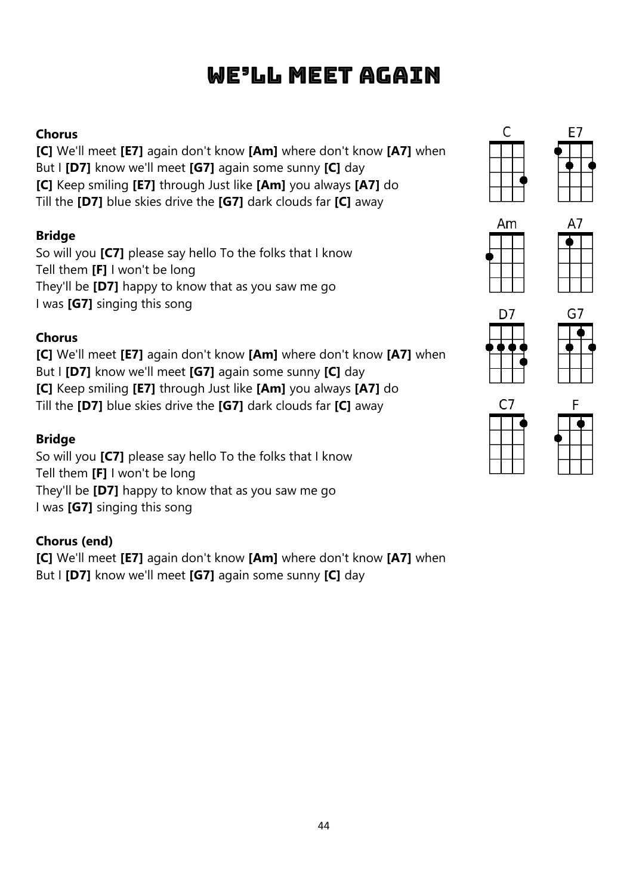# We'll Meet Again

**Chorus**

**[C]** We'll meet **[E7]** again don't know **[Am]** where don't know **[A7]** when
But I **[D7]** know we'll meet **[G7]** again some sunny **[C]** day
**[C]** Keep smiling **[E7]** through Just like **[Am]** you always **[A7]** do
Till the **[D7]** blue skies drive the **[G7]** dark clouds far **[C]** away

**Bridge**

So will you **[C7]** please say hello To the folks that I know
Tell them **[F]** I won't be long
They'll be **[D7]** happy to know that as you saw me go
I was **[G7]** singing this song

**Chorus**

**[C]** We'll meet **[E7]** again don't know **[Am]** where don't know **[A7]** when
But I **[D7]** know we'll meet **[G7]** again some sunny **[C]** day
**[C]** Keep smiling **[E7]** through Just like **[Am]** you always **[A7]** do
Till the **[D7]** blue skies drive the **[G7]** dark clouds far **[C]** away

**Bridge**

So will you **[C7]** please say hello To the folks that I know
Tell them **[F]** I won't be long
They'll be **[D7]** happy to know that as you saw me go
I was **[G7]** singing this song

**Chorus (end)**

**[C]** We'll meet **[E7]** again don't know **[Am]** where don't know **[A7]** when
But I **[D7]** know we'll meet **[G7]** again some sunny **[C]** day

C E7 Am A7 D7 G7 C7 F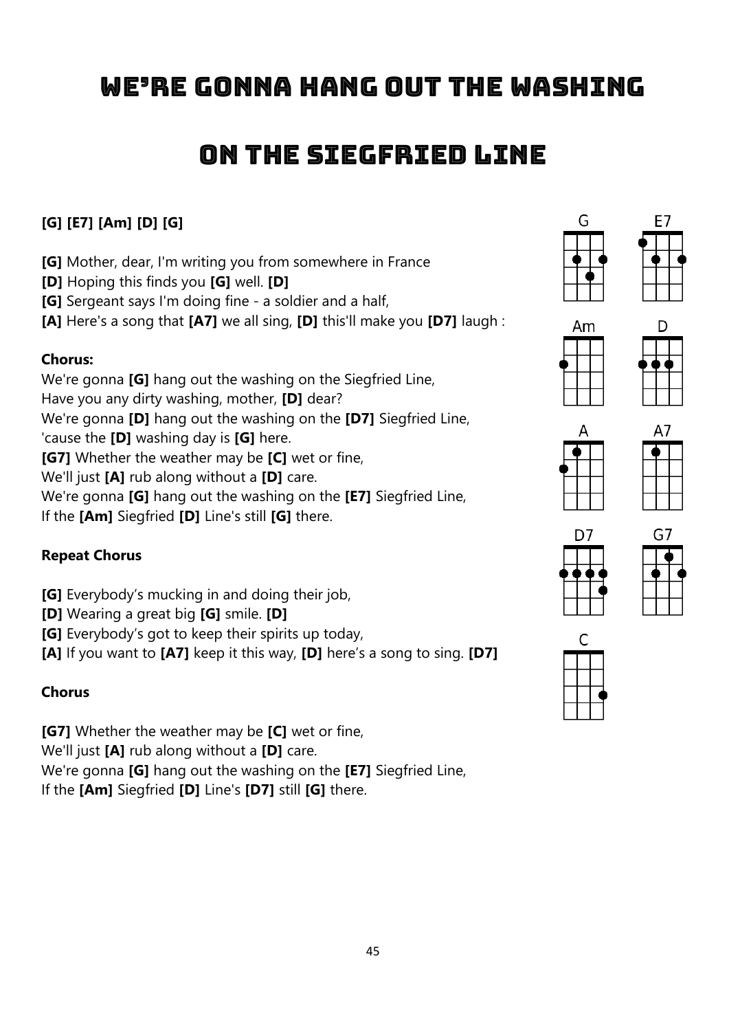# We're Gonna Hang Out The Washing

# On The Siegfried Line

**[G] [E7] [Am] [D] [G]**

**[G]** Mother, dear, I'm writing you from somewhere in France
**[D]** Hoping this finds you **[G]** well. **[D]**
**[G]** Sergeant says I'm doing fine - a soldier and a half,
**[A]** Here's a song that **[A7]** we all sing, **[D]** this'll make you **[D7]** laugh :

**Chorus:**
We're gonna **[G]** hang out the washing on the Siegfried Line,
Have you any dirty washing, mother, **[D]** dear?
We're gonna **[D]** hang out the washing on the **[D7]** Siegfried Line,
'cause the **[D]** washing day is **[G]** here.
**[G7]** Whether the weather may be **[C]** wet or fine,
We'll just **[A]** rub along without a **[D]** care.
We're gonna **[G]** hang out the washing on the **[E7]** Siegfried Line,
If the **[Am]** Siegfried **[D]** Line's still **[G]** there.

**Repeat Chorus**

**[G]** Everybody's mucking in and doing their job,
**[D]** Wearing a great big **[G]** smile. **[D]**
**[G]** Everybody's got to keep their spirits up today,
**[A]** If you want to **[A7]** keep it this way, **[D]** here's a song to sing. **[D7]**

**Chorus**

**[G7]** Whether the weather may be **[C]** wet or fine,
We'll just **[A]** rub along without a **[D]** care.
We're gonna **[G]** hang out the washing on the **[E7]** Siegfried Line,
If the **[Am]** Siegfried **[D]** Line's **[D7]** still **[G]** there.

G E7 Am D A A7 D7 G7 C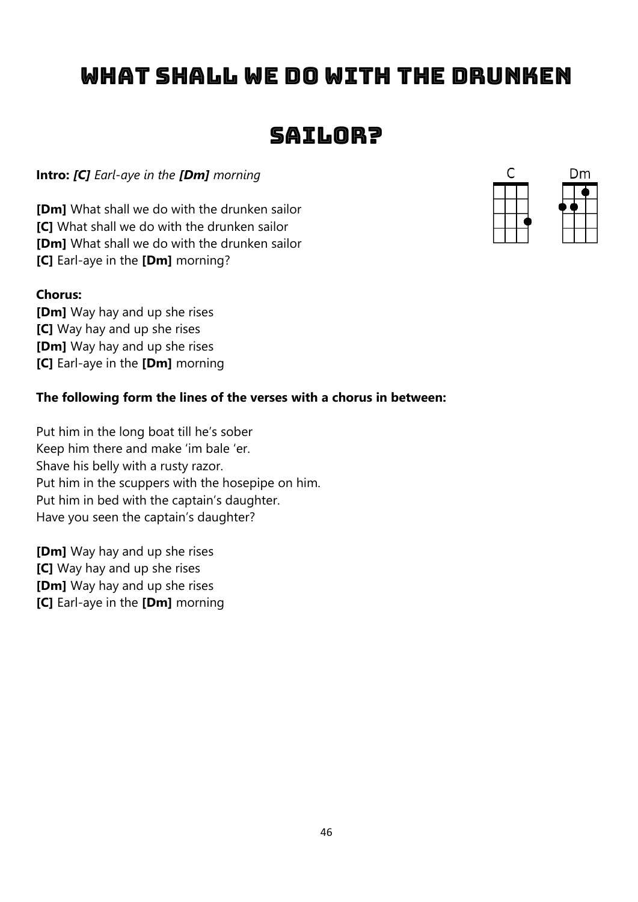# What Shall We Do With The Drunken Sailor?

**Intro:** ***[C]*** *Earl-aye in the* ***[Dm]*** *morning*

C  Dm

**[Dm]** What shall we do with the drunken sailor
**[C]** What shall we do with the drunken sailor
**[Dm]** What shall we do with the drunken sailor
**[C]** Earl-aye in the **[Dm]** morning?

**Chorus:**
**[Dm]** Way hay and up she rises
**[C]** Way hay and up she rises
**[Dm]** Way hay and up she rises
**[C]** Earl-aye in the **[Dm]** morning

**The following form the lines of the verses with a chorus in between:**

Put him in the long boat till he's sober
Keep him there and make 'im bale 'er.
Shave his belly with a rusty razor.
Put him in the scuppers with the hosepipe on him.
Put him in bed with the captain's daughter.
Have you seen the captain's daughter?

**[Dm]** Way hay and up she rises
**[C]** Way hay and up she rises
**[Dm]** Way hay and up she rises
**[C]** Earl-aye in the **[Dm]** morning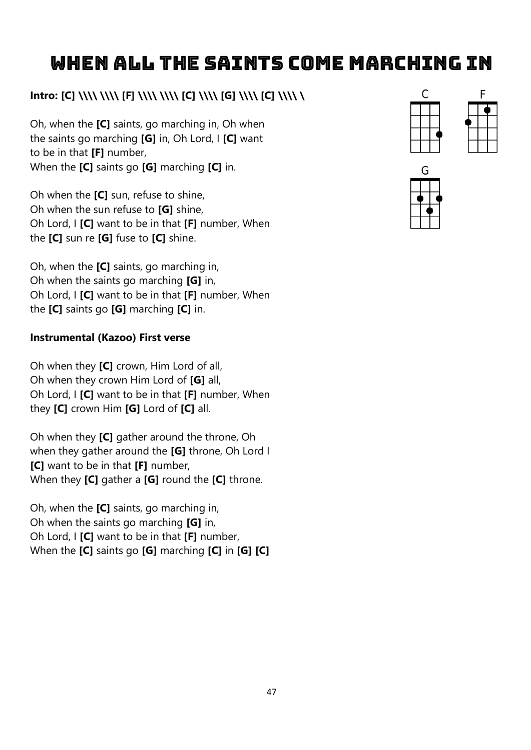# When All The Saints Come Marching In

**Intro: [C] \\\\ \\\\ [F] \\\\ \\\\ [C] \\\\ [G] \\\\ [C] \\\\ \\**

Oh, when the **[C]** saints, go marching in, Oh when the saints go marching **[G]** in, Oh Lord, I **[C]** want to be in that **[F]** number,
When the **[C]** saints go **[G]** marching **[C]** in.

Oh when the **[C]** sun, refuse to shine,
Oh when the sun refuse to **[G]** shine,
Oh Lord, I **[C]** want to be in that **[F]** number, When the **[C]** sun re **[G]** fuse to **[C]** shine.

Oh, when the **[C]** saints, go marching in,
Oh when the saints go marching **[G]** in,
Oh Lord, I **[C]** want to be in that **[F]** number, When the **[C]** saints go **[G]** marching **[C]** in.

**Instrumental (Kazoo) First verse**

Oh when they **[C]** crown, Him Lord of all,
Oh when they crown Him Lord of **[G]** all,
Oh Lord, I **[C]** want to be in that **[F]** number, When they **[C]** crown Him **[G]** Lord of **[C]** all.

Oh when they **[C]** gather around the throne, Oh when they gather around the **[G]** throne, Oh Lord I **[C]** want to be in that **[F]** number,
When they **[C]** gather a **[G]** round the **[C]** throne.

Oh, when the **[C]** saints, go marching in,
Oh when the saints go marching **[G]** in,
Oh Lord, I **[C]** want to be in that **[F]** number,
When the **[C]** saints go **[G]** marching **[C]** in **[G]** **[C]**

C F G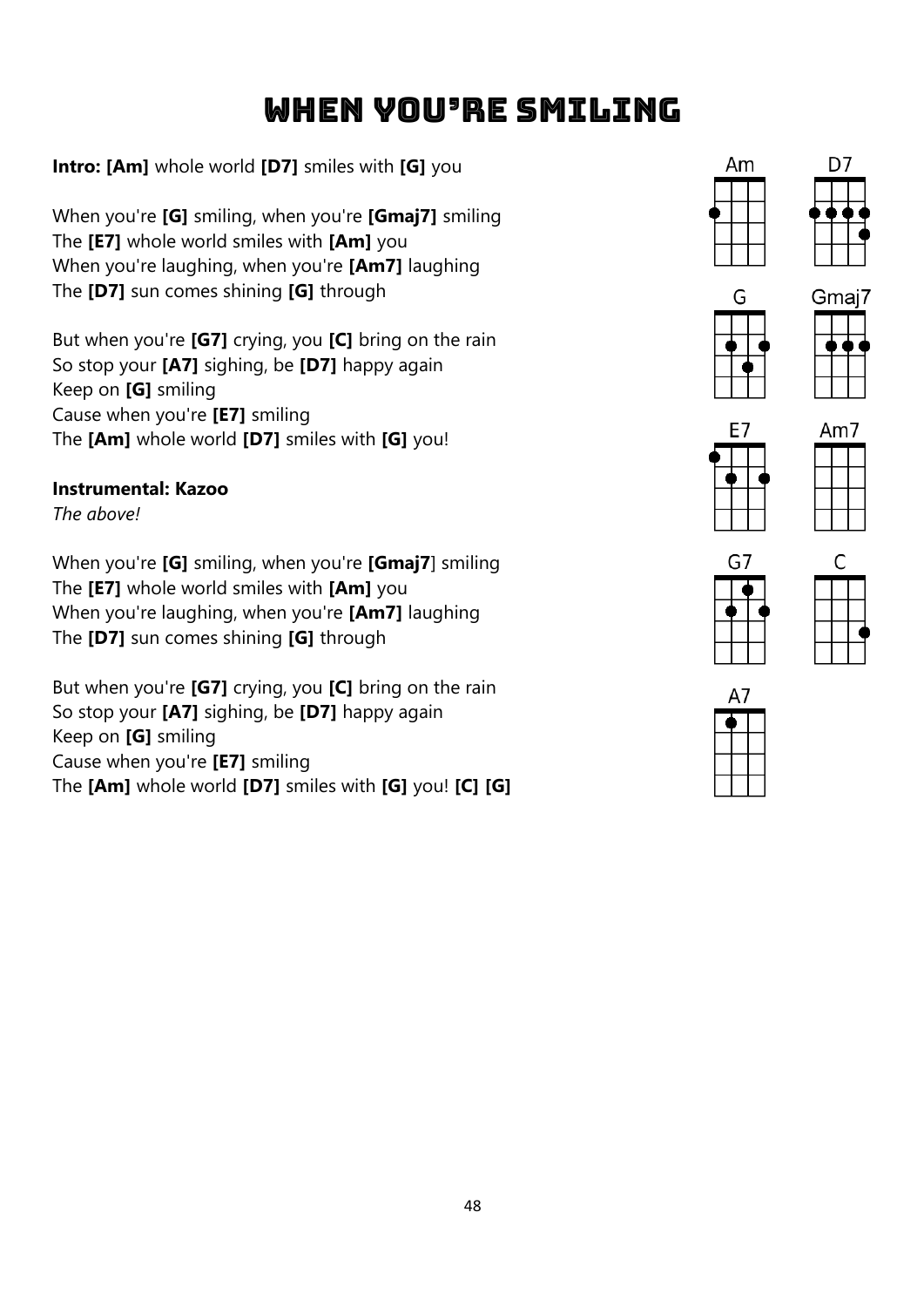# When You're Smiling

**Intro: [Am]** whole world **[D7]** smiles with **[G]** you

When you're **[G]** smiling, when you're **[Gmaj7]** smiling
The **[E7]** whole world smiles with **[Am]** you
When you're laughing, when you're **[Am7]** laughing
The **[D7]** sun comes shining **[G]** through

But when you're **[G7]** crying, you **[C]** bring on the rain
So stop your **[A7]** sighing, be **[D7]** happy again
Keep on **[G]** smiling
Cause when you're **[E7]** smiling
The **[Am]** whole world **[D7]** smiles with **[G]** you!

**Instrumental: Kazoo**
*The above!*

When you're **[G]** smiling, when you're **[Gmaj7]** smiling
The **[E7]** whole world smiles with **[Am]** you
When you're laughing, when you're **[Am7]** laughing
The **[D7]** sun comes shining **[G]** through

But when you're **[G7]** crying, you **[C]** bring on the rain
So stop your **[A7]** sighing, be **[D7]** happy again
Keep on **[G]** smiling
Cause when you're **[E7]** smiling
The **[Am]** whole world **[D7]** smiles with **[G]** you! **[C] [G]**

Am D7 G Gmaj7 E7 Am7 G7 C A7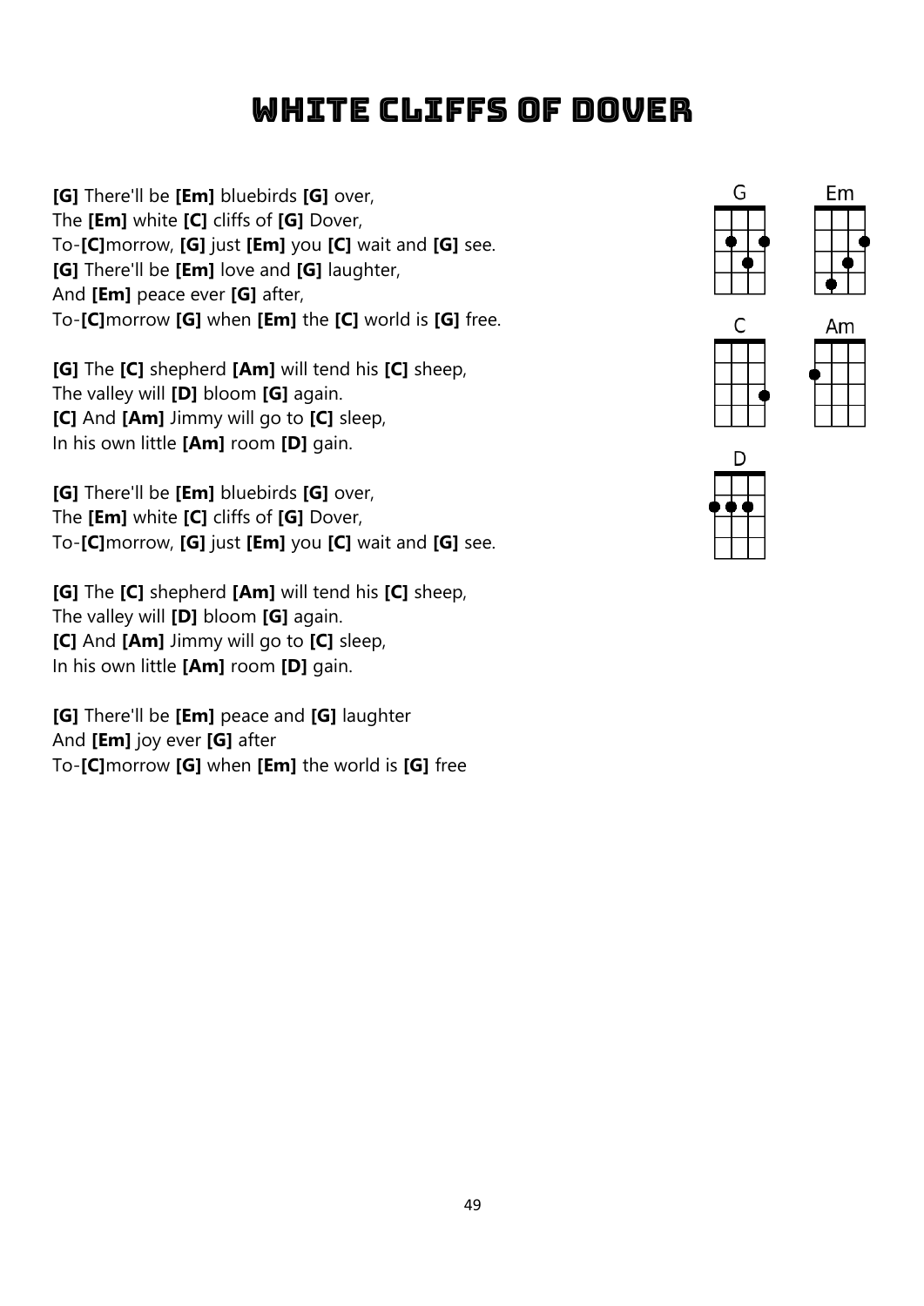# White Cliffs of Dover

**[G]** There'll be **[Em]** bluebirds **[G]** over,
The **[Em]** white **[C]** cliffs of **[G]** Dover,
To-**[C]**morrow, **[G]** just **[Em]** you **[C]** wait and **[G]** see.
**[G]** There'll be **[Em]** love and **[G]** laughter,
And **[Em]** peace ever **[G]** after,
To-**[C]**morrow **[G]** when **[Em]** the **[C]** world is **[G]** free.

**[G]** The **[C]** shepherd **[Am]** will tend his **[C]** sheep,
The valley will **[D]** bloom **[G]** again.
**[C]** And **[Am]** Jimmy will go to **[C]** sleep,
In his own little **[Am]** room **[D]** gain.

**[G]** There'll be **[Em]** bluebirds **[G]** over,
The **[Em]** white **[C]** cliffs of **[G]** Dover,
To-**[C]**morrow, **[G]** just **[Em]** you **[C]** wait and **[G]** see.

**[G]** The **[C]** shepherd **[Am]** will tend his **[C]** sheep,
The valley will **[D]** bloom **[G]** again.
**[C]** And **[Am]** Jimmy will go to **[C]** sleep,
In his own little **[Am]** room **[D]** gain.

**[G]** There'll be **[Em]** peace and **[G]** laughter
And **[Em]** joy ever **[G]** after
To-**[C]**morrow **[G]** when **[Em]** the world is **[G]** free

G Em C Am D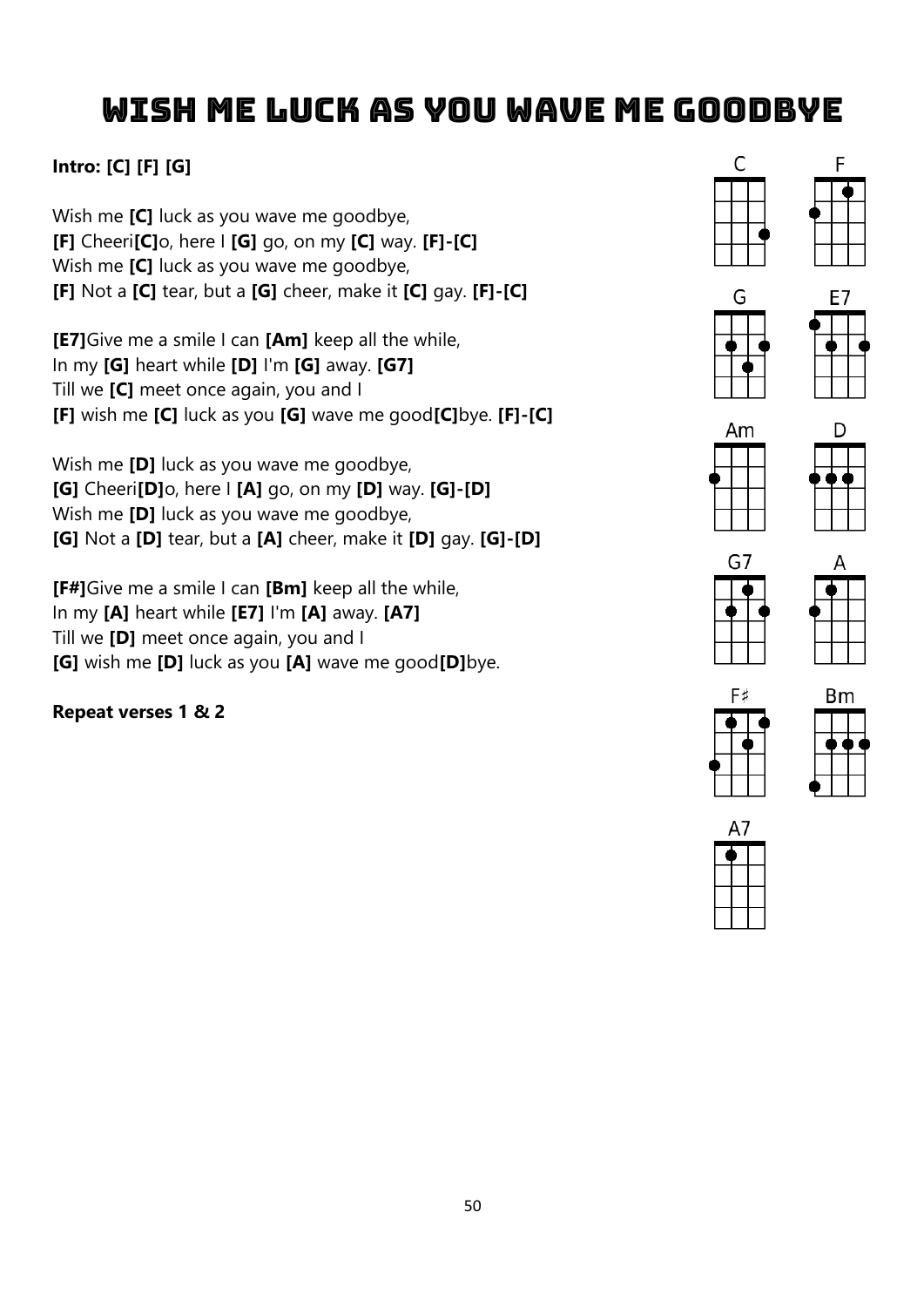# Wish Me Luck As You Wave Me Goodbye

**Intro: [C] [F] [G]**

Wish me **[C]** luck as you wave me goodbye,
**[F]** Cheeri**[C]**o, here I **[G]** go, on my **[C]** way. **[F]-[C]**
Wish me **[C]** luck as you wave me goodbye,
**[F]** Not a **[C]** tear, but a **[G]** cheer, make it **[C]** gay. **[F]-[C]**

**[E7]**Give me a smile I can **[Am]** keep all the while,
In my **[G]** heart while **[D]** I'm **[G]** away. **[G7]**
Till we **[C]** meet once again, you and I
**[F]** wish me **[C]** luck as you **[G]** wave me good**[C]**bye. **[F]-[C]**

Wish me **[D]** luck as you wave me goodbye,
**[G]** Cheeri**[D]**o, here I **[A]** go, on my **[D]** way. **[G]-[D]**
Wish me **[D]** luck as you wave me goodbye,
**[G]** Not a **[D]** tear, but a **[A]** cheer, make it **[D]** gay. **[G]-[D]**

**[F#]**Give me a smile I can **[Bm]** keep all the while,
In my **[A]** heart while **[E7]** I'm **[A]** away. **[A7]**
Till we **[D]** meet once again, you and I
**[G]** wish me **[D]** luck as you **[A]** wave me good**[D]**bye.

**Repeat verses 1 & 2**

C F G E7 Am D G7 A F♯ Bm A7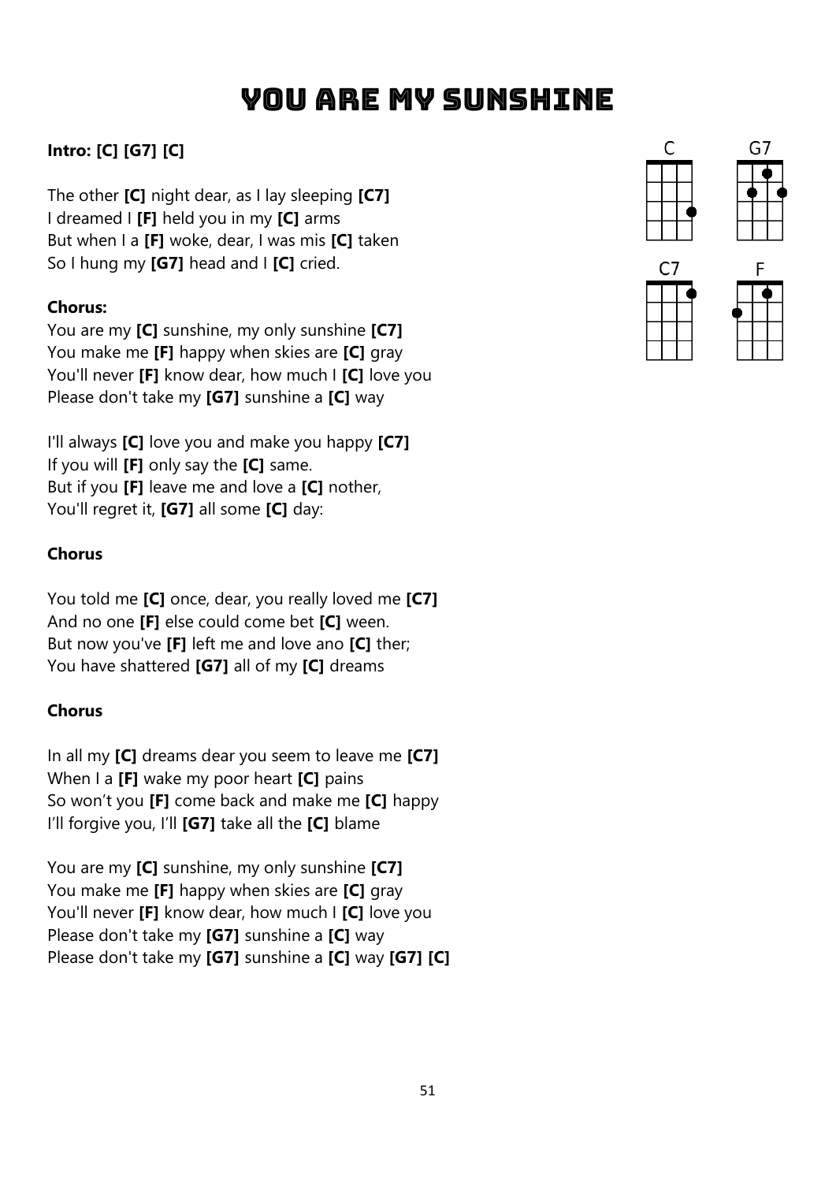# You Are My Sunshine

**Intro: [C] [G7] [C]**

The other **[C]** night dear, as I lay sleeping **[C7]**
I dreamed I **[F]** held you in my **[C]** arms
But when I a **[F]** woke, dear, I was mis **[C]** taken
So I hung my **[G7]** head and I **[C]** cried.

**Chorus:**
You are my **[C]** sunshine, my only sunshine **[C7]**
You make me **[F]** happy when skies are **[C]** gray
You'll never **[F]** know dear, how much I **[C]** love you
Please don't take my **[G7]** sunshine a **[C]** way

I'll always **[C]** love you and make you happy **[C7]**
If you will **[F]** only say the **[C]** same.
But if you **[F]** leave me and love a **[C]** nother,
You'll regret it, **[G7]** all some **[C]** day:

**Chorus**

You told me **[C]** once, dear, you really loved me **[C7]**
And no one **[F]** else could come bet **[C]** ween.
But now you've **[F]** left me and love ano **[C]** ther;
You have shattered **[G7]** all of my **[C]** dreams

**Chorus**

In all my **[C]** dreams dear you seem to leave me **[C7]**
When I a **[F]** wake my poor heart **[C]** pains
So won't you **[F]** come back and make me **[C]** happy
I'll forgive you, I'll **[G7]** take all the **[C]** blame

You are my **[C]** sunshine, my only sunshine **[C7]**
You make me **[F]** happy when skies are **[C]** gray
You'll never **[F]** know dear, how much I **[C]** love you
Please don't take my **[G7]** sunshine a **[C]** way
Please don't take my **[G7]** sunshine a **[C]** way **[G7] [C]**

C G7 C7 F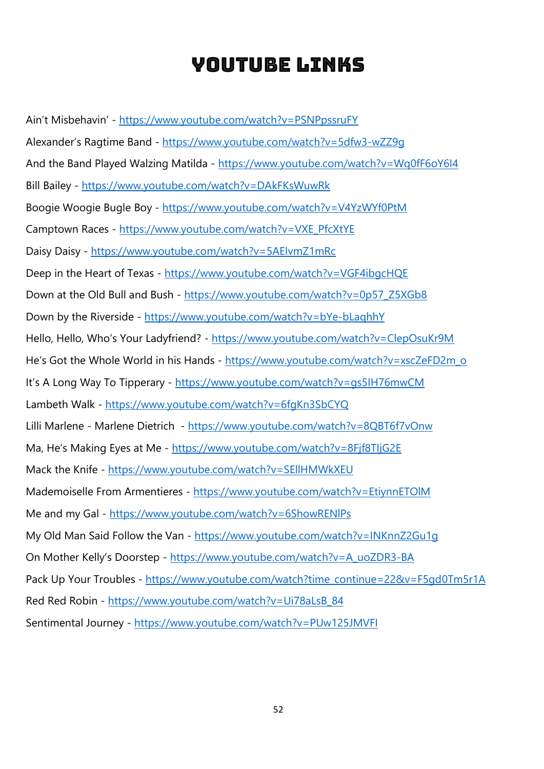# YOUTUBE LINKS

Ain't Misbehavin' - https://www.youtube.com/watch?v=PSNPpssruFY

Alexander's Ragtime Band - https://www.youtube.com/watch?v=5dfw3-wZZ9g

And the Band Played Walzing Matilda - https://www.youtube.com/watch?v=Wq0fF6oY6I4

Bill Bailey - https://www.youtube.com/watch?v=DAkFKsWuwRk

Boogie Woogie Bugle Boy - https://www.youtube.com/watch?v=V4YzWYf0PtM

Camptown Races - https://www.youtube.com/watch?v=VXE_PfcXtYE

Daisy Daisy - https://www.youtube.com/watch?v=5AElvmZ1mRc

Deep in the Heart of Texas - https://www.youtube.com/watch?v=VGF4ibgcHQE

Down at the Old Bull and Bush - https://www.youtube.com/watch?v=0p57_Z5XGb8

Down by the Riverside - https://www.youtube.com/watch?v=bYe-bLaqhhY

Hello, Hello, Who's Your Ladyfriend? - https://www.youtube.com/watch?v=ClepOsuKr9M

He's Got the Whole World in his Hands - https://www.youtube.com/watch?v=xscZeFD2m_o

It's A Long Way To Tipperary - https://www.youtube.com/watch?v=gs5IH76mwCM

Lambeth Walk - https://www.youtube.com/watch?v=6fgKn3SbCYQ

Lilli Marlene - Marlene Dietrich - https://www.youtube.com/watch?v=8QBT6f7vOnw

Ma, He's Making Eyes at Me - https://www.youtube.com/watch?v=8Fjf8TIjG2E

Mack the Knife - https://www.youtube.com/watch?v=SEllHMWkXEU

Mademoiselle From Armentieres - https://www.youtube.com/watch?v=EtiynnETOlM

Me and my Gal - https://www.youtube.com/watch?v=6ShowRENlPs

My Old Man Said Follow the Van - https://www.youtube.com/watch?v=INKnnZ2Gu1g

On Mother Kelly's Doorstep - https://www.youtube.com/watch?v=A_uoZDR3-BA

Pack Up Your Troubles - https://www.youtube.com/watch?time_continue=22&v=F5gd0Tm5r1A

Red Red Robin - https://www.youtube.com/watch?v=Ui78aLsB_84

Sentimental Journey - https://www.youtube.com/watch?v=PUw125JMVFI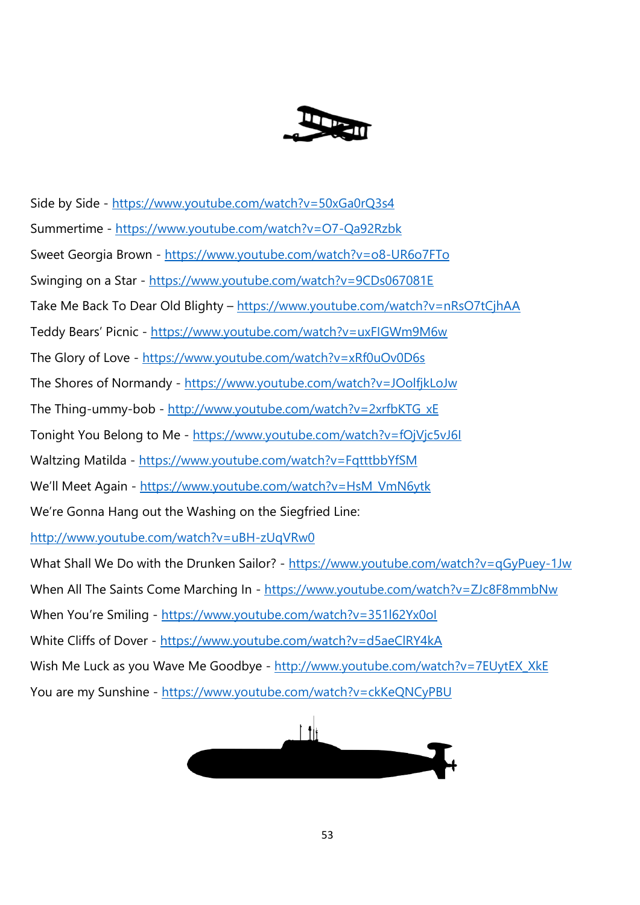Side by Side - https://www.youtube.com/watch?v=50xGa0rQ3s4

Summertime - https://www.youtube.com/watch?v=O7-Qa92Rzbk

Sweet Georgia Brown - https://www.youtube.com/watch?v=o8-UR6o7FTo

Swinging on a Star - https://www.youtube.com/watch?v=9CDs067081E

Take Me Back To Dear Old Blighty – https://www.youtube.com/watch?v=nRsO7tCjhAA

Teddy Bears' Picnic - https://www.youtube.com/watch?v=uxFIGWm9M6w

The Glory of Love - https://www.youtube.com/watch?v=xRf0uOv0D6s

The Shores of Normandy - https://www.youtube.com/watch?v=JOolfjkLoJw

The Thing-ummy-bob - http://www.youtube.com/watch?v=2xrfbKTG_xE

Tonight You Belong to Me - https://www.youtube.com/watch?v=fOjVjc5vJ6I

Waltzing Matilda - https://www.youtube.com/watch?v=FqtttbbYfSM

We'll Meet Again - https://www.youtube.com/watch?v=HsM_VmN6ytk

We're Gonna Hang out the Washing on the Siegfried Line:

http://www.youtube.com/watch?v=uBH-zUqVRw0

What Shall We Do with the Drunken Sailor? - https://www.youtube.com/watch?v=qGyPuey-1Jw

When All The Saints Come Marching In - https://www.youtube.com/watch?v=ZJc8F8mmbNw

When You're Smiling - https://www.youtube.com/watch?v=351I62Yx0oI

White Cliffs of Dover - https://www.youtube.com/watch?v=d5aeClRY4kA

Wish Me Luck as you Wave Me Goodbye - http://www.youtube.com/watch?v=7EUytEX_XkE

You are my Sunshine - https://www.youtube.com/watch?v=ckKeQNCyPBU